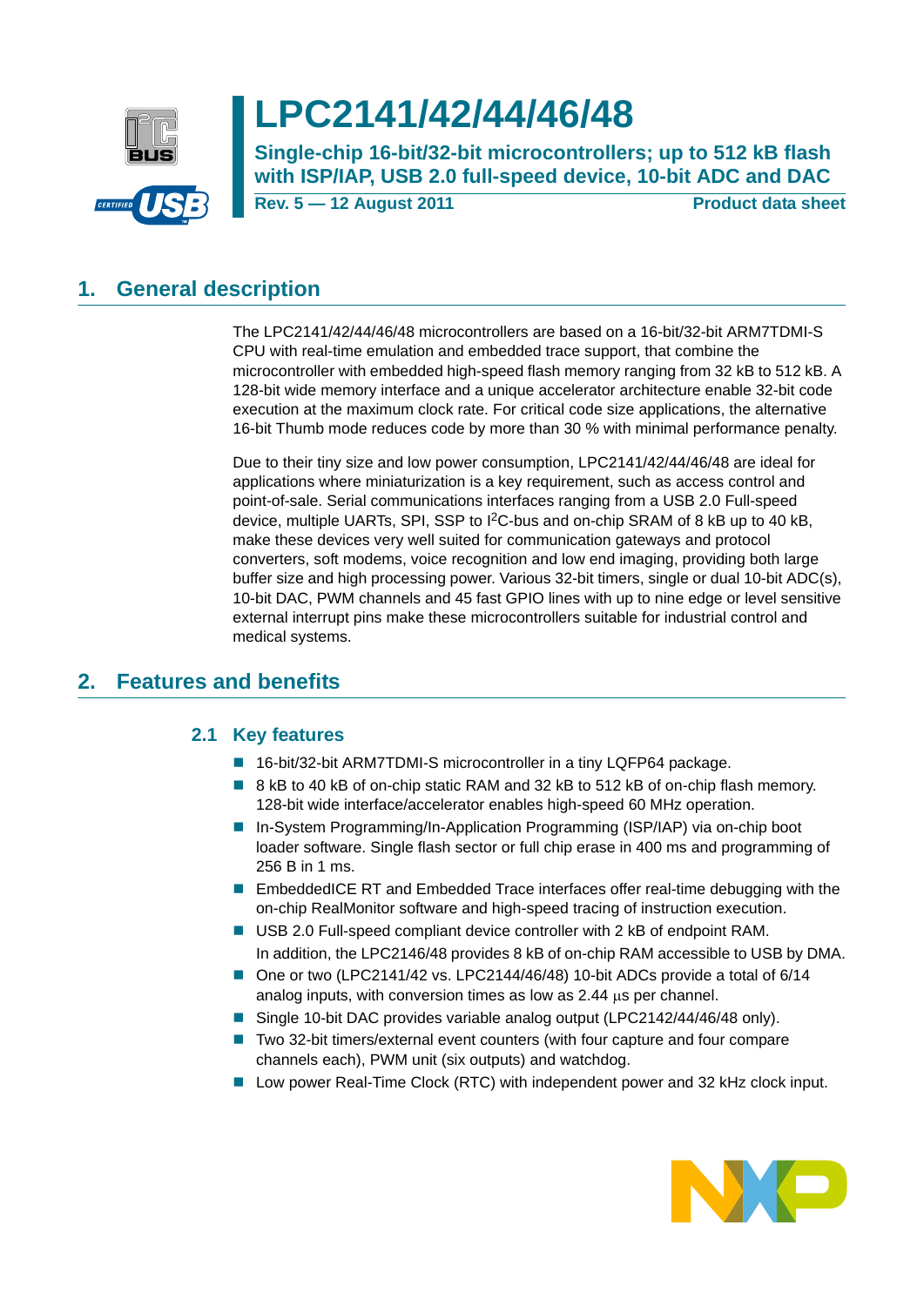# LPC2141/42/44/46/48

**Single-chip 16-bit/32-bit microcontrollers; up to 512 kB flash with ISP/IAP, USB 2.0 full-speed device, 10-bit ADC and DAC**

**Rev. 5 — 12 August 2011** **Product data sheet**

## 1. General description

The LPC2141/42/44/46/48 microcontrollers are based on a 16-bit/32-bit ARM7TDMI-S CPU with real-time emulation and embedded trace support, that combine the microcontroller with embedded high-speed flash memory ranging from 32 kB to 512 kB. A 128-bit wide memory interface and a unique accelerator architecture enable 32-bit code execution at the maximum clock rate. For critical code size applications, the alternative 16-bit Thumb mode reduces code by more than 30 % with minimal performance penalty.

Due to their tiny size and low power consumption, LPC2141/42/44/46/48 are ideal for applications where miniaturization is a key requirement, such as access control and point-of-sale. Serial communications interfaces ranging from a USB 2.0 Full-speed device, multiple UARTs, SPI, SSP to $I^2C$-bus and on-chip SRAM of 8 kB up to 40 kB, make these devices very well suited for communication gateways and protocol converters, soft modems, voice recognition and low end imaging, providing both large buffer size and high processing power. Various 32-bit timers, single or dual 10-bit ADC(s), 10-bit DAC, PWM channels and 45 fast GPIO lines with up to nine edge or level sensitive external interrupt pins make these microcontrollers suitable for industrial control and medical systems.

## 2. Features and benefits

### 2.1 Key features

- 16-bit/32-bit ARM7TDMI-S microcontroller in a tiny LQFP64 package.
- 8 kB to 40 kB of on-chip static RAM and 32 kB to 512 kB of on-chip flash memory. 128-bit wide interface/accelerator enables high-speed 60 MHz operation.
- In-System Programming/In-Application Programming (ISP/IAP) via on-chip boot loader software. Single flash sector or full chip erase in 400 ms and programming of 256 B in 1 ms.
- EmbeddedICE RT and Embedded Trace interfaces offer real-time debugging with the on-chip RealMonitor software and high-speed tracing of instruction execution.
- USB 2.0 Full-speed compliant device controller with 2 kB of endpoint RAM.
  In addition, the LPC2146/48 provides 8 kB of on-chip RAM accessible to USB by DMA.
- One or two (LPC2141/42 vs. LPC2144/46/48) 10-bit ADCs provide a total of 6/14 analog inputs, with conversion times as low as 2.44 μs per channel.
- Single 10-bit DAC provides variable analog output (LPC2142/44/46/48 only).
- Two 32-bit timers/external event counters (with four capture and four compare channels each), PWM unit (six outputs) and watchdog.
- Low power Real-Time Clock (RTC) with independent power and 32 kHz clock input.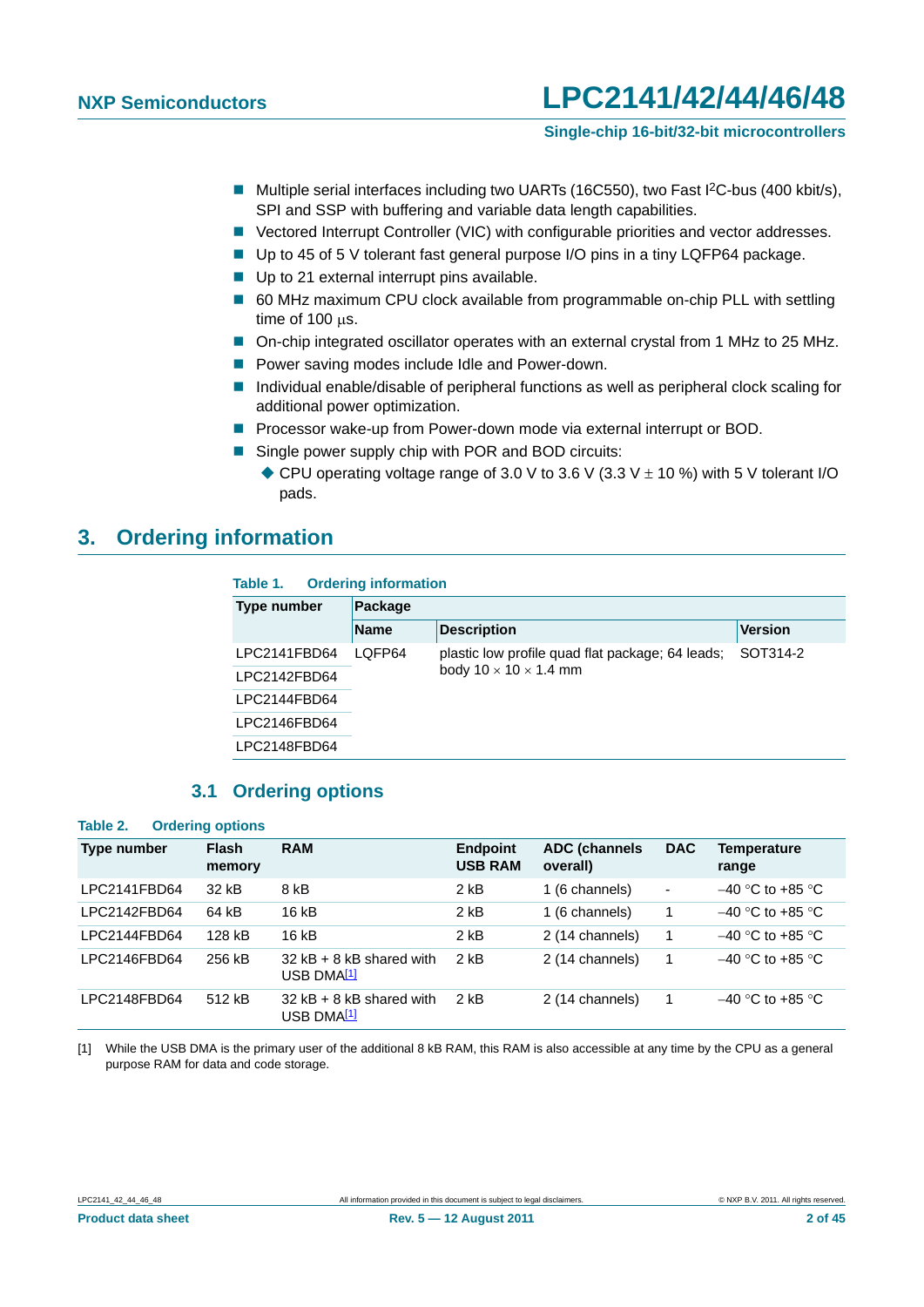- Multiple serial interfaces including two UARTs (16C550), two Fast I$^2$C-bus (400 kbit/s), SPI and SSP with buffering and variable data length capabilities.
- Vectored Interrupt Controller (VIC) with configurable priorities and vector addresses.
- Up to 45 of 5 V tolerant fast general purpose I/O pins in a tiny LQFP64 package.
- Up to 21 external interrupt pins available.
- 60 MHz maximum CPU clock available from programmable on-chip PLL with settling time of 100 μs.
- On-chip integrated oscillator operates with an external crystal from 1 MHz to 25 MHz.
- Power saving modes include Idle and Power-down.
- Individual enable/disable of peripheral functions as well as peripheral clock scaling for additional power optimization.
- Processor wake-up from Power-down mode via external interrupt or BOD.
- Single power supply chip with POR and BOD circuits:
  - CPU operating voltage range of 3.0 V to 3.6 V (3.3 V ± 10 %) with 5 V tolerant I/O pads.

# 3. Ordering information

**Table 1. Ordering information**

| Type number | Package | | |
|---|---|---|---|
| | Name | Description | Version |
| LPC2141FBD64 | LQFP64 | plastic low profile quad flat package; 64 leads; body 10 × 10 × 1.4 mm | SOT314-2 |
| LPC2142FBD64 | | | |
| LPC2144FBD64 | | | |
| LPC2146FBD64 | | | |
| LPC2148FBD64 | | | |

## 3.1 Ordering options

**Table 2. Ordering options**

| Type number | Flash memory | RAM | Endpoint USB RAM | ADC (channels overall) | DAC | Temperature range |
|---|---|---|---|---|---|---|
| LPC2141FBD64 | 32 kB | 8 kB | 2 kB | 1 (6 channels) | - | −40 °C to +85 °C |
| LPC2142FBD64 | 64 kB | 16 kB | 2 kB | 1 (6 channels) | 1 | −40 °C to +85 °C |
| LPC2144FBD64 | 128 kB | 16 kB | 2 kB | 2 (14 channels) | 1 | −40 °C to +85 °C |
| LPC2146FBD64 | 256 kB | 32 kB + 8 kB shared with USB DMA[1] | 2 kB | 2 (14 channels) | 1 | −40 °C to +85 °C |
| LPC2148FBD64 | 512 kB | 32 kB + 8 kB shared with USB DMA[1] | 2 kB | 2 (14 channels) | 1 | −40 °C to +85 °C |

[1] While the USB DMA is the primary user of the additional 8 kB RAM, this RAM is also accessible at any time by the CPU as a general purpose RAM for data and code storage.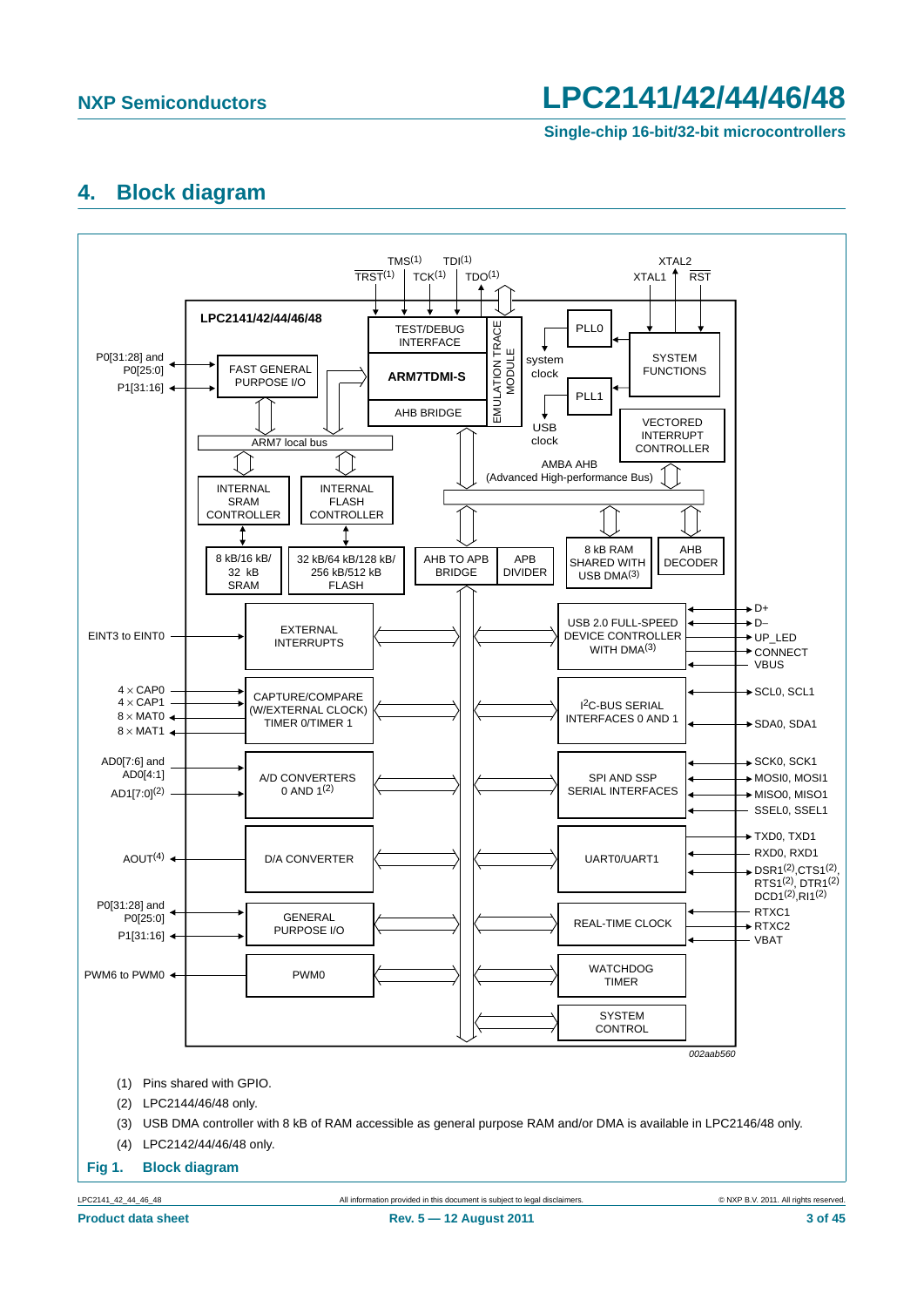## 4. Block diagram

(1) Pins shared with GPIO.

(2) LPC2144/46/48 only.

(3) USB DMA controller with 8 kB of RAM accessible as general purpose RAM and/or DMA is available in LPC2146/48 only.

(4) LPC2142/44/46/48 only.

**Fig 1. Block diagram**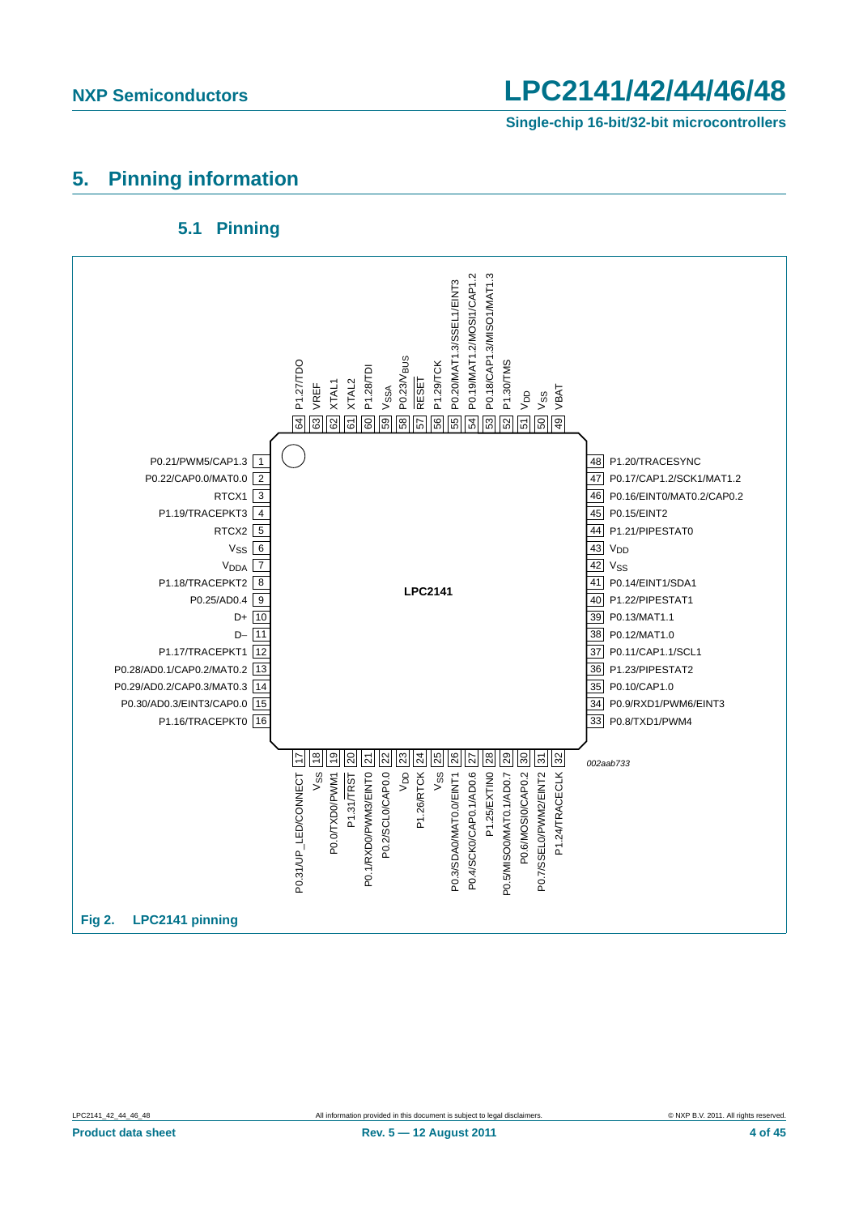# 5. Pinning information

## 5.1 Pinning

LPC2141

| Pin | Name |
|---|---|
| 1 | P0.21/PWM5/CAP1.3 |
| 2 | P0.22/CAP0.0/MAT0.0 |
| 3 | RTCX1 |
| 4 | P1.19/TRACEPKT3 |
| 5 | RTCX2 |
| 6 | $V_{SS}$ |
| 7 | $V_{DDA}$ |
| 8 | P1.18/TRACEPKT2 |
| 9 | P0.25/AD0.4 |
| 10 | D+ |
| 11 | D− |
| 12 | P1.17/TRACEPKT1 |
| 13 | P0.28/AD0.1/CAP0.2/MAT0.2 |
| 14 | P0.29/AD0.2/CAP0.3/MAT0.3 |
| 15 | P0.30/AD0.3/EINT3/CAP0.0 |
| 16 | P1.16/TRACEPKT0 |
| 17 | P0.31/UP_LED/CONNECT |
| 18 | $V_{SS}$ |
| 19 | P0.0/TXD0/PWM1 |
| 20 | P1.31/$\overline{TRST}$ |
| 21 | P0.1/RXD0/PWM3/EINT0 |
| 22 | P0.2/SCL0/CAP0.0 |
| 23 | $V_{DD}$ |
| 24 | P1.26/RTCK |
| 25 | $V_{SS}$ |
| 26 | P0.3/SDA0/MAT0.0/EINT1 |
| 27 | P0.4/SCK0/CAP0.1/AD0.6 |
| 28 | P1.25/EXTIN0 |
| 29 | P0.5/MISO0/MAT0.1/AD0.7 |
| 30 | P0.6/MOSI0/CAP0.2 |
| 31 | P0.7/SSEL0/PWM2/EINT2 |
| 32 | P1.24/TRACECLK |
| 33 | P0.8/TXD1/PWM4 |
| 34 | P0.9/RXD1/PWM6/EINT3 |
| 35 | P0.10/CAP1.0 |
| 36 | P1.23/PIPESTAT2 |
| 37 | P0.11/CAP1.1/SCL1 |
| 38 | P0.12/MAT1.0 |
| 39 | P0.13/MAT1.1 |
| 40 | P1.22/PIPESTAT1 |
| 41 | P0.14/EINT1/SDA1 |
| 42 | $V_{SS}$ |
| 43 | $V_{DD}$ |
| 44 | P1.21/PIPESTAT0 |
| 45 | P0.15/EINT2 |
| 46 | P0.16/EINT0/MAT0.2/CAP0.2 |
| 47 | P0.17/CAP1.2/SCK1/MAT1.2 |
| 48 | P1.20/TRACESYNC |
| 49 | VBAT |
| 50 | $V_{SS}$ |
| 51 | $V_{DD}$ |
| 52 | P1.30/TMS |
| 53 | P0.18/CAP1.3/MISO1/MAT1.3 |
| 54 | P0.19/MAT1.2/MOSI1/CAP1.2 |
| 55 | P0.20/MAT1.3/SSEL1/EINT3 |
| 56 | P1.29/TCK |
| 57 | $\overline{RESET}$ |
| 58 | P0.23/$V_{BUS}$ |
| 59 | $V_{SSA}$ |
| 60 | P1.28/TDI |
| 61 | XTAL2 |
| 62 | XTAL1 |
| 63 | VREF |
| 64 | P1.27/TDO |

*002aab733*

**Fig 2. LPC2141 pinning**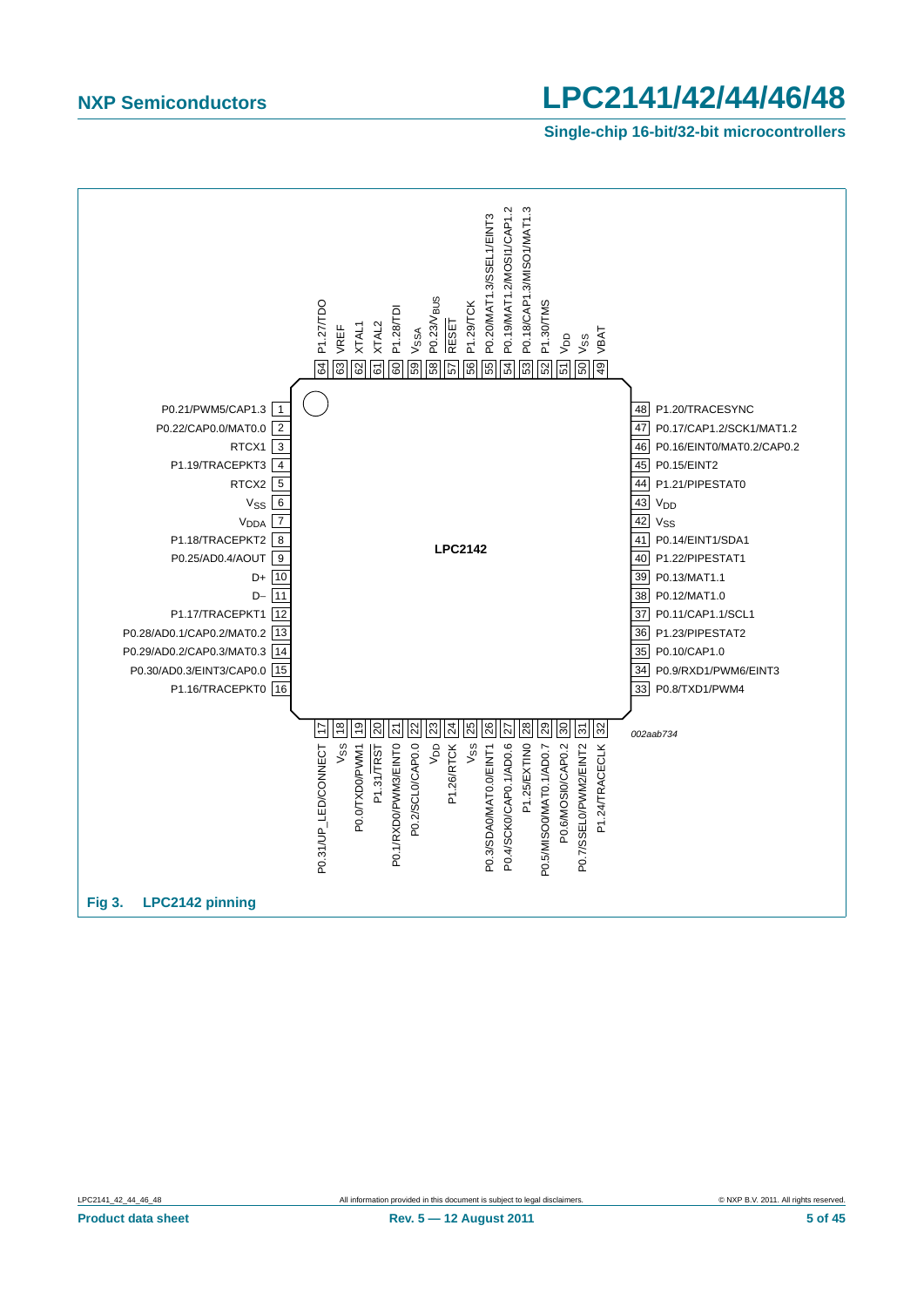| Pin | Name | Pin | Name |
|---|---|---|---|
| 1 | P0.21/PWM5/CAP1.3 | 48 | P1.20/TRACESYNC |
| 2 | P0.22/CAP0.0/MAT0.0 | 47 | P0.17/CAP1.2/SCK1/MAT1.2 |
| 3 | RTCX1 | 46 | P0.16/EINT0/MAT0.2/CAP0.2 |
| 4 | P1.19/TRACEPKT3 | 45 | P0.15/EINT2 |
| 5 | RTCX2 | 44 | P1.21/PIPESTAT0 |
| 6 | $V_{SS}$ | 43 | $V_{DD}$ |
| 7 | $V_{DDA}$ | 42 | $V_{SS}$ |
| 8 | P1.18/TRACEPKT2 | 41 | P0.14/EINT1/SDA1 |
| 9 | P0.25/AD0.4/AOUT | 40 | P1.22/PIPESTAT1 |
| 10 | D+ | 39 | P0.13/MAT1.1 |
| 11 | D− | 38 | P0.12/MAT1.0 |
| 12 | P1.17/TRACEPKT1 | 37 | P0.11/CAP1.1/SCL1 |
| 13 | P0.28/AD0.1/CAP0.2/MAT0.2 | 36 | P1.23/PIPESTAT2 |
| 14 | P0.29/AD0.2/CAP0.3/MAT0.3 | 35 | P0.10/CAP1.0 |
| 15 | P0.30/AD0.3/EINT3/CAP0.0 | 34 | P0.9/RXD1/PWM6/EINT3 |
| 16 | P1.16/TRACEPKT0 | 33 | P0.8/TXD1/PWM4 |
| 17 | P0.31/UP_LED/CONNECT | 64 | P1.27/TDO |
| 18 | $V_{SS}$ | 63 | VREF |
| 19 | P0.0/TXD0/PWM1 | 62 | XTAL1 |
| 20 | P1.31/TRST | 61 | XTAL2 |
| 21 | P0.1/RXD0/PWM3/EINT0 | 60 | P1.28/TDI |
| 22 | P0.2/SCL0/CAP0.0 | 59 | $V_{SSA}$ |
| 23 | $V_{DD}$ | 58 | P0.23/$V_{BUS}$ |
| 24 | P1.26/RTCK | 57 | RESET |
| 25 | $V_{SS}$ | 56 | P1.29/TCK |
| 26 | P0.3/SDA0/MAT0.0/EINT1 | 55 | P0.20/MAT1.3/SSEL1/EINT3 |
| 27 | P0.4/SCK0/CAP0.1/AD0.6 | 54 | P0.19/MAT1.2/MOSI1/CAP1.2 |
| 28 | P1.25/EXTIN0 | 53 | P0.18/CAP1.3/MISO1/MAT1.3 |
| 29 | P0.5/MISO0/MAT0.1/AD0.7 | 52 | P1.30/TMS |
| 30 | P0.6/MOSI0/CAP0.2 | 51 | $V_{DD}$ |
| 31 | P0.7/SSEL0/PWM2/EINT2 | 50 | $V_{SS}$ |
| 32 | P1.24/TRACECLK | 49 | VBAT |

LPC2142

002aab734

**Fig 3. LPC2142 pinning**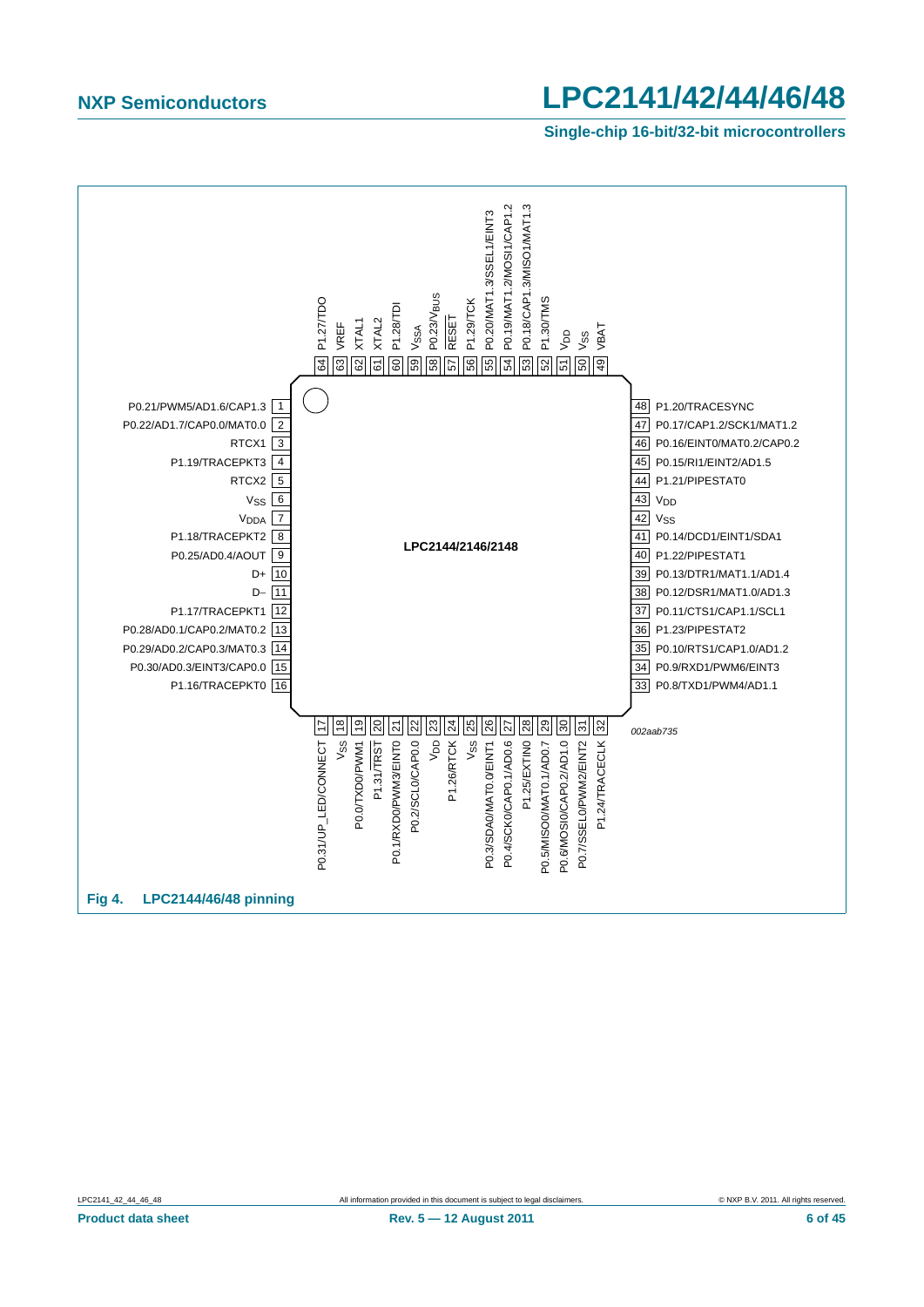**LPC2144/2146/2148**

| Pin | Name | Pin | Name |
|---|---|---|---|
| 1 | P0.21/PWM5/AD1.6/CAP1.3 | 33 | P0.8/TXD1/PWM4/AD1.1 |
| 2 | P0.22/AD1.7/CAP0.0/MAT0.0 | 34 | P0.9/RXD1/PWM6/EINT3 |
| 3 | RTCX1 | 35 | P0.10/RTS1/CAP1.0/AD1.2 |
| 4 | P1.19/TRACEPKT3 | 36 | P1.23/PIPESTAT2 |
| 5 | RTCX2 | 37 | P0.11/CTS1/CAP1.1/SCL1 |
| 6 | $V_{SS}$ | 38 | P0.12/DSR1/MAT1.0/AD1.3 |
| 7 | $V_{DDA}$ | 39 | P0.13/DTR1/MAT1.1/AD1.4 |
| 8 | P1.18/TRACEPKT2 | 40 | P1.22/PIPESTAT1 |
| 9 | P0.25/AD0.4/AOUT | 41 | P0.14/DCD1/EINT1/SDA1 |
| 10 | D+ | 42 | $V_{SS}$ |
| 11 | D– | 43 | $V_{DD}$ |
| 12 | P1.17/TRACEPKT1 | 44 | P1.21/PIPESTAT0 |
| 13 | P0.28/AD0.1/CAP0.2/MAT0.2 | 45 | P0.15/RI1/EINT2/AD1.5 |
| 14 | P0.29/AD0.2/CAP0.3/MAT0.3 | 46 | P0.16/EINT0/MAT0.2/CAP0.2 |
| 15 | P0.30/AD0.3/EINT3/CAP0.0 | 47 | P0.17/CAP1.2/SCK1/MAT1.2 |
| 16 | P1.16/TRACEPKT0 | 48 | P1.20/TRACESYNC |
| 17 | P0.31/UP_LED/CONNECT | 49 | VBAT |
| 18 | $V_{SS}$ | 50 | $V_{SS}$ |
| 19 | P0.0/TXD0/PWM1 | 51 | $V_{DD}$ |
| 20 | P1.31/$\overline{TRST}$ | 52 | P1.30/TMS |
| 21 | P0.1/RXD0/PWM3/EINT0 | 53 | P0.18/CAP1.3/MISO1/MAT1.3 |
| 22 | P0.2/SCL0/CAP0.0 | 54 | P0.19/MAT1.2/MOSI1/CAP1.2 |
| 23 | $V_{DD}$ | 55 | P0.20/MAT1.3/SSEL1/EINT3 |
| 24 | P1.26/RTCK | 56 | P1.29/TCK |
| 25 | $V_{SS}$ | 57 | $\overline{RESET}$ |
| 26 | P0.3/SDA0/MAT0.0/EINT1 | 58 | P0.23/$V_{BUS}$ |
| 27 | P0.4/SCK0/CAP0.1/AD0.6 | 59 | $V_{SSA}$ |
| 28 | P1.25/EXTIN0 | 60 | P1.28/TDI |
| 29 | P0.5/MISO0/MAT0.1/AD0.7 | 61 | XTAL2 |
| 30 | P0.6/MOSI0/CAP0.2/AD1.0 | 62 | XTAL1 |
| 31 | P0.7/SSEL0/PWM2/EINT2 | 63 | VREF |
| 32 | P1.24/TRACECLK | 64 | P1.27/TDO |

*002aab735*

**Fig 4. LPC2144/46/48 pinning**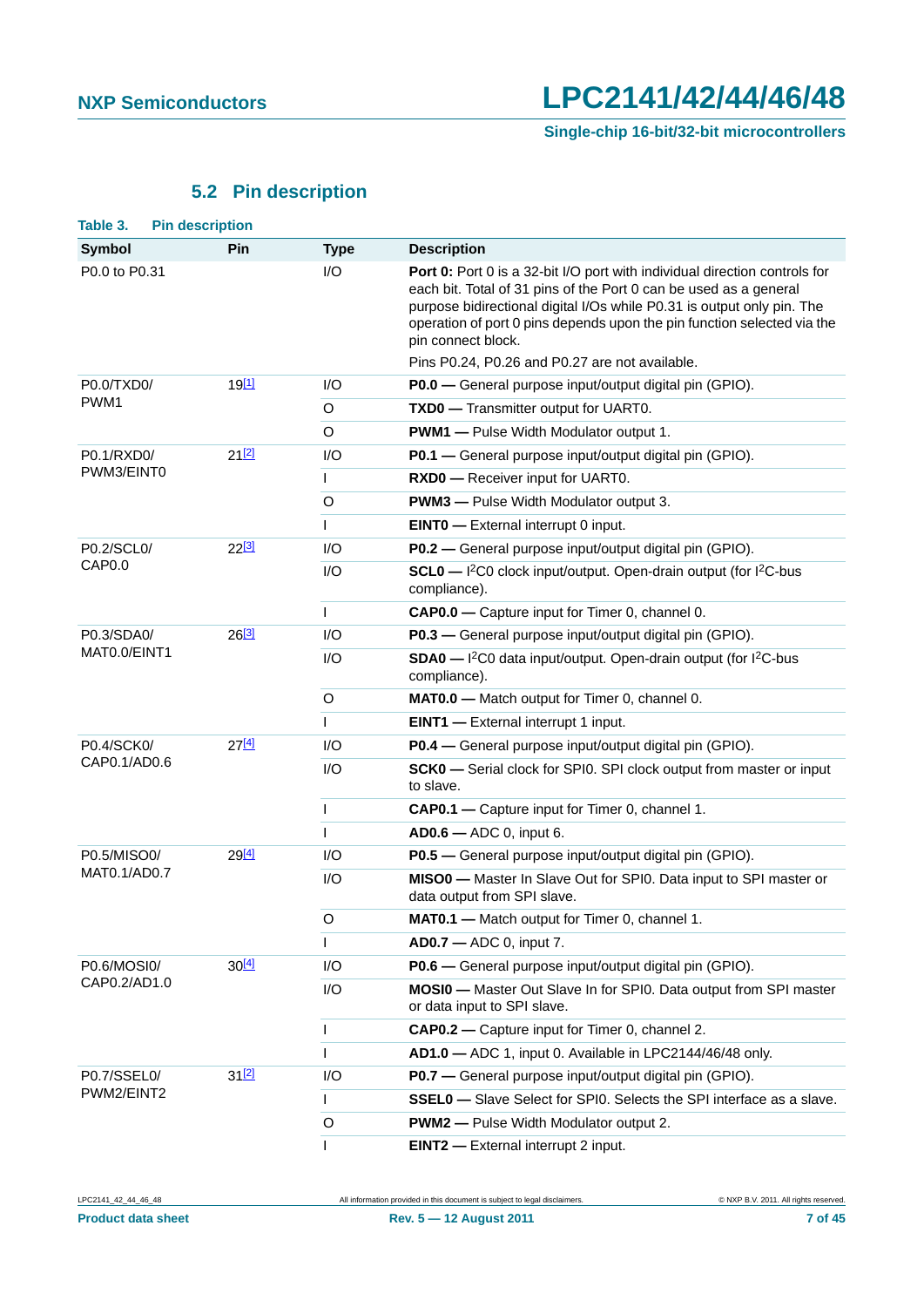## 5.2 Pin description

**Table 3. Pin description**

| Symbol | Pin | Type | Description |
|---|---|---|---|
| P0.0 to P0.31 | | I/O | **Port 0:** Port 0 is a 32-bit I/O port with individual direction controls for each bit. Total of 31 pins of the Port 0 can be used as a general purpose bidirectional digital I/Os while P0.31 is output only pin. The operation of port 0 pins depends upon the pin function selected via the pin connect block. |
| | | | Pins P0.24, P0.26 and P0.27 are not available. |
| P0.0/TXD0/ PWM1 | 19[1] | I/O | **P0.0 —** General purpose input/output digital pin (GPIO). |
| | | O | **TXD0 —** Transmitter output for UART0. |
| | | O | **PWM1 —** Pulse Width Modulator output 1. |
| P0.1/RXD0/ PWM3/EINT0 | 21[2] | I/O | **P0.1 —** General purpose input/output digital pin (GPIO). |
| | | I | **RXD0 —** Receiver input for UART0. |
| | | O | **PWM3 —** Pulse Width Modulator output 3. |
| | | I | **EINT0 —** External interrupt 0 input. |
| P0.2/SCL0/ CAP0.0 | 22[3] | I/O | **P0.2 —** General purpose input/output digital pin (GPIO). |
| | | I/O | **SCL0 —** $I^2C0$ clock input/output. Open-drain output (for $I^2C$-bus compliance). |
| | | I | **CAP0.0 —** Capture input for Timer 0, channel 0. |
| P0.3/SDA0/ MAT0.0/EINT1 | 26[3] | I/O | **P0.3 —** General purpose input/output digital pin (GPIO). |
| | | I/O | **SDA0 —** $I^2C0$ data input/output. Open-drain output (for $I^2C$-bus compliance). |
| | | O | **MAT0.0 —** Match output for Timer 0, channel 0. |
| | | I | **EINT1 —** External interrupt 1 input. |
| P0.4/SCK0/ CAP0.1/AD0.6 | 27[4] | I/O | **P0.4 —** General purpose input/output digital pin (GPIO). |
| | | I/O | **SCK0 —** Serial clock for SPI0. SPI clock output from master or input to slave. |
| | | I | **CAP0.1 —** Capture input for Timer 0, channel 1. |
| | | I | **AD0.6 —** ADC 0, input 6. |
| P0.5/MISO0/ MAT0.1/AD0.7 | 29[4] | I/O | **P0.5 —** General purpose input/output digital pin (GPIO). |
| | | I/O | **MISO0 —** Master In Slave Out for SPI0. Data input to SPI master or data output from SPI slave. |
| | | O | **MAT0.1 —** Match output for Timer 0, channel 1. |
| | | I | **AD0.7 —** ADC 0, input 7. |
| P0.6/MOSI0/ CAP0.2/AD1.0 | 30[4] | I/O | **P0.6 —** General purpose input/output digital pin (GPIO). |
| | | I/O | **MOSI0 —** Master Out Slave In for SPI0. Data output from SPI master or data input to SPI slave. |
| | | I | **CAP0.2 —** Capture input for Timer 0, channel 2. |
| | | I | **AD1.0 —** ADC 1, input 0. Available in LPC2144/46/48 only. |
| P0.7/SSEL0/ PWM2/EINT2 | 31[2] | I/O | **P0.7 —** General purpose input/output digital pin (GPIO). |
| | | I | **SSEL0 —** Slave Select for SPI0. Selects the SPI interface as a slave. |
| | | O | **PWM2 —** Pulse Width Modulator output 2. |
| | | I | **EINT2 —** External interrupt 2 input. |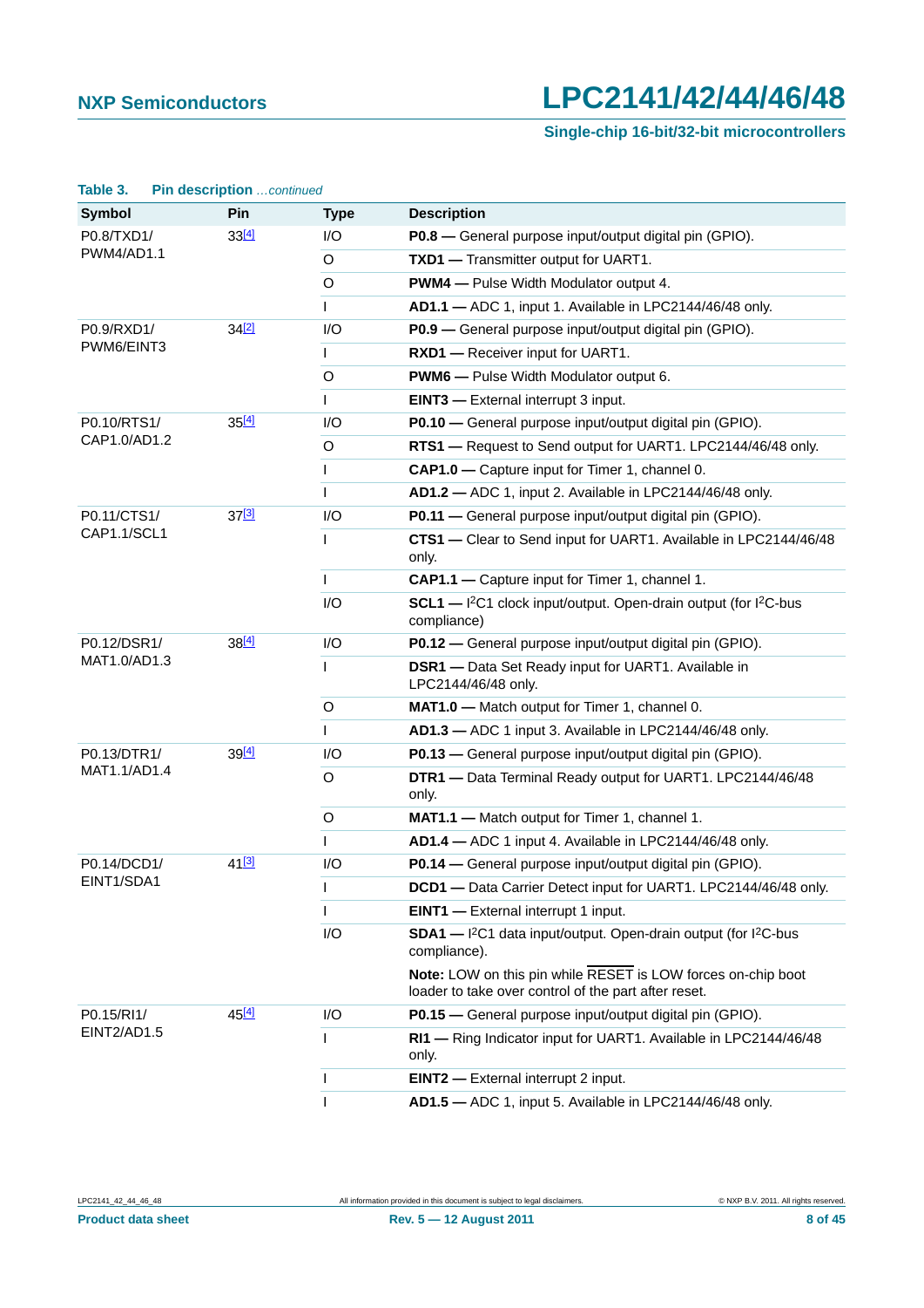**Table 3. Pin description** *…continued*

| Symbol | Pin | Type | Description |
|---|---|---|---|
| P0.8/TXD1/ PWM4/AD1.1 | 33[4] | I/O | **P0.8 —** General purpose input/output digital pin (GPIO). |
| | | O | **TXD1 —** Transmitter output for UART1. |
| | | O | **PWM4 —** Pulse Width Modulator output 4. |
| | | I | **AD1.1 —** ADC 1, input 1. Available in LPC2144/46/48 only. |
| P0.9/RXD1/ PWM6/EINT3 | 34[2] | I/O | **P0.9 —** General purpose input/output digital pin (GPIO). |
| | | I | **RXD1 —** Receiver input for UART1. |
| | | O | **PWM6 —** Pulse Width Modulator output 6. |
| | | I | **EINT3 —** External interrupt 3 input. |
| P0.10/RTS1/ CAP1.0/AD1.2 | 35[4] | I/O | **P0.10 —** General purpose input/output digital pin (GPIO). |
| | | O | **RTS1 —** Request to Send output for UART1. LPC2144/46/48 only. |
| | | I | **CAP1.0 —** Capture input for Timer 1, channel 0. |
| | | I | **AD1.2 —** ADC 1, input 2. Available in LPC2144/46/48 only. |
| P0.11/CTS1/ CAP1.1/SCL1 | 37[3] | I/O | **P0.11 —** General purpose input/output digital pin (GPIO). |
| | | I | **CTS1 —** Clear to Send input for UART1. Available in LPC2144/46/48 only. |
| | | I | **CAP1.1 —** Capture input for Timer 1, channel 1. |
| | | I/O | **SCL1 —** I²C1 clock input/output. Open-drain output (for I²C-bus compliance) |
| P0.12/DSR1/ MAT1.0/AD1.3 | 38[4] | I/O | **P0.12 —** General purpose input/output digital pin (GPIO). |
| | | I | **DSR1 —** Data Set Ready input for UART1. Available in LPC2144/46/48 only. |
| | | O | **MAT1.0 —** Match output for Timer 1, channel 0. |
| | | I | **AD1.3 —** ADC 1 input 3. Available in LPC2144/46/48 only. |
| P0.13/DTR1/ MAT1.1/AD1.4 | 39[4] | I/O | **P0.13 —** General purpose input/output digital pin (GPIO). |
| | | O | **DTR1 —** Data Terminal Ready output for UART1. LPC2144/46/48 only. |
| | | O | **MAT1.1 —** Match output for Timer 1, channel 1. |
| | | I | **AD1.4 —** ADC 1 input 4. Available in LPC2144/46/48 only. |
| P0.14/DCD1/ EINT1/SDA1 | 41[3] | I/O | **P0.14 —** General purpose input/output digital pin (GPIO). |
| | | I | **DCD1 —** Data Carrier Detect input for UART1. LPC2144/46/48 only. |
| | | I | **EINT1 —** External interrupt 1 input. |
| | | I/O | **SDA1 —** I²C1 data input/output. Open-drain output (for I²C-bus compliance). **Note:** LOW on this pin while RESET is LOW forces on-chip boot loader to take over control of the part after reset. |
| P0.15/RI1/ EINT2/AD1.5 | 45[4] | I/O | **P0.15 —** General purpose input/output digital pin (GPIO). |
| | | I | **RI1 —** Ring Indicator input for UART1. Available in LPC2144/46/48 only. |
| | | I | **EINT2 —** External interrupt 2 input. |
| | | I | **AD1.5 —** ADC 1, input 5. Available in LPC2144/46/48 only. |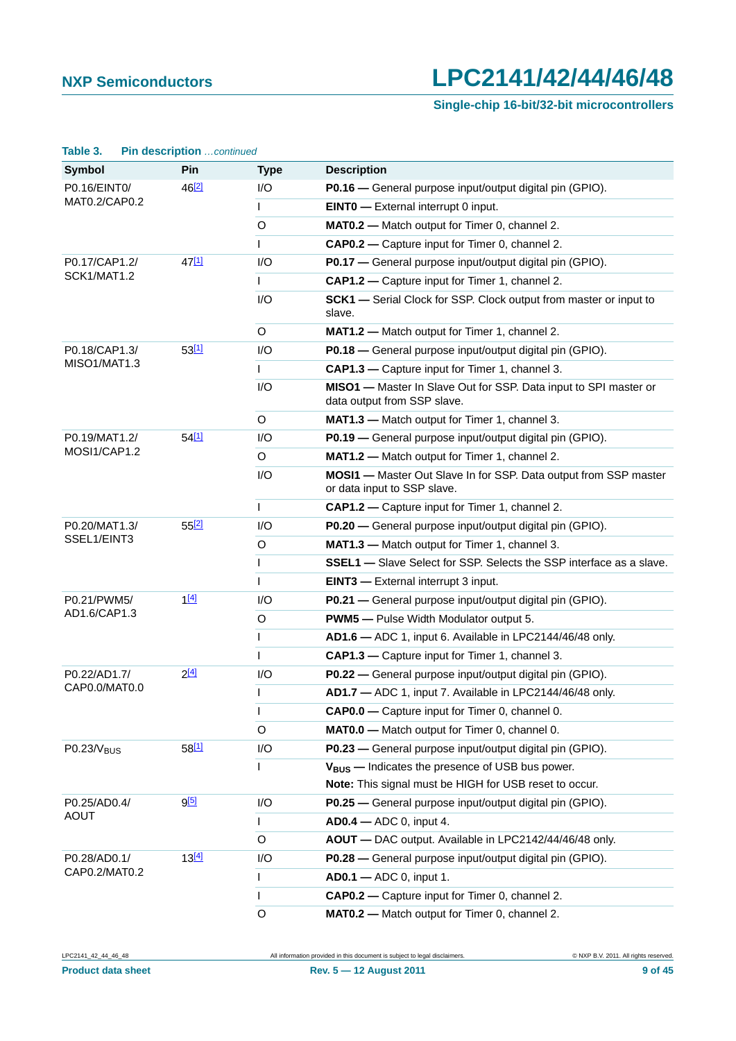**Table 3. Pin description** *...continued*

| Symbol | Pin | Type | Description |
|---|---|---|---|
| P0.16/EINT0/ MAT0.2/CAP0.2 | 46[2] | I/O | **P0.16 —** General purpose input/output digital pin (GPIO). |
| | | I | **EINT0 —** External interrupt 0 input. |
| | | O | **MAT0.2 —** Match output for Timer 0, channel 2. |
| | | I | **CAP0.2 —** Capture input for Timer 0, channel 2. |
| P0.17/CAP1.2/ SCK1/MAT1.2 | 47[1] | I/O | **P0.17 —** General purpose input/output digital pin (GPIO). |
| | | I | **CAP1.2 —** Capture input for Timer 1, channel 2. |
| | | I/O | **SCK1 —** Serial Clock for SSP. Clock output from master or input to slave. |
| | | O | **MAT1.2 —** Match output for Timer 1, channel 2. |
| P0.18/CAP1.3/ MISO1/MAT1.3 | 53[1] | I/O | **P0.18 —** General purpose input/output digital pin (GPIO). |
| | | I | **CAP1.3 —** Capture input for Timer 1, channel 3. |
| | | I/O | **MISO1 —** Master In Slave Out for SSP. Data input to SPI master or data output from SSP slave. |
| | | O | **MAT1.3 —** Match output for Timer 1, channel 3. |
| P0.19/MAT1.2/ MOSI1/CAP1.2 | 54[1] | I/O | **P0.19 —** General purpose input/output digital pin (GPIO). |
| | | O | **MAT1.2 —** Match output for Timer 1, channel 2. |
| | | I/O | **MOSI1 —** Master Out Slave In for SSP. Data output from SSP master or data input to SSP slave. |
| | | I | **CAP1.2 —** Capture input for Timer 1, channel 2. |
| P0.20/MAT1.3/ SSEL1/EINT3 | 55[2] | I/O | **P0.20 —** General purpose input/output digital pin (GPIO). |
| | | O | **MAT1.3 —** Match output for Timer 1, channel 3. |
| | | I | **SSEL1 —** Slave Select for SSP. Selects the SSP interface as a slave. |
| | | I | **EINT3 —** External interrupt 3 input. |
| P0.21/PWM5/ AD1.6/CAP1.3 | 1[4] | I/O | **P0.21 —** General purpose input/output digital pin (GPIO). |
| | | O | **PWM5 —** Pulse Width Modulator output 5. |
| | | I | **AD1.6 —** ADC 1, input 6. Available in LPC2144/46/48 only. |
| | | I | **CAP1.3 —** Capture input for Timer 1, channel 3. |
| P0.22/AD1.7/ CAP0.0/MAT0.0 | 2[4] | I/O | **P0.22 —** General purpose input/output digital pin (GPIO). |
| | | I | **AD1.7 —** ADC 1, input 7. Available in LPC2144/46/48 only. |
| | | I | **CAP0.0 —** Capture input for Timer 0, channel 0. |
| | | O | **MAT0.0 —** Match output for Timer 0, channel 0. |
| P0.23/$V_{BUS}$ | 58[1] | I/O | **P0.23 —** General purpose input/output digital pin (GPIO). |
| | | I | **$V_{BUS}$ —** Indicates the presence of USB bus power. **Note:** This signal must be HIGH for USB reset to occur. |
| P0.25/AD0.4/ AOUT | 9[5] | I/O | **P0.25 —** General purpose input/output digital pin (GPIO). |
| | | I | **AD0.4 —** ADC 0, input 4. |
| | | O | **AOUT —** DAC output. Available in LPC2142/44/46/48 only. |
| P0.28/AD0.1/ CAP0.2/MAT0.2 | 13[4] | I/O | **P0.28 —** General purpose input/output digital pin (GPIO). |
| | | I | **AD0.1 —** ADC 0, input 1. |
| | | I | **CAP0.2 —** Capture input for Timer 0, channel 2. |
| | | O | **MAT0.2 —** Match output for Timer 0, channel 2. |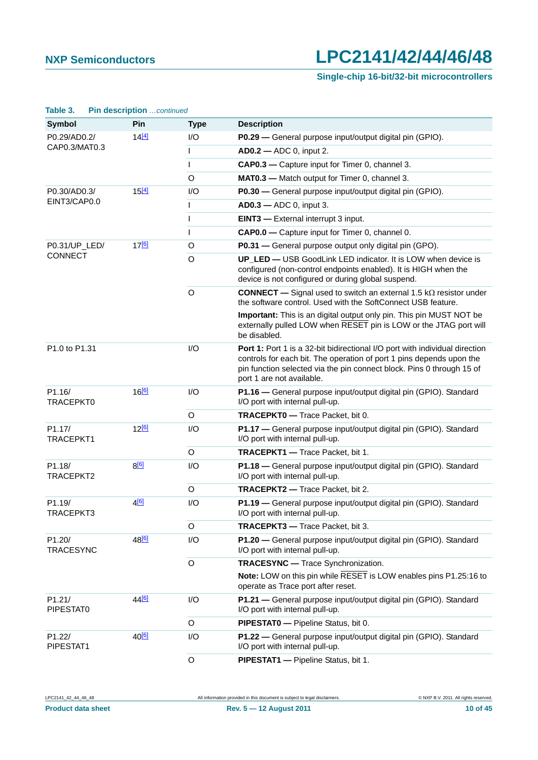**Table 3. Pin description** *...continued*

| Symbol | Pin | Type | Description |
|---|---|---|---|
| P0.29/AD0.2/ CAP0.3/MAT0.3 | 14[4] | I/O | **P0.29 —** General purpose input/output digital pin (GPIO). |
| | | I | **AD0.2 —** ADC 0, input 2. |
| | | I | **CAP0.3 —** Capture input for Timer 0, channel 3. |
| | | O | **MAT0.3 —** Match output for Timer 0, channel 3. |
| P0.30/AD0.3/ EINT3/CAP0.0 | 15[4] | I/O | **P0.30 —** General purpose input/output digital pin (GPIO). |
| | | I | **AD0.3 —** ADC 0, input 3. |
| | | I | **EINT3 —** External interrupt 3 input. |
| | | I | **CAP0.0 —** Capture input for Timer 0, channel 0. |
| P0.31/UP_LED/ CONNECT | 17[6] | O | **P0.31 —** General purpose output only digital pin (GPO). |
| | | O | **UP_LED —** USB GoodLink LED indicator. It is LOW when device is configured (non-control endpoints enabled). It is HIGH when the device is not configured or during global suspend. |
| | | O | **CONNECT —** Signal used to switch an external 1.5 kΩ resistor under the software control. Used with the SoftConnect USB feature. **Important:** This is an digital output only pin. This pin MUST NOT be externally pulled LOW when $\overline{\text{RESET}}$ pin is LOW or the JTAG port will be disabled. |
| P1.0 to P1.31 | | I/O | **Port 1:** Port 1 is a 32-bit bidirectional I/O port with individual direction controls for each bit. The operation of port 1 pins depends upon the pin function selected via the pin connect block. Pins 0 through 15 of port 1 are not available. |
| P1.16/ TRACEPKT0 | 16[6] | I/O | **P1.16 —** General purpose input/output digital pin (GPIO). Standard I/O port with internal pull-up. |
| | | O | **TRACEPKT0 —** Trace Packet, bit 0. |
| P1.17/ TRACEPKT1 | 12[6] | I/O | **P1.17 —** General purpose input/output digital pin (GPIO). Standard I/O port with internal pull-up. |
| | | O | **TRACEPKT1 —** Trace Packet, bit 1. |
| P1.18/ TRACEPKT2 | 8[6] | I/O | **P1.18 —** General purpose input/output digital pin (GPIO). Standard I/O port with internal pull-up. |
| | | O | **TRACEPKT2 —** Trace Packet, bit 2. |
| P1.19/ TRACEPKT3 | 4[6] | I/O | **P1.19 —** General purpose input/output digital pin (GPIO). Standard I/O port with internal pull-up. |
| | | O | **TRACEPKT3 —** Trace Packet, bit 3. |
| P1.20/ TRACESYNC | 48[6] | I/O | **P1.20 —** General purpose input/output digital pin (GPIO). Standard I/O port with internal pull-up. |
| | | O | **TRACESYNC —** Trace Synchronization. **Note:** LOW on this pin while $\overline{\text{RESET}}$ is LOW enables pins P1.25:16 to operate as Trace port after reset. |
| P1.21/ PIPESTAT0 | 44[6] | I/O | **P1.21 —** General purpose input/output digital pin (GPIO). Standard I/O port with internal pull-up. |
| | | O | **PIPESTAT0 —** Pipeline Status, bit 0. |
| P1.22/ PIPESTAT1 | 40[6] | I/O | **P1.22 —** General purpose input/output digital pin (GPIO). Standard I/O port with internal pull-up. |
| | | O | **PIPESTAT1 —** Pipeline Status, bit 1. |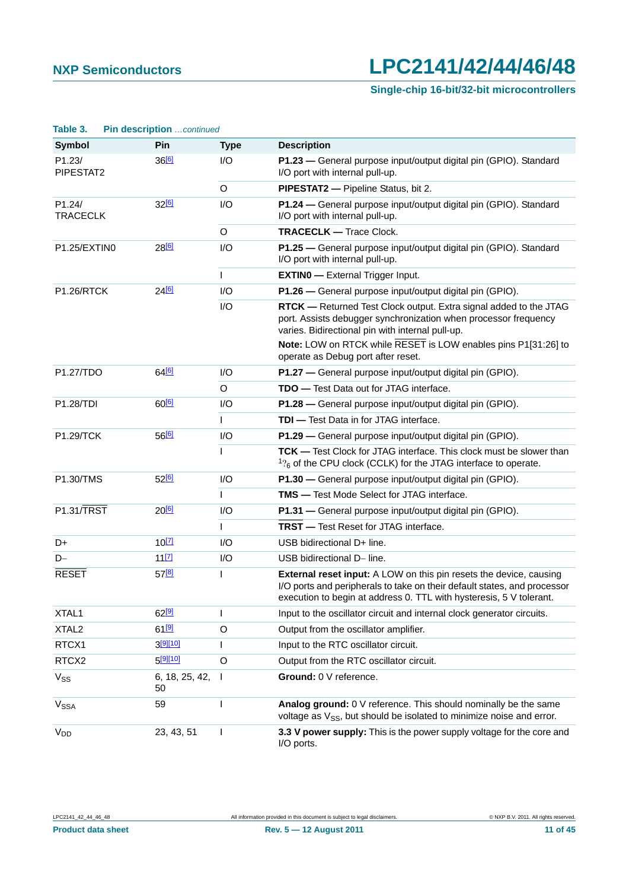**Table 3. Pin description** *...continued*

| Symbol | Pin | Type | Description |
|---|---|---|---|
| P1.23/ PIPESTAT2 | 36[6] | I/O | **P1.23 —** General purpose input/output digital pin (GPIO). Standard I/O port with internal pull-up. |
| | | O | **PIPESTAT2 —** Pipeline Status, bit 2. |
| P1.24/ TRACECLK | 32[6] | I/O | **P1.24 —** General purpose input/output digital pin (GPIO). Standard I/O port with internal pull-up. |
| | | O | **TRACECLK —** Trace Clock. |
| P1.25/EXTIN0 | 28[6] | I/O | **P1.25 —** General purpose input/output digital pin (GPIO). Standard I/O port with internal pull-up. |
| | | I | **EXTIN0 —** External Trigger Input. |
| P1.26/RTCK | 24[6] | I/O | **P1.26 —** General purpose input/output digital pin (GPIO). |
| | | I/O | **RTCK —** Returned Test Clock output. Extra signal added to the JTAG port. Assists debugger synchronization when processor frequency varies. Bidirectional pin with internal pull-up. **Note:** LOW on RTCK while $\overline{\text{RESET}}$ is LOW enables pins P1[31:26] to operate as Debug port after reset. |
| P1.27/TDO | 64[6] | I/O | **P1.27 —** General purpose input/output digital pin (GPIO). |
| | | O | **TDO —** Test Data out for JTAG interface. |
| P1.28/TDI | 60[6] | I/O | **P1.28 —** General purpose input/output digital pin (GPIO). |
| | | I | **TDI —** Test Data in for JTAG interface. |
| P1.29/TCK | 56[6] | I/O | **P1.29 —** General purpose input/output digital pin (GPIO). |
| | | I | **TCK —** Test Clock for JTAG interface. This clock must be slower than $^1/_6$ of the CPU clock (CCLK) for the JTAG interface to operate. |
| P1.30/TMS | 52[6] | I/O | **P1.30 —** General purpose input/output digital pin (GPIO). |
| | | I | **TMS —** Test Mode Select for JTAG interface. |
| P1.31/$\overline{\text{TRST}}$ | 20[6] | I/O | **P1.31 —** General purpose input/output digital pin (GPIO). |
| | | I | **$\overline{\text{TRST}}$ —** Test Reset for JTAG interface. |
| D+ | 10[7] | I/O | USB bidirectional D+ line. |
| D– | 11[7] | I/O | USB bidirectional D– line. |
| $\overline{\text{RESET}}$ | 57[8] | I | **External reset input:** A LOW on this pin resets the device, causing I/O ports and peripherals to take on their default states, and processor execution to begin at address 0. TTL with hysteresis, 5 V tolerant. |
| XTAL1 | 62[9] | I | Input to the oscillator circuit and internal clock generator circuits. |
| XTAL2 | 61[9] | O | Output from the oscillator amplifier. |
| RTCX1 | 3[9][10] | I | Input to the RTC oscillator circuit. |
| RTCX2 | 5[9][10] | O | Output from the RTC oscillator circuit. |
| $V_{SS}$ | 6, 18, 25, 42, 50 | I | **Ground:** 0 V reference. |
| $V_{SSA}$ | 59 | I | **Analog ground:** 0 V reference. This should nominally be the same voltage as $V_{SS}$, but should be isolated to minimize noise and error. |
| $V_{DD}$ | 23, 43, 51 | I | **3.3 V power supply:** This is the power supply voltage for the core and I/O ports. |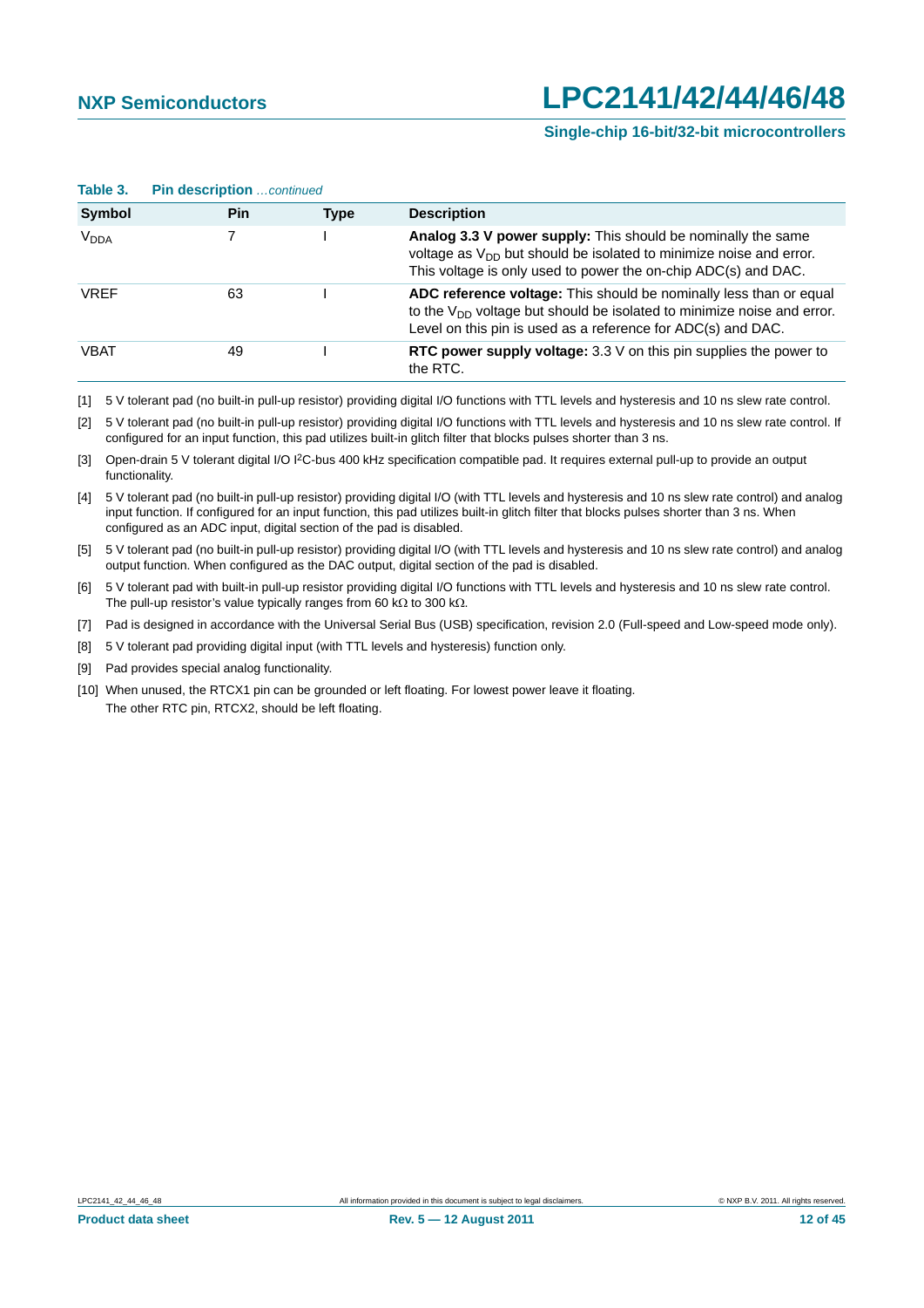**Table 3. Pin description** *…continued*

| Symbol | Pin | Type | Description |
|---|---|---|---|
| $V_{DDA}$ | 7 | I | **Analog 3.3 V power supply:** This should be nominally the same voltage as $V_{DD}$ but should be isolated to minimize noise and error. This voltage is only used to power the on-chip ADC(s) and DAC. |
| VREF | 63 | I | **ADC reference voltage:** This should be nominally less than or equal to the $V_{DD}$ voltage but should be isolated to minimize noise and error. Level on this pin is used as a reference for ADC(s) and DAC. |
| VBAT | 49 | I | **RTC power supply voltage:** 3.3 V on this pin supplies the power to the RTC. |

[1] 5 V tolerant pad (no built-in pull-up resistor) providing digital I/O functions with TTL levels and hysteresis and 10 ns slew rate control.

[2] 5 V tolerant pad (no built-in pull-up resistor) providing digital I/O functions with TTL levels and hysteresis and 10 ns slew rate control. If configured for an input function, this pad utilizes built-in glitch filter that blocks pulses shorter than 3 ns.

[3] Open-drain 5 V tolerant digital I/O I²C-bus 400 kHz specification compatible pad. It requires external pull-up to provide an output functionality.

[4] 5 V tolerant pad (no built-in pull-up resistor) providing digital I/O (with TTL levels and hysteresis and 10 ns slew rate control) and analog input function. If configured for an input function, this pad utilizes built-in glitch filter that blocks pulses shorter than 3 ns. When configured as an ADC input, digital section of the pad is disabled.

[5] 5 V tolerant pad (no built-in pull-up resistor) providing digital I/O (with TTL levels and hysteresis and 10 ns slew rate control) and analog output function. When configured as the DAC output, digital section of the pad is disabled.

[6] 5 V tolerant pad with built-in pull-up resistor providing digital I/O functions with TTL levels and hysteresis and 10 ns slew rate control. The pull-up resistor's value typically ranges from 60 kΩ to 300 kΩ.

[7] Pad is designed in accordance with the Universal Serial Bus (USB) specification, revision 2.0 (Full-speed and Low-speed mode only).

[8] 5 V tolerant pad providing digital input (with TTL levels and hysteresis) function only.

[9] Pad provides special analog functionality.

[10] When unused, the RTCX1 pin can be grounded or left floating. For lowest power leave it floating.
The other RTC pin, RTCX2, should be left floating.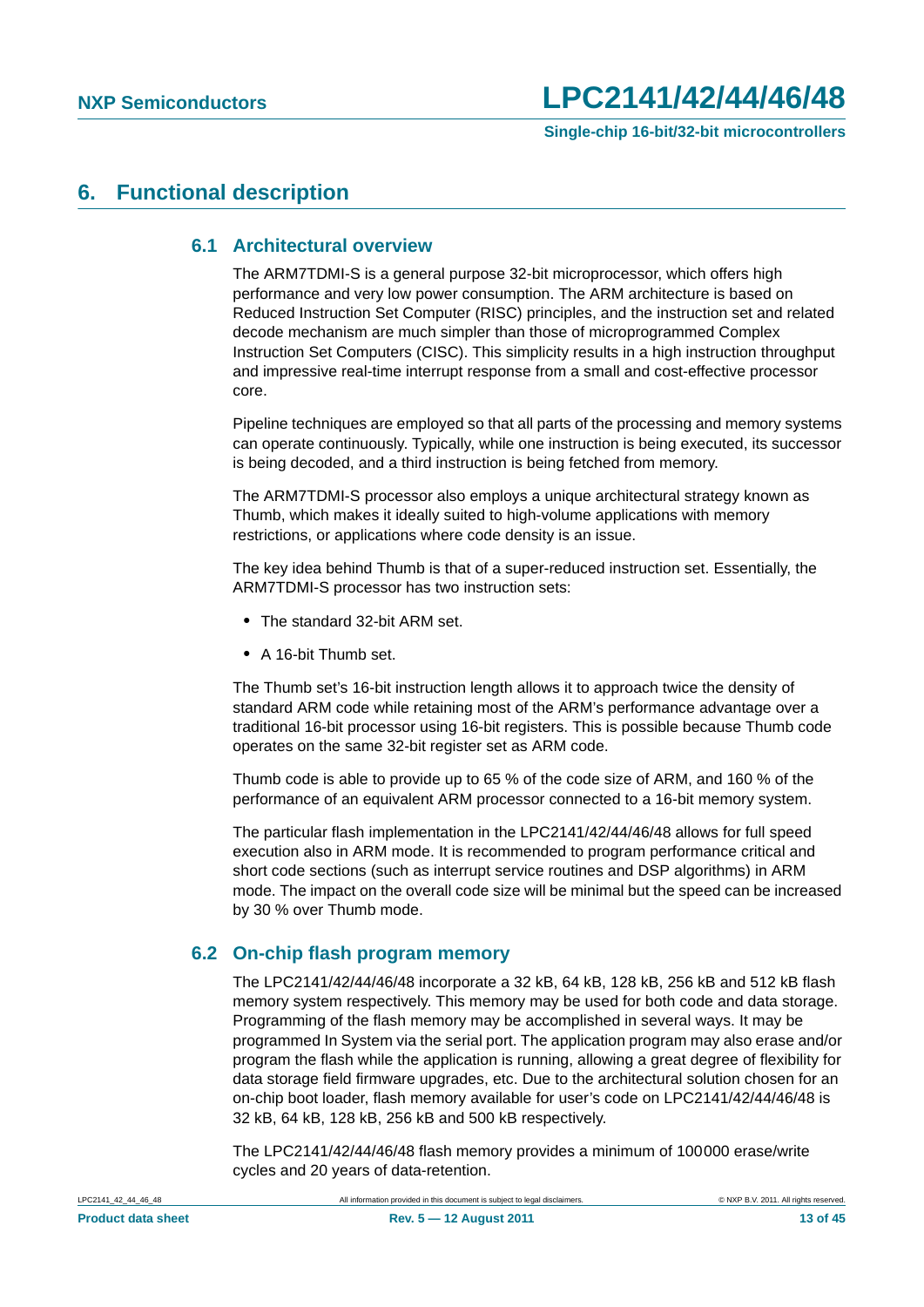# 6. Functional description

## 6.1 Architectural overview

The ARM7TDMI-S is a general purpose 32-bit microprocessor, which offers high performance and very low power consumption. The ARM architecture is based on Reduced Instruction Set Computer (RISC) principles, and the instruction set and related decode mechanism are much simpler than those of microprogrammed Complex Instruction Set Computers (CISC). This simplicity results in a high instruction throughput and impressive real-time interrupt response from a small and cost-effective processor core.

Pipeline techniques are employed so that all parts of the processing and memory systems can operate continuously. Typically, while one instruction is being executed, its successor is being decoded, and a third instruction is being fetched from memory.

The ARM7TDMI-S processor also employs a unique architectural strategy known as Thumb, which makes it ideally suited to high-volume applications with memory restrictions, or applications where code density is an issue.

The key idea behind Thumb is that of a super-reduced instruction set. Essentially, the ARM7TDMI-S processor has two instruction sets:

- The standard 32-bit ARM set.
- A 16-bit Thumb set.

The Thumb set's 16-bit instruction length allows it to approach twice the density of standard ARM code while retaining most of the ARM's performance advantage over a traditional 16-bit processor using 16-bit registers. This is possible because Thumb code operates on the same 32-bit register set as ARM code.

Thumb code is able to provide up to 65 % of the code size of ARM, and 160 % of the performance of an equivalent ARM processor connected to a 16-bit memory system.

The particular flash implementation in the LPC2141/42/44/46/48 allows for full speed execution also in ARM mode. It is recommended to program performance critical and short code sections (such as interrupt service routines and DSP algorithms) in ARM mode. The impact on the overall code size will be minimal but the speed can be increased by 30 % over Thumb mode.

## 6.2 On-chip flash program memory

The LPC2141/42/44/46/48 incorporate a 32 kB, 64 kB, 128 kB, 256 kB and 512 kB flash memory system respectively. This memory may be used for both code and data storage. Programming of the flash memory may be accomplished in several ways. It may be programmed In System via the serial port. The application program may also erase and/or program the flash while the application is running, allowing a great degree of flexibility for data storage field firmware upgrades, etc. Due to the architectural solution chosen for an on-chip boot loader, flash memory available for user's code on LPC2141/42/44/46/48 is 32 kB, 64 kB, 128 kB, 256 kB and 500 kB respectively.

The LPC2141/42/44/46/48 flash memory provides a minimum of 100000 erase/write cycles and 20 years of data-retention.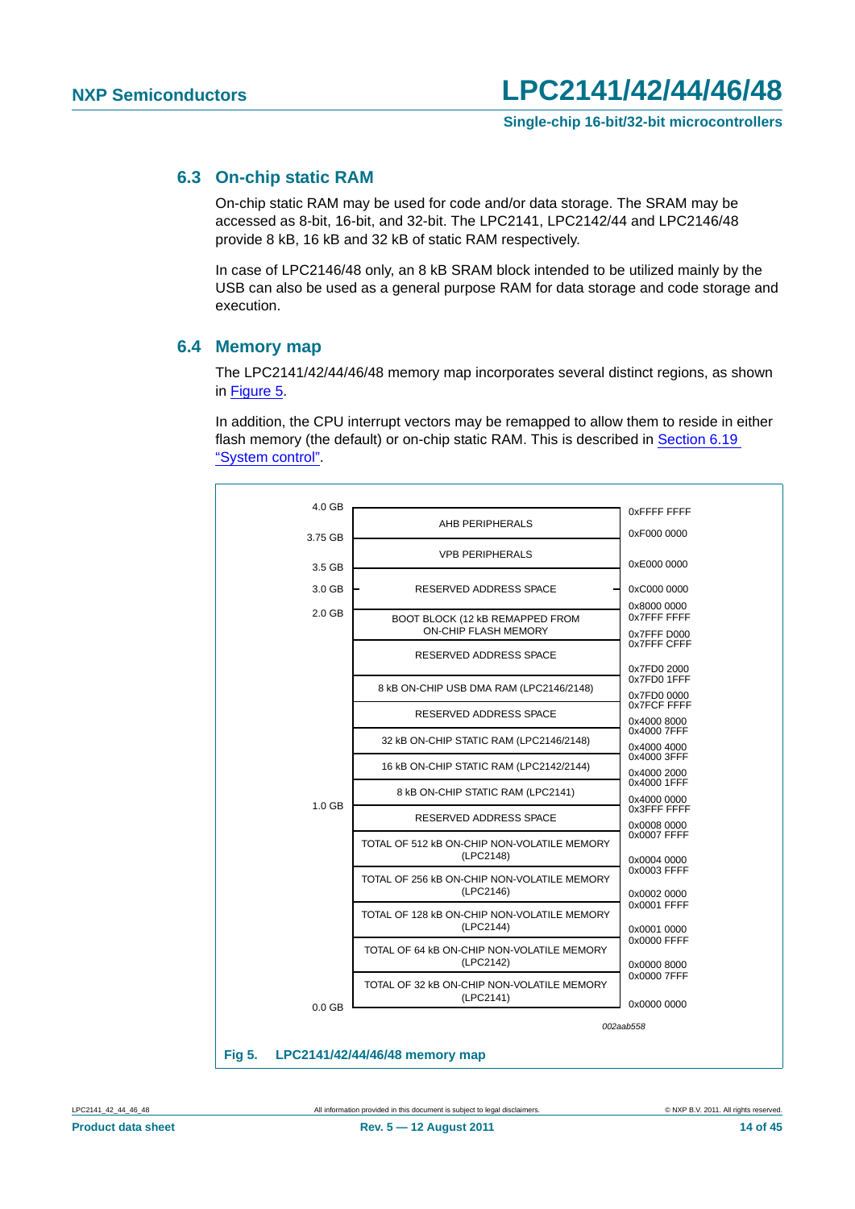## 6.3 On-chip static RAM

On-chip static RAM may be used for code and/or data storage. The SRAM may be accessed as 8-bit, 16-bit, and 32-bit. The LPC2141, LPC2142/44 and LPC2146/48 provide 8 kB, 16 kB and 32 kB of static RAM respectively.

In case of LPC2146/48 only, an 8 kB SRAM block intended to be utilized mainly by the USB can also be used as a general purpose RAM for data storage and code storage and execution.

## 6.4 Memory map

The LPC2141/42/44/46/48 memory map incorporates several distinct regions, as shown in Figure 5.

In addition, the CPU interrupt vectors may be remapped to allow them to reside in either flash memory (the default) or on-chip static RAM. This is described in Section 6.19 "System control".

| Size marker | Region | Upper address | Lower address |
|---|---|---|---|
| 4.0 GB | AHB PERIPHERALS | 0xFFFF FFFF | 0xF000 0000 |
| 3.75 GB | VPB PERIPHERALS | | 0xE000 0000 |
| 3.5 GB | RESERVED ADDRESS SPACE | | 0xC000 0000 |
| 3.0 GB | | | 0x8000 0000 |
| 2.0 GB | BOOT BLOCK (12 kB REMAPPED FROM ON-CHIP FLASH MEMORY | 0x7FFF FFFF | 0x7FFF D000 |
| | RESERVED ADDRESS SPACE | 0x7FFF CFFF | 0x7FD0 2000 |
| | 8 kB ON-CHIP USB DMA RAM (LPC2146/2148) | 0x7FD0 1FFF | 0x7FD0 0000 |
| | RESERVED ADDRESS SPACE | 0x7FCF FFFF | 0x4000 8000 |
| | 32 kB ON-CHIP STATIC RAM (LPC2146/2148) | 0x4000 7FFF | 0x4000 4000 |
| | 16 kB ON-CHIP STATIC RAM (LPC2142/2144) | 0x4000 3FFF | 0x4000 2000 |
| | 8 kB ON-CHIP STATIC RAM (LPC2141) | 0x4000 1FFF | 0x4000 0000 |
| 1.0 GB | RESERVED ADDRESS SPACE | 0x3FFF FFFF | 0x0008 0000 |
| | TOTAL OF 512 kB ON-CHIP NON-VOLATILE MEMORY (LPC2148) | 0x0007 FFFF | 0x0004 0000 |
| | TOTAL OF 256 kB ON-CHIP NON-VOLATILE MEMORY (LPC2146) | 0x0003 FFFF | 0x0002 0000 |
| | TOTAL OF 128 kB ON-CHIP NON-VOLATILE MEMORY (LPC2144) | 0x0001 FFFF | 0x0001 0000 |
| | TOTAL OF 64 kB ON-CHIP NON-VOLATILE MEMORY (LPC2142) | 0x0000 FFFF | 0x0000 8000 |
| 0.0 GB | TOTAL OF 32 kB ON-CHIP NON-VOLATILE MEMORY (LPC2141) | 0x0000 7FFF | 0x0000 0000 |

002aab558

**Fig 5. LPC2141/42/44/46/48 memory map**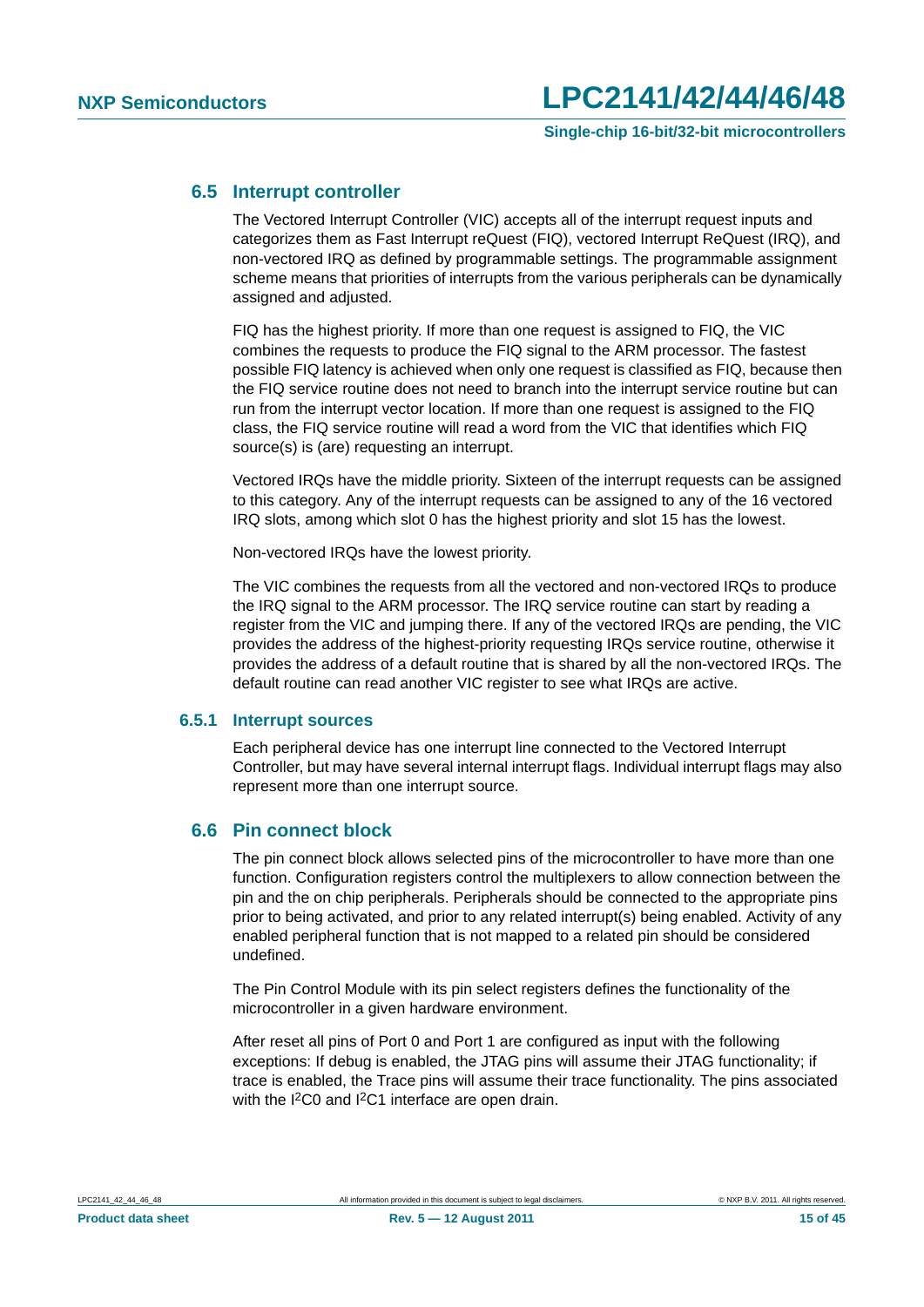## 6.5 Interrupt controller

The Vectored Interrupt Controller (VIC) accepts all of the interrupt request inputs and categorizes them as Fast Interrupt reQuest (FIQ), vectored Interrupt ReQuest (IRQ), and non-vectored IRQ as defined by programmable settings. The programmable assignment scheme means that priorities of interrupts from the various peripherals can be dynamically assigned and adjusted.

FIQ has the highest priority. If more than one request is assigned to FIQ, the VIC combines the requests to produce the FIQ signal to the ARM processor. The fastest possible FIQ latency is achieved when only one request is classified as FIQ, because then the FIQ service routine does not need to branch into the interrupt service routine but can run from the interrupt vector location. If more than one request is assigned to the FIQ class, the FIQ service routine will read a word from the VIC that identifies which FIQ source(s) is (are) requesting an interrupt.

Vectored IRQs have the middle priority. Sixteen of the interrupt requests can be assigned to this category. Any of the interrupt requests can be assigned to any of the 16 vectored IRQ slots, among which slot 0 has the highest priority and slot 15 has the lowest.

Non-vectored IRQs have the lowest priority.

The VIC combines the requests from all the vectored and non-vectored IRQs to produce the IRQ signal to the ARM processor. The IRQ service routine can start by reading a register from the VIC and jumping there. If any of the vectored IRQs are pending, the VIC provides the address of the highest-priority requesting IRQs service routine, otherwise it provides the address of a default routine that is shared by all the non-vectored IRQs. The default routine can read another VIC register to see what IRQs are active.

### 6.5.1 Interrupt sources

Each peripheral device has one interrupt line connected to the Vectored Interrupt Controller, but may have several internal interrupt flags. Individual interrupt flags may also represent more than one interrupt source.

## 6.6 Pin connect block

The pin connect block allows selected pins of the microcontroller to have more than one function. Configuration registers control the multiplexers to allow connection between the pin and the on chip peripherals. Peripherals should be connected to the appropriate pins prior to being activated, and prior to any related interrupt(s) being enabled. Activity of any enabled peripheral function that is not mapped to a related pin should be considered undefined.

The Pin Control Module with its pin select registers defines the functionality of the microcontroller in a given hardware environment.

After reset all pins of Port 0 and Port 1 are configured as input with the following exceptions: If debug is enabled, the JTAG pins will assume their JTAG functionality; if trace is enabled, the Trace pins will assume their trace functionality. The pins associated with the I$^2$C0 and I$^2$C1 interface are open drain.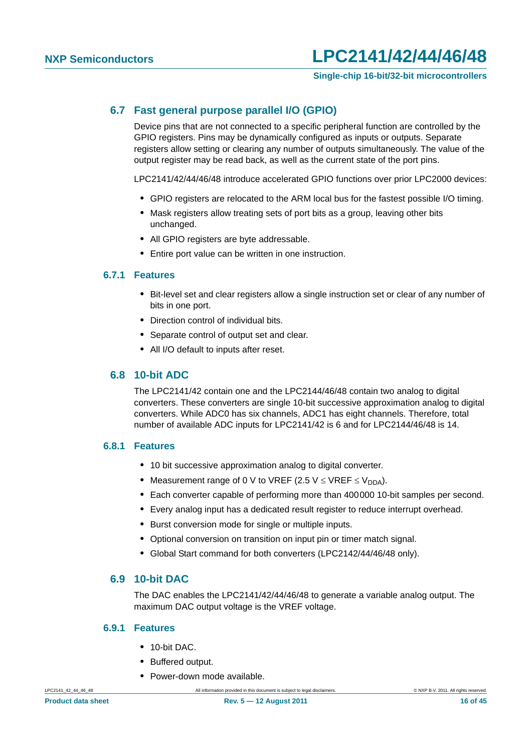## 6.7 Fast general purpose parallel I/O (GPIO)

Device pins that are not connected to a specific peripheral function are controlled by the GPIO registers. Pins may be dynamically configured as inputs or outputs. Separate registers allow setting or clearing any number of outputs simultaneously. The value of the output register may be read back, as well as the current state of the port pins.

LPC2141/42/44/46/48 introduce accelerated GPIO functions over prior LPC2000 devices:

- GPIO registers are relocated to the ARM local bus for the fastest possible I/O timing.
- Mask registers allow treating sets of port bits as a group, leaving other bits unchanged.
- All GPIO registers are byte addressable.
- Entire port value can be written in one instruction.

### 6.7.1 Features

- Bit-level set and clear registers allow a single instruction set or clear of any number of bits in one port.
- Direction control of individual bits.
- Separate control of output set and clear.
- All I/O default to inputs after reset.

## 6.8 10-bit ADC

The LPC2141/42 contain one and the LPC2144/46/48 contain two analog to digital converters. These converters are single 10-bit successive approximation analog to digital converters. While ADC0 has six channels, ADC1 has eight channels. Therefore, total number of available ADC inputs for LPC2141/42 is 6 and for LPC2144/46/48 is 14.

### 6.8.1 Features

- 10 bit successive approximation analog to digital converter.
- Measurement range of 0 V to VREF (2.5 V $\leq$ VREF $\leq$ $V_{DDA}$).
- Each converter capable of performing more than 400000 10-bit samples per second.
- Every analog input has a dedicated result register to reduce interrupt overhead.
- Burst conversion mode for single or multiple inputs.
- Optional conversion on transition on input pin or timer match signal.
- Global Start command for both converters (LPC2142/44/46/48 only).

## 6.9 10-bit DAC

The DAC enables the LPC2141/42/44/46/48 to generate a variable analog output. The maximum DAC output voltage is the VREF voltage.

### 6.9.1 Features

- 10-bit DAC.
- Buffered output.
- Power-down mode available.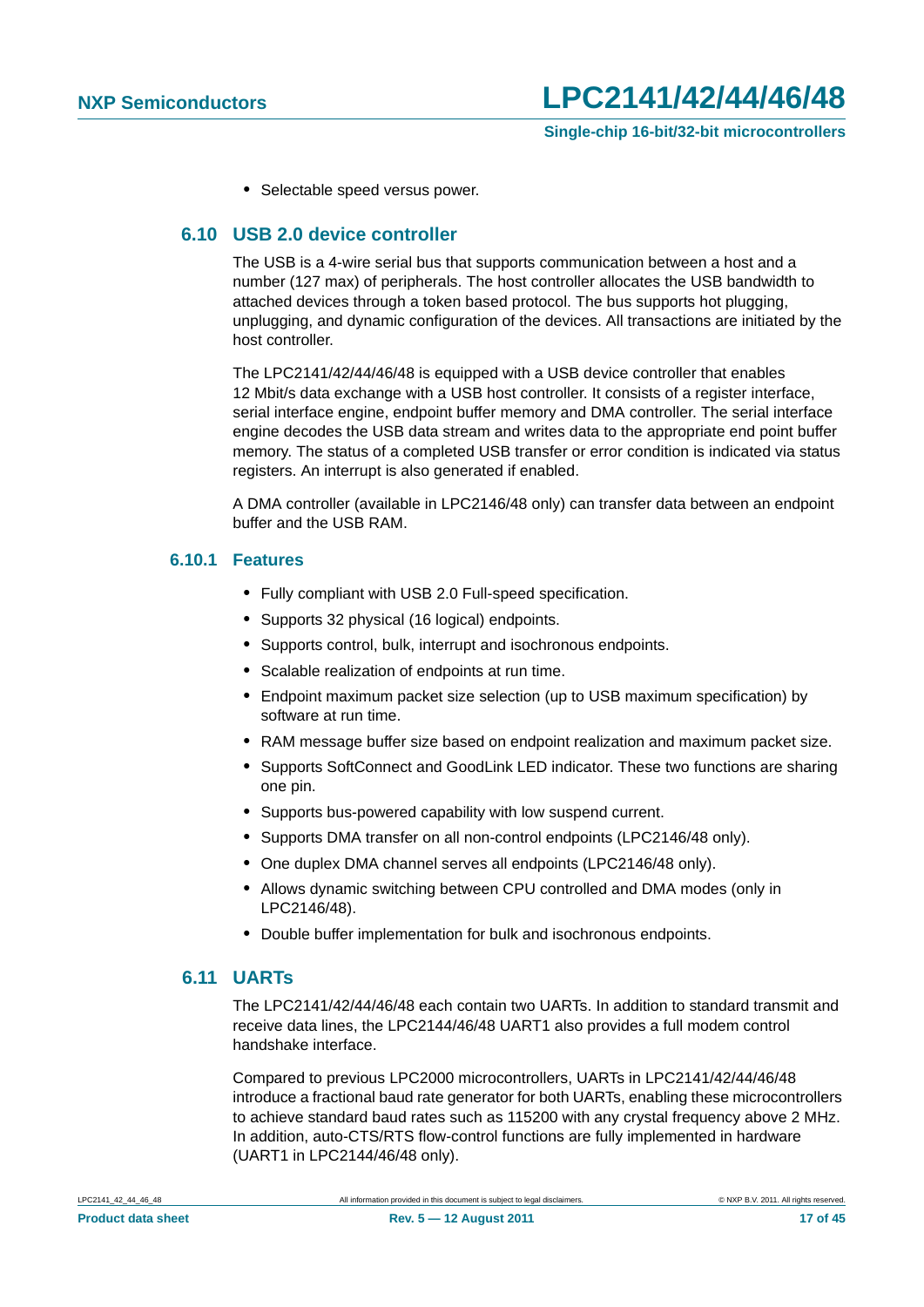- Selectable speed versus power.

## 6.10 USB 2.0 device controller

The USB is a 4-wire serial bus that supports communication between a host and a number (127 max) of peripherals. The host controller allocates the USB bandwidth to attached devices through a token based protocol. The bus supports hot plugging, unplugging, and dynamic configuration of the devices. All transactions are initiated by the host controller.

The LPC2141/42/44/46/48 is equipped with a USB device controller that enables 12 Mbit/s data exchange with a USB host controller. It consists of a register interface, serial interface engine, endpoint buffer memory and DMA controller. The serial interface engine decodes the USB data stream and writes data to the appropriate end point buffer memory. The status of a completed USB transfer or error condition is indicated via status registers. An interrupt is also generated if enabled.

A DMA controller (available in LPC2146/48 only) can transfer data between an endpoint buffer and the USB RAM.

### 6.10.1 Features

- Fully compliant with USB 2.0 Full-speed specification.
- Supports 32 physical (16 logical) endpoints.
- Supports control, bulk, interrupt and isochronous endpoints.
- Scalable realization of endpoints at run time.
- Endpoint maximum packet size selection (up to USB maximum specification) by software at run time.
- RAM message buffer size based on endpoint realization and maximum packet size.
- Supports SoftConnect and GoodLink LED indicator. These two functions are sharing one pin.
- Supports bus-powered capability with low suspend current.
- Supports DMA transfer on all non-control endpoints (LPC2146/48 only).
- One duplex DMA channel serves all endpoints (LPC2146/48 only).
- Allows dynamic switching between CPU controlled and DMA modes (only in LPC2146/48).
- Double buffer implementation for bulk and isochronous endpoints.

## 6.11 UARTs

The LPC2141/42/44/46/48 each contain two UARTs. In addition to standard transmit and receive data lines, the LPC2144/46/48 UART1 also provides a full modem control handshake interface.

Compared to previous LPC2000 microcontrollers, UARTs in LPC2141/42/44/46/48 introduce a fractional baud rate generator for both UARTs, enabling these microcontrollers to achieve standard baud rates such as 115200 with any crystal frequency above 2 MHz. In addition, auto-CTS/RTS flow-control functions are fully implemented in hardware (UART1 in LPC2144/46/48 only).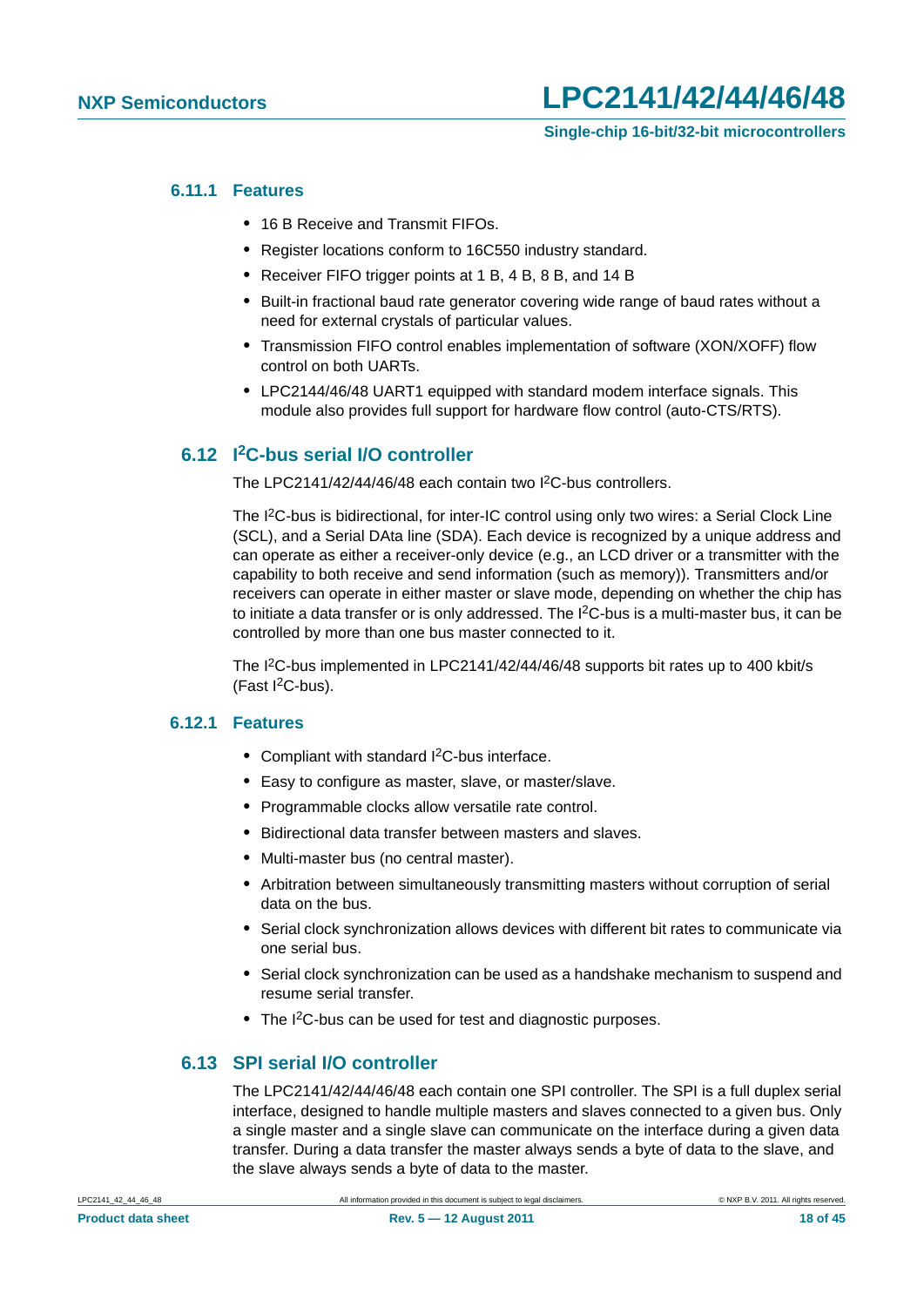### 6.11.1 Features

- 16 B Receive and Transmit FIFOs.
- Register locations conform to 16C550 industry standard.
- Receiver FIFO trigger points at 1 B, 4 B, 8 B, and 14 B
- Built-in fractional baud rate generator covering wide range of baud rates without a need for external crystals of particular values.
- Transmission FIFO control enables implementation of software (XON/XOFF) flow control on both UARTs.
- LPC2144/46/48 UART1 equipped with standard modem interface signals. This module also provides full support for hardware flow control (auto-CTS/RTS).

## 6.12 I$^2$C-bus serial I/O controller

The LPC2141/42/44/46/48 each contain two I$^2$C-bus controllers.

The I$^2$C-bus is bidirectional, for inter-IC control using only two wires: a Serial Clock Line (SCL), and a Serial DAta line (SDA). Each device is recognized by a unique address and can operate as either a receiver-only device (e.g., an LCD driver or a transmitter with the capability to both receive and send information (such as memory)). Transmitters and/or receivers can operate in either master or slave mode, depending on whether the chip has to initiate a data transfer or is only addressed. The I$^2$C-bus is a multi-master bus, it can be controlled by more than one bus master connected to it.

The I$^2$C-bus implemented in LPC2141/42/44/46/48 supports bit rates up to 400 kbit/s (Fast I$^2$C-bus).

### 6.12.1 Features

- Compliant with standard I$^2$C-bus interface.
- Easy to configure as master, slave, or master/slave.
- Programmable clocks allow versatile rate control.
- Bidirectional data transfer between masters and slaves.
- Multi-master bus (no central master).
- Arbitration between simultaneously transmitting masters without corruption of serial data on the bus.
- Serial clock synchronization allows devices with different bit rates to communicate via one serial bus.
- Serial clock synchronization can be used as a handshake mechanism to suspend and resume serial transfer.
- The I$^2$C-bus can be used for test and diagnostic purposes.

## 6.13 SPI serial I/O controller

The LPC2141/42/44/46/48 each contain one SPI controller. The SPI is a full duplex serial interface, designed to handle multiple masters and slaves connected to a given bus. Only a single master and a single slave can communicate on the interface during a given data transfer. During a data transfer the master always sends a byte of data to the slave, and the slave always sends a byte of data to the master.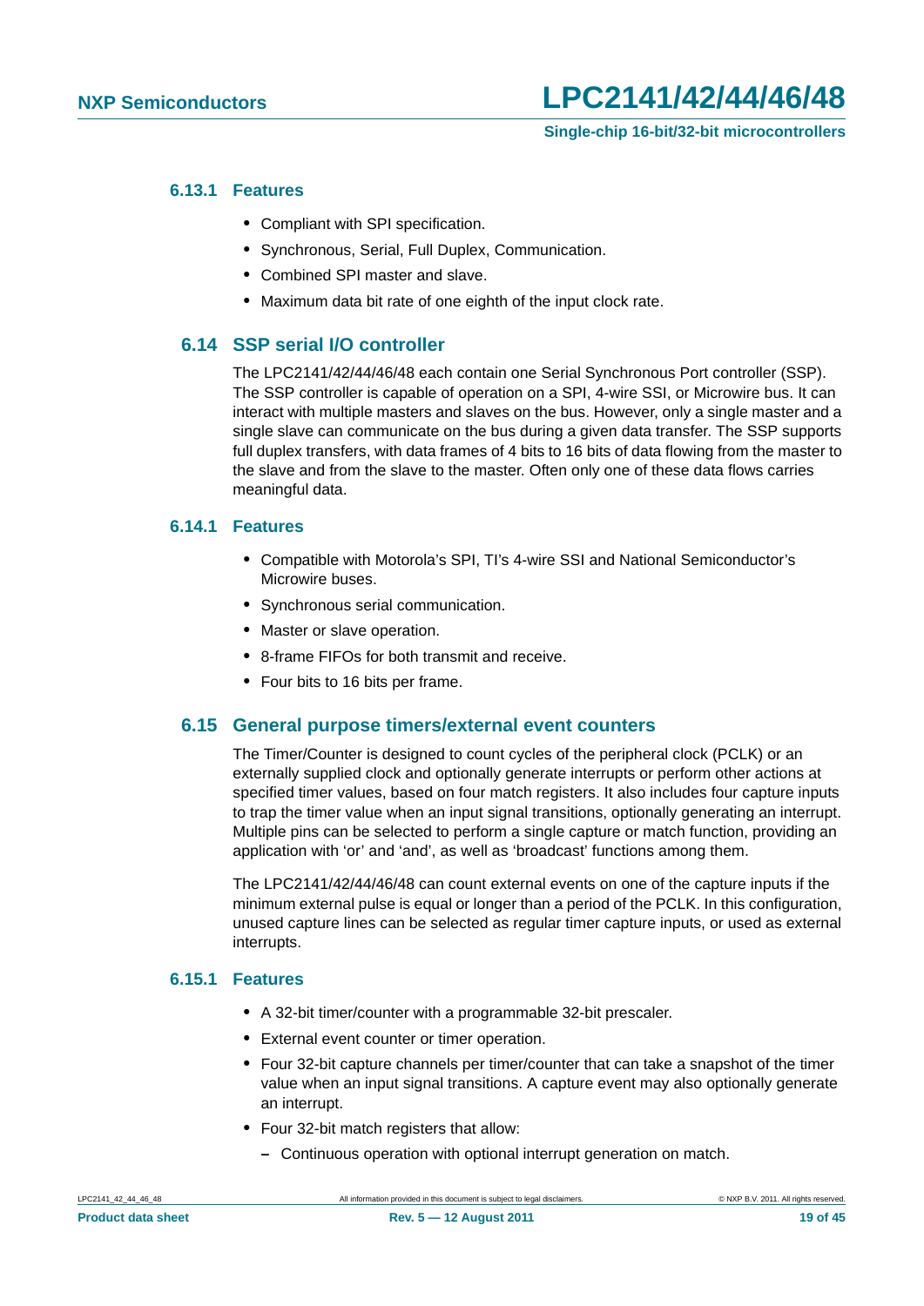### 6.13.1 Features

- Compliant with SPI specification.
- Synchronous, Serial, Full Duplex, Communication.
- Combined SPI master and slave.
- Maximum data bit rate of one eighth of the input clock rate.

## 6.14 SSP serial I/O controller

The LPC2141/42/44/46/48 each contain one Serial Synchronous Port controller (SSP). The SSP controller is capable of operation on a SPI, 4-wire SSI, or Microwire bus. It can interact with multiple masters and slaves on the bus. However, only a single master and a single slave can communicate on the bus during a given data transfer. The SSP supports full duplex transfers, with data frames of 4 bits to 16 bits of data flowing from the master to the slave and from the slave to the master. Often only one of these data flows carries meaningful data.

### 6.14.1 Features

- Compatible with Motorola's SPI, TI's 4-wire SSI and National Semiconductor's Microwire buses.
- Synchronous serial communication.
- Master or slave operation.
- 8-frame FIFOs for both transmit and receive.
- Four bits to 16 bits per frame.

## 6.15 General purpose timers/external event counters

The Timer/Counter is designed to count cycles of the peripheral clock (PCLK) or an externally supplied clock and optionally generate interrupts or perform other actions at specified timer values, based on four match registers. It also includes four capture inputs to trap the timer value when an input signal transitions, optionally generating an interrupt. Multiple pins can be selected to perform a single capture or match function, providing an application with 'or' and 'and', as well as 'broadcast' functions among them.

The LPC2141/42/44/46/48 can count external events on one of the capture inputs if the minimum external pulse is equal or longer than a period of the PCLK. In this configuration, unused capture lines can be selected as regular timer capture inputs, or used as external interrupts.

### 6.15.1 Features

- A 32-bit timer/counter with a programmable 32-bit prescaler.
- External event counter or timer operation.
- Four 32-bit capture channels per timer/counter that can take a snapshot of the timer value when an input signal transitions. A capture event may also optionally generate an interrupt.
- Four 32-bit match registers that allow:
  - Continuous operation with optional interrupt generation on match.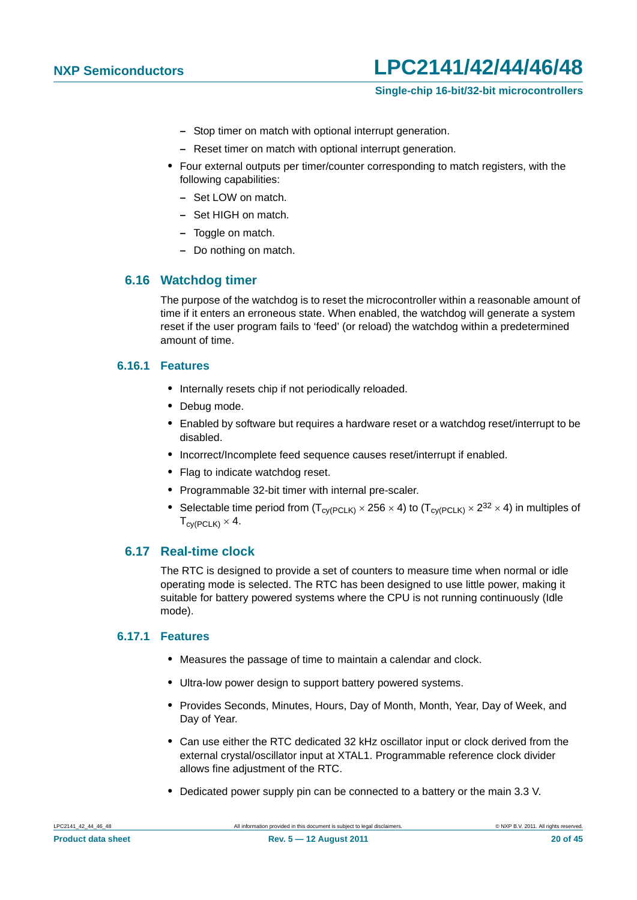- Stop timer on match with optional interrupt generation.
    - Reset timer on match with optional interrupt generation.
- Four external outputs per timer/counter corresponding to match registers, with the following capabilities:
    - Set LOW on match.
    - Set HIGH on match.
    - Toggle on match.
    - Do nothing on match.

## 6.16 Watchdog timer

The purpose of the watchdog is to reset the microcontroller within a reasonable amount of time if it enters an erroneous state. When enabled, the watchdog will generate a system reset if the user program fails to 'feed' (or reload) the watchdog within a predetermined amount of time.

### 6.16.1 Features

- Internally resets chip if not periodically reloaded.
- Debug mode.
- Enabled by software but requires a hardware reset or a watchdog reset/interrupt to be disabled.
- Incorrect/Incomplete feed sequence causes reset/interrupt if enabled.
- Flag to indicate watchdog reset.
- Programmable 32-bit timer with internal pre-scaler.
- Selectable time period from ($T_{cy(PCLK)} \times 256 \times 4$) to ($T_{cy(PCLK)} \times 2^{32} \times 4$) in multiples of $T_{cy(PCLK)} \times 4$.

## 6.17 Real-time clock

The RTC is designed to provide a set of counters to measure time when normal or idle operating mode is selected. The RTC has been designed to use little power, making it suitable for battery powered systems where the CPU is not running continuously (Idle mode).

### 6.17.1 Features

- Measures the passage of time to maintain a calendar and clock.
- Ultra-low power design to support battery powered systems.
- Provides Seconds, Minutes, Hours, Day of Month, Month, Year, Day of Week, and Day of Year.
- Can use either the RTC dedicated 32 kHz oscillator input or clock derived from the external crystal/oscillator input at XTAL1. Programmable reference clock divider allows fine adjustment of the RTC.
- Dedicated power supply pin can be connected to a battery or the main 3.3 V.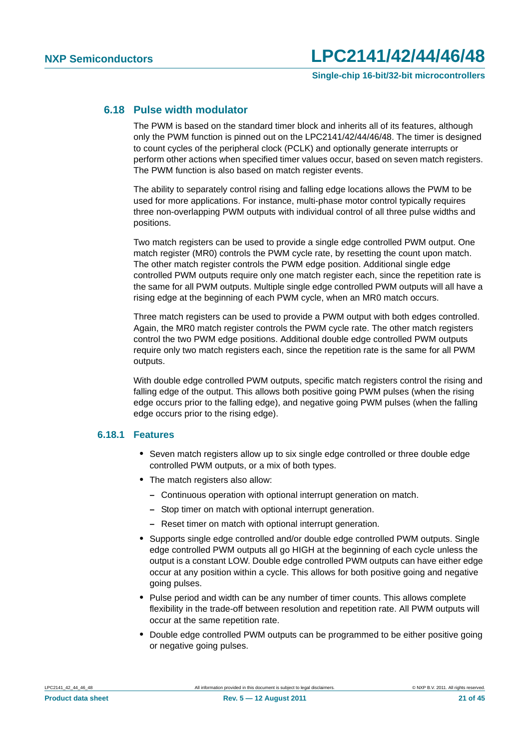## 6.18 Pulse width modulator

The PWM is based on the standard timer block and inherits all of its features, although only the PWM function is pinned out on the LPC2141/42/44/46/48. The timer is designed to count cycles of the peripheral clock (PCLK) and optionally generate interrupts or perform other actions when specified timer values occur, based on seven match registers. The PWM function is also based on match register events.

The ability to separately control rising and falling edge locations allows the PWM to be used for more applications. For instance, multi-phase motor control typically requires three non-overlapping PWM outputs with individual control of all three pulse widths and positions.

Two match registers can be used to provide a single edge controlled PWM output. One match register (MR0) controls the PWM cycle rate, by resetting the count upon match. The other match register controls the PWM edge position. Additional single edge controlled PWM outputs require only one match register each, since the repetition rate is the same for all PWM outputs. Multiple single edge controlled PWM outputs will all have a rising edge at the beginning of each PWM cycle, when an MR0 match occurs.

Three match registers can be used to provide a PWM output with both edges controlled. Again, the MR0 match register controls the PWM cycle rate. The other match registers control the two PWM edge positions. Additional double edge controlled PWM outputs require only two match registers each, since the repetition rate is the same for all PWM outputs.

With double edge controlled PWM outputs, specific match registers control the rising and falling edge of the output. This allows both positive going PWM pulses (when the rising edge occurs prior to the falling edge), and negative going PWM pulses (when the falling edge occurs prior to the rising edge).

### 6.18.1 Features

- Seven match registers allow up to six single edge controlled or three double edge controlled PWM outputs, or a mix of both types.
- The match registers also allow:
  - Continuous operation with optional interrupt generation on match.
  - Stop timer on match with optional interrupt generation.
  - Reset timer on match with optional interrupt generation.
- Supports single edge controlled and/or double edge controlled PWM outputs. Single edge controlled PWM outputs all go HIGH at the beginning of each cycle unless the output is a constant LOW. Double edge controlled PWM outputs can have either edge occur at any position within a cycle. This allows for both positive going and negative going pulses.
- Pulse period and width can be any number of timer counts. This allows complete flexibility in the trade-off between resolution and repetition rate. All PWM outputs will occur at the same repetition rate.
- Double edge controlled PWM outputs can be programmed to be either positive going or negative going pulses.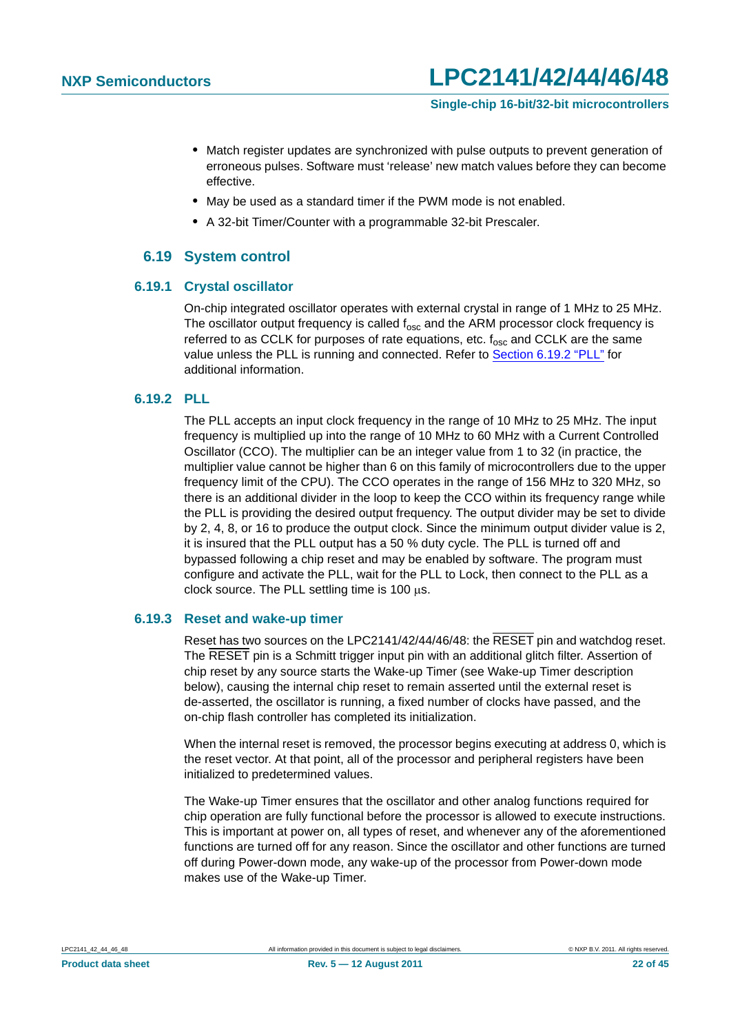- Match register updates are synchronized with pulse outputs to prevent generation of erroneous pulses. Software must 'release' new match values before they can become effective.
- May be used as a standard timer if the PWM mode is not enabled.
- A 32-bit Timer/Counter with a programmable 32-bit Prescaler.

## 6.19 System control

### 6.19.1 Crystal oscillator

On-chip integrated oscillator operates with external crystal in range of 1 MHz to 25 MHz. The oscillator output frequency is called $f_{osc}$ and the ARM processor clock frequency is referred to as CCLK for purposes of rate equations, etc. $f_{osc}$ and CCLK are the same value unless the PLL is running and connected. Refer to Section 6.19.2 "PLL" for additional information.

### 6.19.2 PLL

The PLL accepts an input clock frequency in the range of 10 MHz to 25 MHz. The input frequency is multiplied up into the range of 10 MHz to 60 MHz with a Current Controlled Oscillator (CCO). The multiplier can be an integer value from 1 to 32 (in practice, the multiplier value cannot be higher than 6 on this family of microcontrollers due to the upper frequency limit of the CPU). The CCO operates in the range of 156 MHz to 320 MHz, so there is an additional divider in the loop to keep the CCO within its frequency range while the PLL is providing the desired output frequency. The output divider may be set to divide by 2, 4, 8, or 16 to produce the output clock. Since the minimum output divider value is 2, it is insured that the PLL output has a 50 % duty cycle. The PLL is turned off and bypassed following a chip reset and may be enabled by software. The program must configure and activate the PLL, wait for the PLL to Lock, then connect to the PLL as a clock source. The PLL settling time is 100 μs.

### 6.19.3 Reset and wake-up timer

Reset has two sources on the LPC2141/42/44/46/48: the $\overline{\text{RESET}}$ pin and watchdog reset. The $\overline{\text{RESET}}$ pin is a Schmitt trigger input pin with an additional glitch filter. Assertion of chip reset by any source starts the Wake-up Timer (see Wake-up Timer description below), causing the internal chip reset to remain asserted until the external reset is de-asserted, the oscillator is running, a fixed number of clocks have passed, and the on-chip flash controller has completed its initialization.

When the internal reset is removed, the processor begins executing at address 0, which is the reset vector. At that point, all of the processor and peripheral registers have been initialized to predetermined values.

The Wake-up Timer ensures that the oscillator and other analog functions required for chip operation are fully functional before the processor is allowed to execute instructions. This is important at power on, all types of reset, and whenever any of the aforementioned functions are turned off for any reason. Since the oscillator and other functions are turned off during Power-down mode, any wake-up of the processor from Power-down mode makes use of the Wake-up Timer.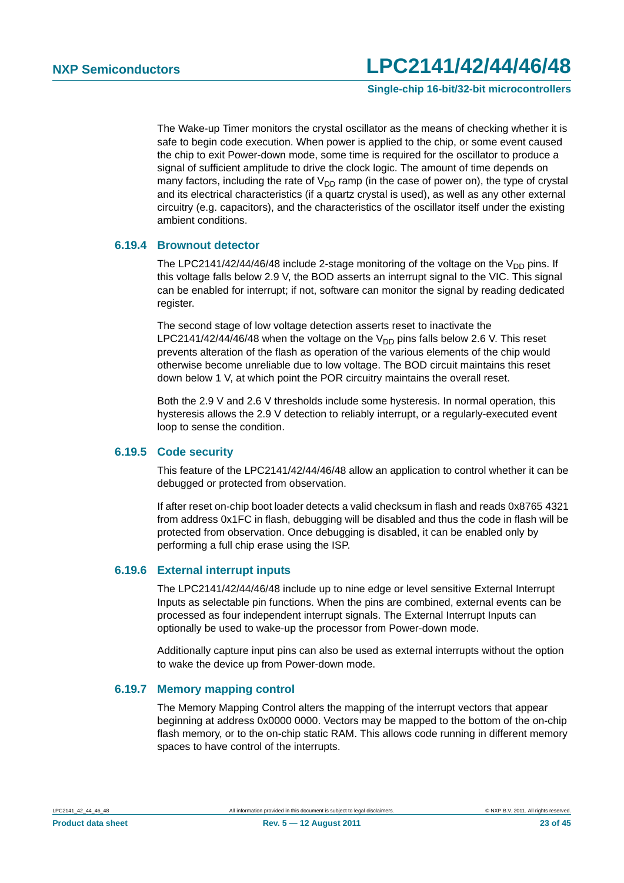The Wake-up Timer monitors the crystal oscillator as the means of checking whether it is safe to begin code execution. When power is applied to the chip, or some event caused the chip to exit Power-down mode, some time is required for the oscillator to produce a signal of sufficient amplitude to drive the clock logic. The amount of time depends on many factors, including the rate of $V_{DD}$ ramp (in the case of power on), the type of crystal and its electrical characteristics (if a quartz crystal is used), as well as any other external circuitry (e.g. capacitors), and the characteristics of the oscillator itself under the existing ambient conditions.

### 6.19.4 Brownout detector

The LPC2141/42/44/46/48 include 2-stage monitoring of the voltage on the $V_{DD}$ pins. If this voltage falls below 2.9 V, the BOD asserts an interrupt signal to the VIC. This signal can be enabled for interrupt; if not, software can monitor the signal by reading dedicated register.

The second stage of low voltage detection asserts reset to inactivate the LPC2141/42/44/46/48 when the voltage on the $V_{DD}$ pins falls below 2.6 V. This reset prevents alteration of the flash as operation of the various elements of the chip would otherwise become unreliable due to low voltage. The BOD circuit maintains this reset down below 1 V, at which point the POR circuitry maintains the overall reset.

Both the 2.9 V and 2.6 V thresholds include some hysteresis. In normal operation, this hysteresis allows the 2.9 V detection to reliably interrupt, or a regularly-executed event loop to sense the condition.

### 6.19.5 Code security

This feature of the LPC2141/42/44/46/48 allow an application to control whether it can be debugged or protected from observation.

If after reset on-chip boot loader detects a valid checksum in flash and reads 0x8765 4321 from address 0x1FC in flash, debugging will be disabled and thus the code in flash will be protected from observation. Once debugging is disabled, it can be enabled only by performing a full chip erase using the ISP.

### 6.19.6 External interrupt inputs

The LPC2141/42/44/46/48 include up to nine edge or level sensitive External Interrupt Inputs as selectable pin functions. When the pins are combined, external events can be processed as four independent interrupt signals. The External Interrupt Inputs can optionally be used to wake-up the processor from Power-down mode.

Additionally capture input pins can also be used as external interrupts without the option to wake the device up from Power-down mode.

### 6.19.7 Memory mapping control

The Memory Mapping Control alters the mapping of the interrupt vectors that appear beginning at address 0x0000 0000. Vectors may be mapped to the bottom of the on-chip flash memory, or to the on-chip static RAM. This allows code running in different memory spaces to have control of the interrupts.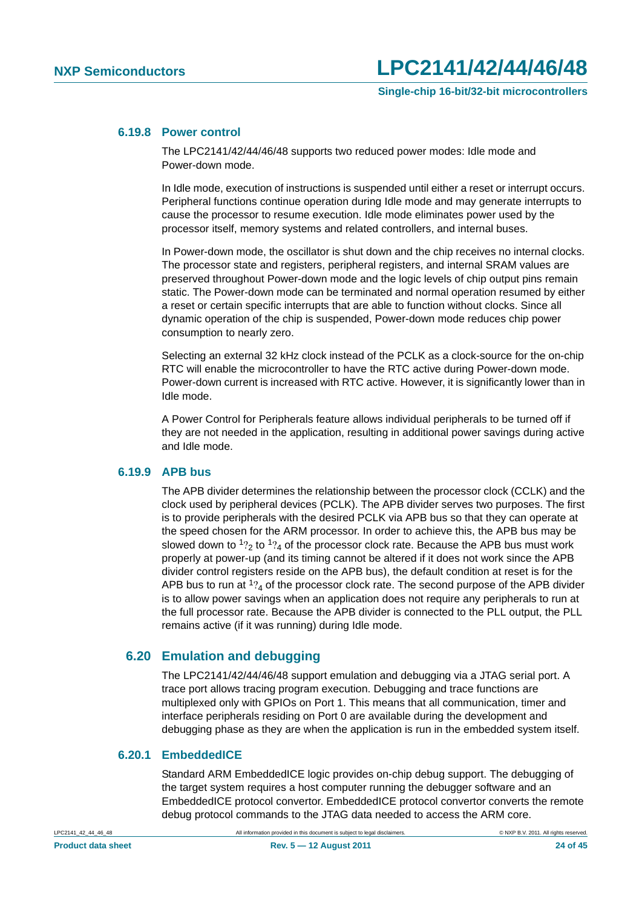### 6.19.8 Power control

The LPC2141/42/44/46/48 supports two reduced power modes: Idle mode and Power-down mode.

In Idle mode, execution of instructions is suspended until either a reset or interrupt occurs. Peripheral functions continue operation during Idle mode and may generate interrupts to cause the processor to resume execution. Idle mode eliminates power used by the processor itself, memory systems and related controllers, and internal buses.

In Power-down mode, the oscillator is shut down and the chip receives no internal clocks. The processor state and registers, peripheral registers, and internal SRAM values are preserved throughout Power-down mode and the logic levels of chip output pins remain static. The Power-down mode can be terminated and normal operation resumed by either a reset or certain specific interrupts that are able to function without clocks. Since all dynamic operation of the chip is suspended, Power-down mode reduces chip power consumption to nearly zero.

Selecting an external 32 kHz clock instead of the PCLK as a clock-source for the on-chip RTC will enable the microcontroller to have the RTC active during Power-down mode. Power-down current is increased with RTC active. However, it is significantly lower than in Idle mode.

A Power Control for Peripherals feature allows individual peripherals to be turned off if they are not needed in the application, resulting in additional power savings during active and Idle mode.

### 6.19.9 APB bus

The APB divider determines the relationship between the processor clock (CCLK) and the clock used by peripheral devices (PCLK). The APB divider serves two purposes. The first is to provide peripherals with the desired PCLK via APB bus so that they can operate at the speed chosen for the ARM processor. In order to achieve this, the APB bus may be slowed down to $^1⁄_2$ to $^1⁄_4$ of the processor clock rate. Because the APB bus must work properly at power-up (and its timing cannot be altered if it does not work since the APB divider control registers reside on the APB bus), the default condition at reset is for the APB bus to run at $^1⁄_4$ of the processor clock rate. The second purpose of the APB divider is to allow power savings when an application does not require any peripherals to run at the full processor rate. Because the APB divider is connected to the PLL output, the PLL remains active (if it was running) during Idle mode.

## 6.20 Emulation and debugging

The LPC2141/42/44/46/48 support emulation and debugging via a JTAG serial port. A trace port allows tracing program execution. Debugging and trace functions are multiplexed only with GPIOs on Port 1. This means that all communication, timer and interface peripherals residing on Port 0 are available during the development and debugging phase as they are when the application is run in the embedded system itself.

### 6.20.1 EmbeddedICE

Standard ARM EmbeddedICE logic provides on-chip debug support. The debugging of the target system requires a host computer running the debugger software and an EmbeddedICE protocol convertor. EmbeddedICE protocol convertor converts the remote debug protocol commands to the JTAG data needed to access the ARM core.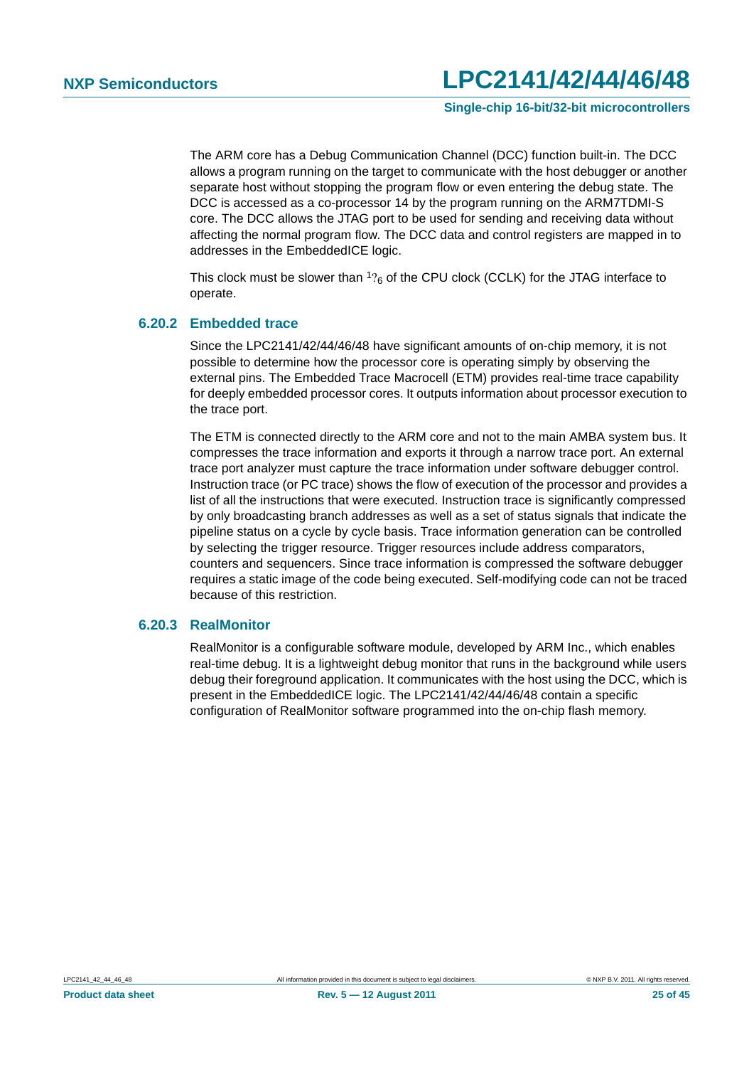The ARM core has a Debug Communication Channel (DCC) function built-in. The DCC allows a program running on the target to communicate with the host debugger or another separate host without stopping the program flow or even entering the debug state. The DCC is accessed as a co-processor 14 by the program running on the ARM7TDMI-S core. The DCC allows the JTAG port to be used for sending and receiving data without affecting the normal program flow. The DCC data and control registers are mapped in to addresses in the EmbeddedICE logic.

This clock must be slower than $^{1}⁄_{6}$ of the CPU clock (CCLK) for the JTAG interface to operate.

### 6.20.2 Embedded trace

Since the LPC2141/42/44/46/48 have significant amounts of on-chip memory, it is not possible to determine how the processor core is operating simply by observing the external pins. The Embedded Trace Macrocell (ETM) provides real-time trace capability for deeply embedded processor cores. It outputs information about processor execution to the trace port.

The ETM is connected directly to the ARM core and not to the main AMBA system bus. It compresses the trace information and exports it through a narrow trace port. An external trace port analyzer must capture the trace information under software debugger control. Instruction trace (or PC trace) shows the flow of execution of the processor and provides a list of all the instructions that were executed. Instruction trace is significantly compressed by only broadcasting branch addresses as well as a set of status signals that indicate the pipeline status on a cycle by cycle basis. Trace information generation can be controlled by selecting the trigger resource. Trigger resources include address comparators, counters and sequencers. Since trace information is compressed the software debugger requires a static image of the code being executed. Self-modifying code can not be traced because of this restriction.

### 6.20.3 RealMonitor

RealMonitor is a configurable software module, developed by ARM Inc., which enables real-time debug. It is a lightweight debug monitor that runs in the background while users debug their foreground application. It communicates with the host using the DCC, which is present in the EmbeddedICE logic. The LPC2141/42/44/46/48 contain a specific configuration of RealMonitor software programmed into the on-chip flash memory.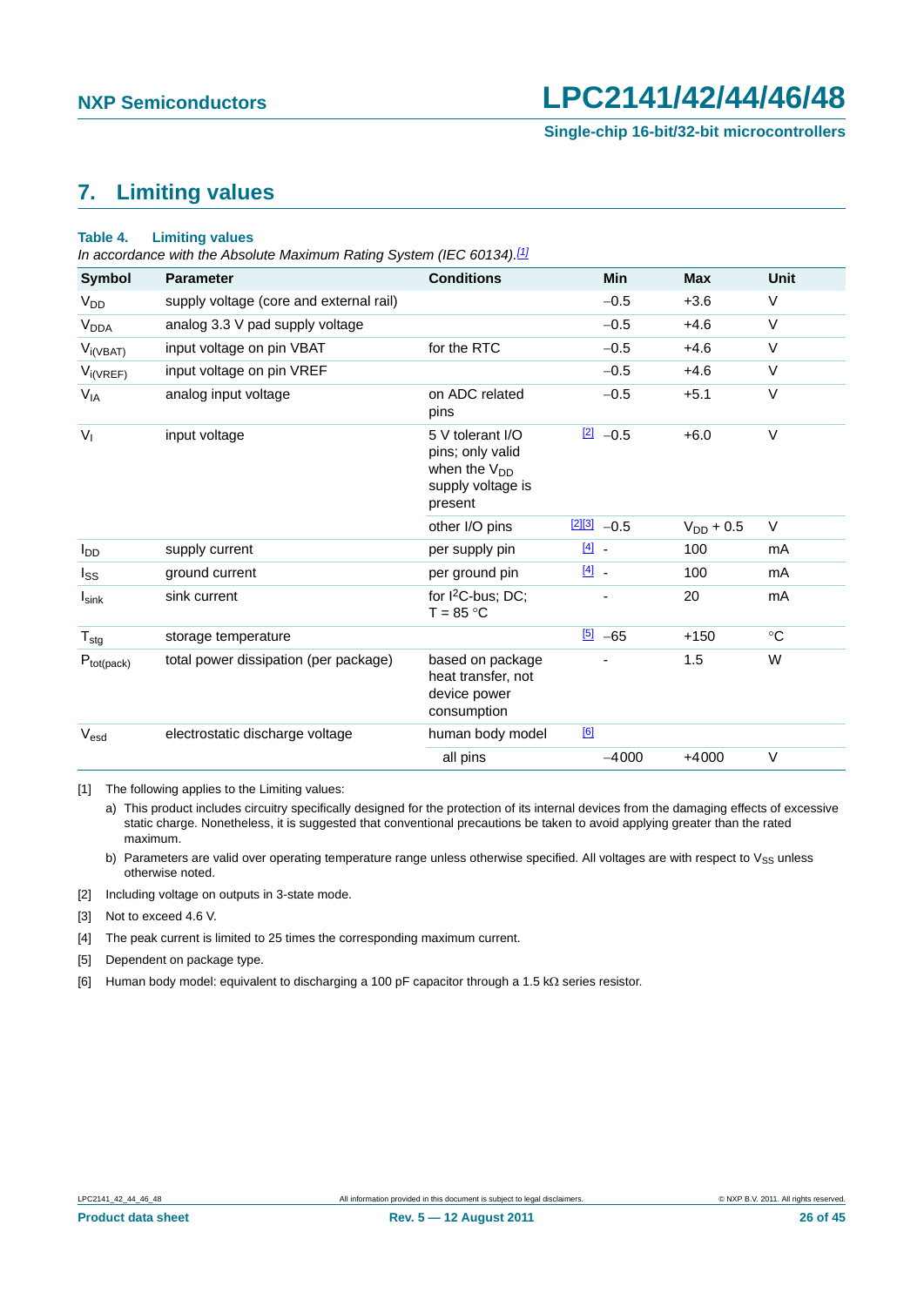## 7. Limiting values

**Table 4. Limiting values**

*In accordance with the Absolute Maximum Rating System (IEC 60134).[1]*

| Symbol | Parameter | Conditions | | Min | Max | Unit |
|---|---|---|---|---|---|---|
| $V_{DD}$ | supply voltage (core and external rail) | | | −0.5 | +3.6 | V |
| $V_{DDA}$ | analog 3.3 V pad supply voltage | | | −0.5 | +4.6 | V |
| $V_{i(VBAT)}$ | input voltage on pin VBAT | for the RTC | | −0.5 | +4.6 | V |
| $V_{i(VREF)}$ | input voltage on pin VREF | | | −0.5 | +4.6 | V |
| $V_{IA}$ | analog input voltage | on ADC related pins | | −0.5 | +5.1 | V |
| $V_I$ | input voltage | 5 V tolerant I/O pins; only valid when the $V_{DD}$ supply voltage is present | [2] | −0.5 | +6.0 | V |
| | | other I/O pins | [2][3] | −0.5 | $V_{DD}$ + 0.5 | V |
| $I_{DD}$ | supply current | per supply pin | [4] | - | 100 | mA |
| $I_{SS}$ | ground current | per ground pin | [4] | - | 100 | mA |
| $I_{sink}$ | sink current | for I²C-bus; DC; T = 85 °C | | - | 20 | mA |
| $T_{stg}$ | storage temperature | | [5] | −65 | +150 | °C |
| $P_{tot(pack)}$ | total power dissipation (per package) | based on package heat transfer, not device power consumption | | - | 1.5 | W |
| $V_{esd}$ | electrostatic discharge voltage | human body model | [6] | | | |
| | | all pins | | −4000 | +4000 | V |

[1] The following applies to the Limiting values:

a) This product includes circuitry specifically designed for the protection of its internal devices from the damaging effects of excessive static charge. Nonetheless, it is suggested that conventional precautions be taken to avoid applying greater than the rated maximum.

b) Parameters are valid over operating temperature range unless otherwise specified. All voltages are with respect to $V_{SS}$ unless otherwise noted.

[2] Including voltage on outputs in 3-state mode.

[3] Not to exceed 4.6 V.

[4] The peak current is limited to 25 times the corresponding maximum current.

[5] Dependent on package type.

[6] Human body model: equivalent to discharging a 100 pF capacitor through a 1.5 kΩ series resistor.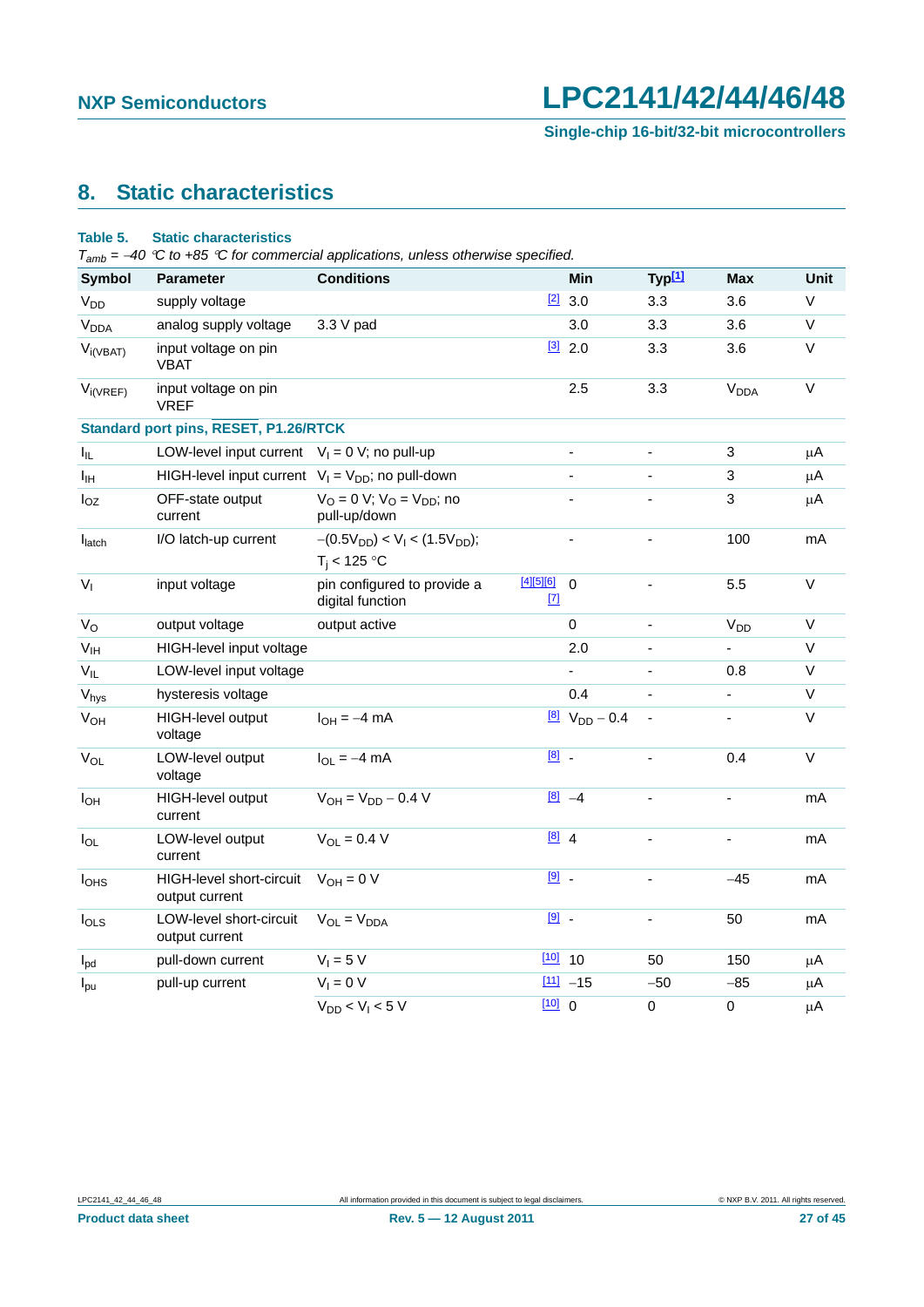## 8. Static characteristics

**Table 5. Static characteristics**

*$T_{amb}$ = −40 °C to +85 °C for commercial applications, unless otherwise specified.*

| Symbol | Parameter | Conditions | | Min | Typ[1] | Max | Unit |
|---|---|---|---|---|---|---|---|
| $V_{DD}$ | supply voltage | | [2] | 3.0 | 3.3 | 3.6 | V |
| $V_{DDA}$ | analog supply voltage | 3.3 V pad | | 3.0 | 3.3 | 3.6 | V |
| $V_{i(VBAT)}$ | input voltage on pin VBAT | | [3] | 2.0 | 3.3 | 3.6 | V |
| $V_{i(VREF)}$ | input voltage on pin VREF | | | 2.5 | 3.3 | $V_{DDA}$ | V |
| **Standard port pins, RESET, P1.26/RTCK** | | | | | | | |
| $I_{IL}$ | LOW-level input current | $V_I$ = 0 V; no pull-up | | - | - | 3 | μA |
| $I_{IH}$ | HIGH-level input current | $V_I$ = $V_{DD}$; no pull-down | | - | - | 3 | μA |
| $I_{OZ}$ | OFF-state output current | $V_O$ = 0 V; $V_O$ = $V_{DD}$; no pull-up/down | | - | - | 3 | μA |
| $I_{latch}$ | I/O latch-up current | $-(0.5V_{DD}) < V_I < (1.5V_{DD})$; $T_j$ < 125 °C | | - | - | 100 | mA |
| $V_I$ | input voltage | pin configured to provide a digital function | [4][5][6][7] | 0 | - | 5.5 | V |
| $V_O$ | output voltage | output active | | 0 | - | $V_{DD}$ | V |
| $V_{IH}$ | HIGH-level input voltage | | | 2.0 | - | - | V |
| $V_{IL}$ | LOW-level input voltage | | | - | - | 0.8 | V |
| $V_{hys}$ | hysteresis voltage | | | 0.4 | - | - | V |
| $V_{OH}$ | HIGH-level output voltage | $I_{OH}$ = −4 mA | [8] | $V_{DD}$ − 0.4 | - | - | V |
| $V_{OL}$ | LOW-level output voltage | $I_{OL}$ = −4 mA | [8] | - | - | 0.4 | V |
| $I_{OH}$ | HIGH-level output current | $V_{OH}$ = $V_{DD}$ − 0.4 V | [8] | −4 | - | - | mA |
| $I_{OL}$ | LOW-level output current | $V_{OL}$ = 0.4 V | [8] | 4 | - | - | mA |
| $I_{OHS}$ | HIGH-level short-circuit output current | $V_{OH}$ = 0 V | [9] | - | - | −45 | mA |
| $I_{OLS}$ | LOW-level short-circuit output current | $V_{OL}$ = $V_{DDA}$ | [9] | - | - | 50 | mA |
| $I_{pd}$ | pull-down current | $V_I$ = 5 V | [10] | 10 | 50 | 150 | μA |
| $I_{pu}$ | pull-up current | $V_I$ = 0 V | [11] | −15 | −50 | −85 | μA |
| | | $V_{DD} < V_I < 5$ V | [10] | 0 | 0 | 0 | μA |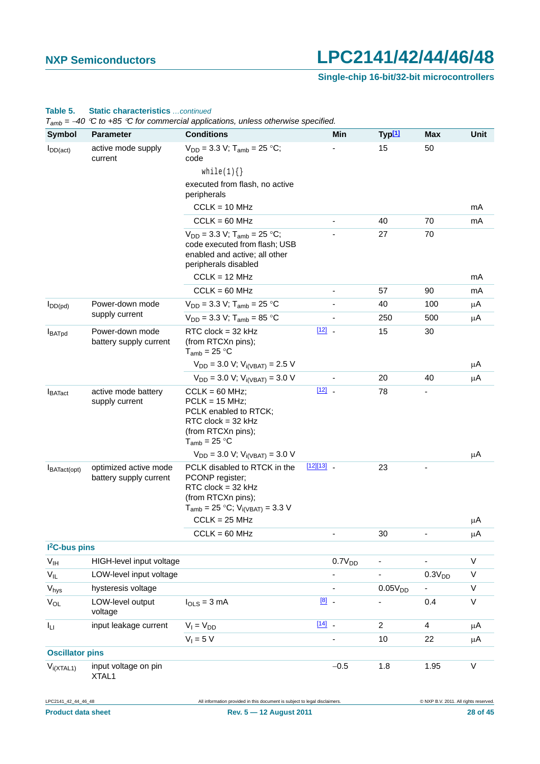**Table 5. Static characteristics** *...continued*

*$T_{amb}$ = –40 °C to +85 °C for commercial applications, unless otherwise specified.*

| Symbol | Parameter | Conditions | | Min | Typ[1] | Max | Unit |
|---|---|---|---|---|---|---|---|
| $I_{DD(act)}$ | active mode supply current | $V_{DD}$ = 3.3 V; $T_{amb}$ = 25 °C; code `while(1){}` executed from flash, no active peripherals | | | | | |
| | | CCLK = 10 MHz | | - | 15 | 50 | mA |
| | | CCLK = 60 MHz | | - | 40 | 70 | mA |
| | | $V_{DD}$ = 3.3 V; $T_{amb}$ = 25 °C; code executed from flash; USB enabled and active; all other peripherals disabled | | | | | |
| | | CCLK = 12 MHz | | - | 27 | 70 | mA |
| | | CCLK = 60 MHz | | - | 57 | 90 | mA |
| $I_{DD(pd)}$ | Power-down mode supply current | $V_{DD}$ = 3.3 V; $T_{amb}$ = 25 °C | | - | 40 | 100 | µA |
| | | $V_{DD}$ = 3.3 V; $T_{amb}$ = 85 °C | | - | 250 | 500 | µA |
| $I_{BATpd}$ | Power-down mode battery supply current | RTC clock = 32 kHz (from RTCXn pins); $T_{amb}$ = 25 °C | [12] | | | | |
| | | $V_{DD}$ = 3.0 V; $V_{i(VBAT)}$ = 2.5 V | | - | 15 | 30 | µA |
| | | $V_{DD}$ = 3.0 V; $V_{i(VBAT)}$ = 3.0 V | | - | 20 | 40 | µA |
| $I_{BATact}$ | active mode battery supply current | CCLK = 60 MHz; PCLK = 15 MHz; PCLK enabled to RTCK; RTC clock = 32 kHz (from RTCXn pins); $T_{amb}$ = 25 °C | [12] | | | | |
| | | $V_{DD}$ = 3.0 V; $V_{i(VBAT)}$ = 3.0 V | | - | 78 | - | µA |
| $I_{BATact(opt)}$ | optimized active mode battery supply current | PCLK disabled to RTCK in the PCONP register; RTC clock = 32 kHz (from RTCXn pins); $T_{amb}$ = 25 °C; $V_{i(VBAT)}$ = 3.3 V | [12][13] | | | | |
| | | CCLK = 25 MHz | | - | 23 | - | µA |
| | | CCLK = 60 MHz | | - | 30 | - | µA |
| **I²C-bus pins** | | | | | | | |
| $V_{IH}$ | HIGH-level input voltage | | | 0.7$V_{DD}$ | - | - | V |
| $V_{IL}$ | LOW-level input voltage | | | - | - | 0.3$V_{DD}$ | V |
| $V_{hys}$ | hysteresis voltage | | | - | 0.05$V_{DD}$ | - | V |
| $V_{OL}$ | LOW-level output voltage | $I_{OLS}$ = 3 mA | [8] | - | - | 0.4 | V |
| $I_{LI}$ | input leakage current | $V_I$ = $V_{DD}$ | [14] | - | 2 | 4 | µA |
| | | $V_I$ = 5 V | | - | 10 | 22 | µA |
| **Oscillator pins** | | | | | | | |
| $V_{i(XTAL1)}$ | input voltage on pin XTAL1 | | | −0.5 | 1.8 | 1.95 | V |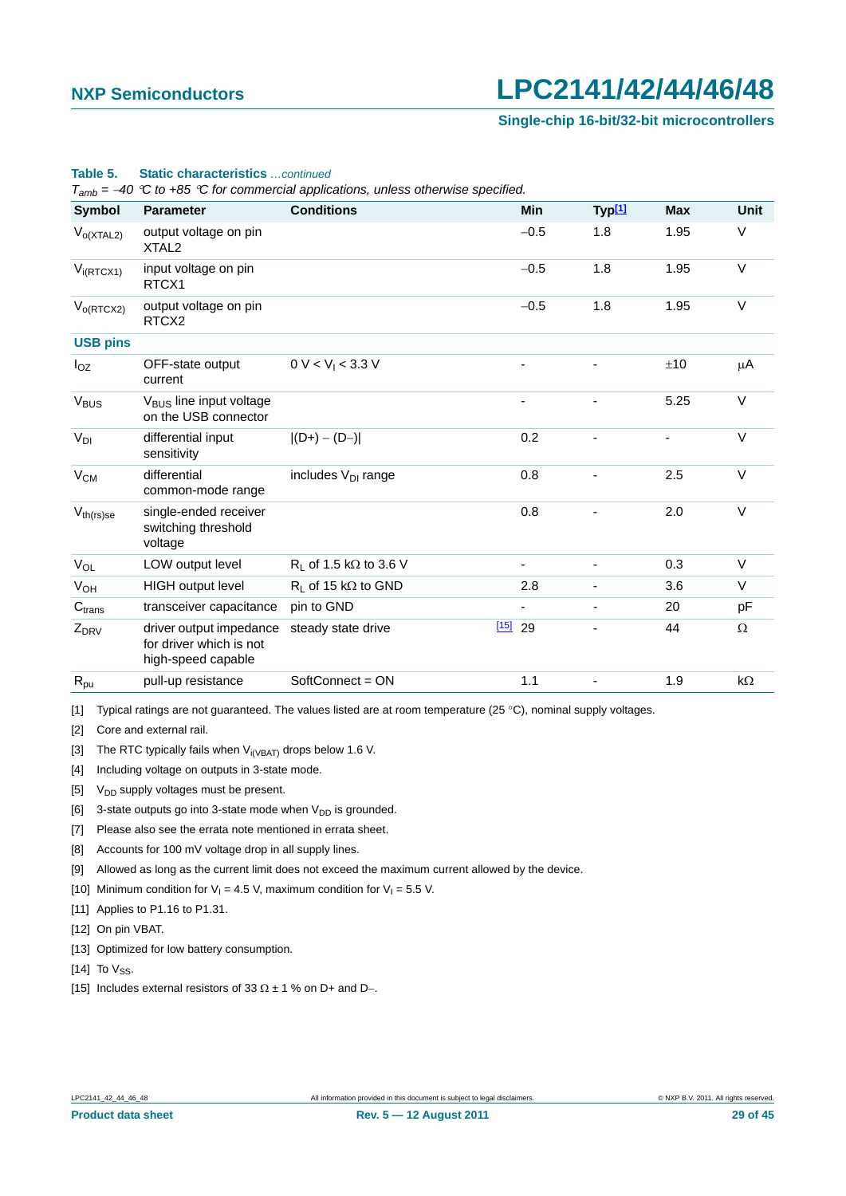**Table 5. Static characteristics** *...continued*

*$T_{amb}$ = −40 °C to +85 °C for commercial applications, unless otherwise specified.*

| Symbol | Parameter | Conditions | | Min | Typ[1] | Max | Unit |
|---|---|---|---|---|---|---|---|
| $V_{o(XTAL2)}$ | output voltage on pin XTAL2 | | | −0.5 | 1.8 | 1.95 | V |
| $V_{i(RTCX1)}$ | input voltage on pin RTCX1 | | | −0.5 | 1.8 | 1.95 | V |
| $V_{o(RTCX2)}$ | output voltage on pin RTCX2 | | | −0.5 | 1.8 | 1.95 | V |
| **USB pins** | | | | | | | |
| $I_{OZ}$ | OFF-state output current | 0 V < $V_I$ < 3.3 V | | - | - | ±10 | μA |
| $V_{BUS}$ | $V_{BUS}$ line input voltage on the USB connector | | | - | - | 5.25 | V |
| $V_{DI}$ | differential input sensitivity | \|(D+) − (D−)\| | | 0.2 | - | - | V |
| $V_{CM}$ | differential common-mode range | includes $V_{DI}$ range | | 0.8 | - | 2.5 | V |
| $V_{th(rs)se}$ | single-ended receiver switching threshold voltage | | | 0.8 | - | 2.0 | V |
| $V_{OL}$ | LOW output level | $R_L$ of 1.5 kΩ to 3.6 V | | - | - | 0.3 | V |
| $V_{OH}$ | HIGH output level | $R_L$ of 15 kΩ to GND | | 2.8 | - | 3.6 | V |
| $C_{trans}$ | transceiver capacitance | pin to GND | | - | - | 20 | pF |
| $Z_{DRV}$ | driver output impedance for driver which is not high-speed capable | steady state drive | [15] | 29 | - | 44 | Ω |
| $R_{pu}$ | pull-up resistance | SoftConnect = ON | | 1.1 | - | 1.9 | kΩ |

[1] Typical ratings are not guaranteed. The values listed are at room temperature (25 °C), nominal supply voltages.

[2] Core and external rail.

[3] The RTC typically fails when $V_{i(VBAT)}$ drops below 1.6 V.

[4] Including voltage on outputs in 3-state mode.

[5] $V_{DD}$ supply voltages must be present.

[6] 3-state outputs go into 3-state mode when $V_{DD}$ is grounded.

[7] Please also see the errata note mentioned in errata sheet.

[8] Accounts for 100 mV voltage drop in all supply lines.

[9] Allowed as long as the current limit does not exceed the maximum current allowed by the device.

[10] Minimum condition for $V_I$ = 4.5 V, maximum condition for $V_I$ = 5.5 V.

[11] Applies to P1.16 to P1.31.

[12] On pin VBAT.

[13] Optimized for low battery consumption.

[14] To $V_{SS}$.

[15] Includes external resistors of 33 Ω ± 1 % on D+ and D−.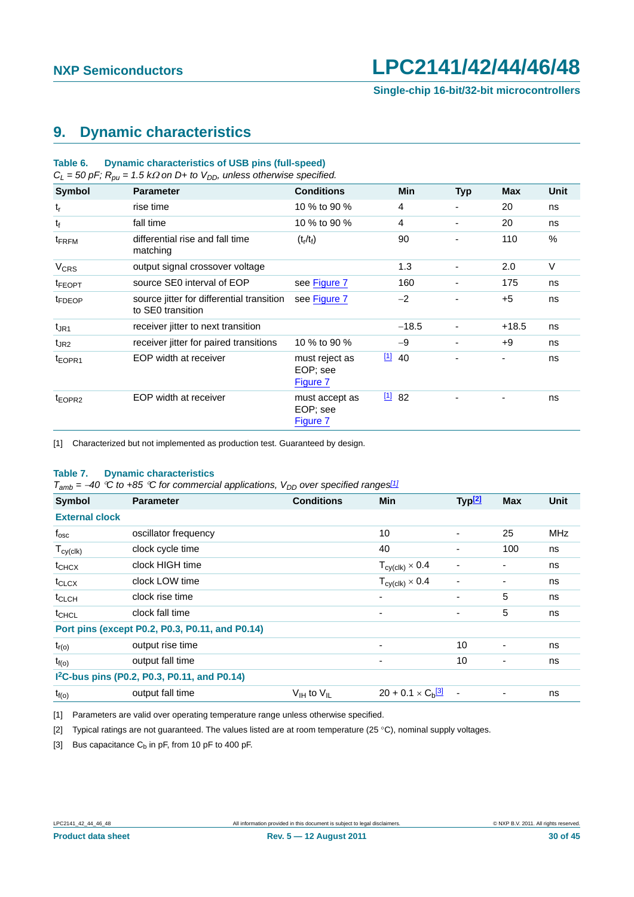## 9. Dynamic characteristics

**Table 6. Dynamic characteristics of USB pins (full-speed)**

*$C_L$ = 50 pF; $R_{pu}$ = 1.5 kΩ on D+ to $V_{DD}$, unless otherwise specified.*

| Symbol | Parameter | Conditions | Min | Typ | Max | Unit |
|---|---|---|---|---|---|---|
| $t_r$ | rise time | 10 % to 90 % | 4 | - | 20 | ns |
| $t_f$ | fall time | 10 % to 90 % | 4 | - | 20 | ns |
| $t_{FRFM}$ | differential rise and fall time matching | $(t_r/t_f)$ | 90 | - | 110 | % |
| $V_{CRS}$ | output signal crossover voltage | | 1.3 | - | 2.0 | V |
| $t_{FEOPT}$ | source SE0 interval of EOP | see Figure 7 | 160 | - | 175 | ns |
| $t_{FDEOP}$ | source jitter for differential transition to SE0 transition | see Figure 7 | −2 | - | +5 | ns |
| $t_{JR1}$ | receiver jitter to next transition | | −18.5 | - | +18.5 | ns |
| $t_{JR2}$ | receiver jitter for paired transitions | 10 % to 90 % | −9 | - | +9 | ns |
| $t_{EOPR1}$ | EOP width at receiver | must reject as EOP; see Figure 7 | [1] 40 | - | - | ns |
| $t_{EOPR2}$ | EOP width at receiver | must accept as EOP; see Figure 7 | [1] 82 | - | - | ns |

[1] Characterized but not implemented as production test. Guaranteed by design.

**Table 7. Dynamic characteristics**

*$T_{amb}$ = −40 °C to +85 °C for commercial applications, $V_{DD}$ over specified ranges[1]*

| Symbol | Parameter | Conditions | Min | Typ[2] | Max | Unit |
|---|---|---|---|---|---|---|
| **External clock** | | | | | | |
| $f_{osc}$ | oscillator frequency | | 10 | - | 25 | MHz |
| $T_{cy(clk)}$ | clock cycle time | | 40 | - | 100 | ns |
| $t_{CHCX}$ | clock HIGH time | | $T_{cy(clk)} \times 0.4$ | - | - | ns |
| $t_{CLCX}$ | clock LOW time | | $T_{cy(clk)} \times 0.4$ | - | - | ns |
| $t_{CLCH}$ | clock rise time | | - | - | 5 | ns |
| $t_{CHCL}$ | clock fall time | | - | - | 5 | ns |
| **Port pins (except P0.2, P0.3, P0.11, and P0.14)** | | | | | | |
| $t_{r(o)}$ | output rise time | | - | 10 | - | ns |
| $t_{f(o)}$ | output fall time | | - | 10 | - | ns |
| **I²C-bus pins (P0.2, P0.3, P0.11, and P0.14)** | | | | | | |
| $t_{f(o)}$ | output fall time | $V_{IH}$ to $V_{IL}$ | $20 + 0.1 \times C_b$[3] | - | - | ns |

[1] Parameters are valid over operating temperature range unless otherwise specified.

[2] Typical ratings are not guaranteed. The values listed are at room temperature (25 °C), nominal supply voltages.

[3] Bus capacitance $C_b$ in pF, from 10 pF to 400 pF.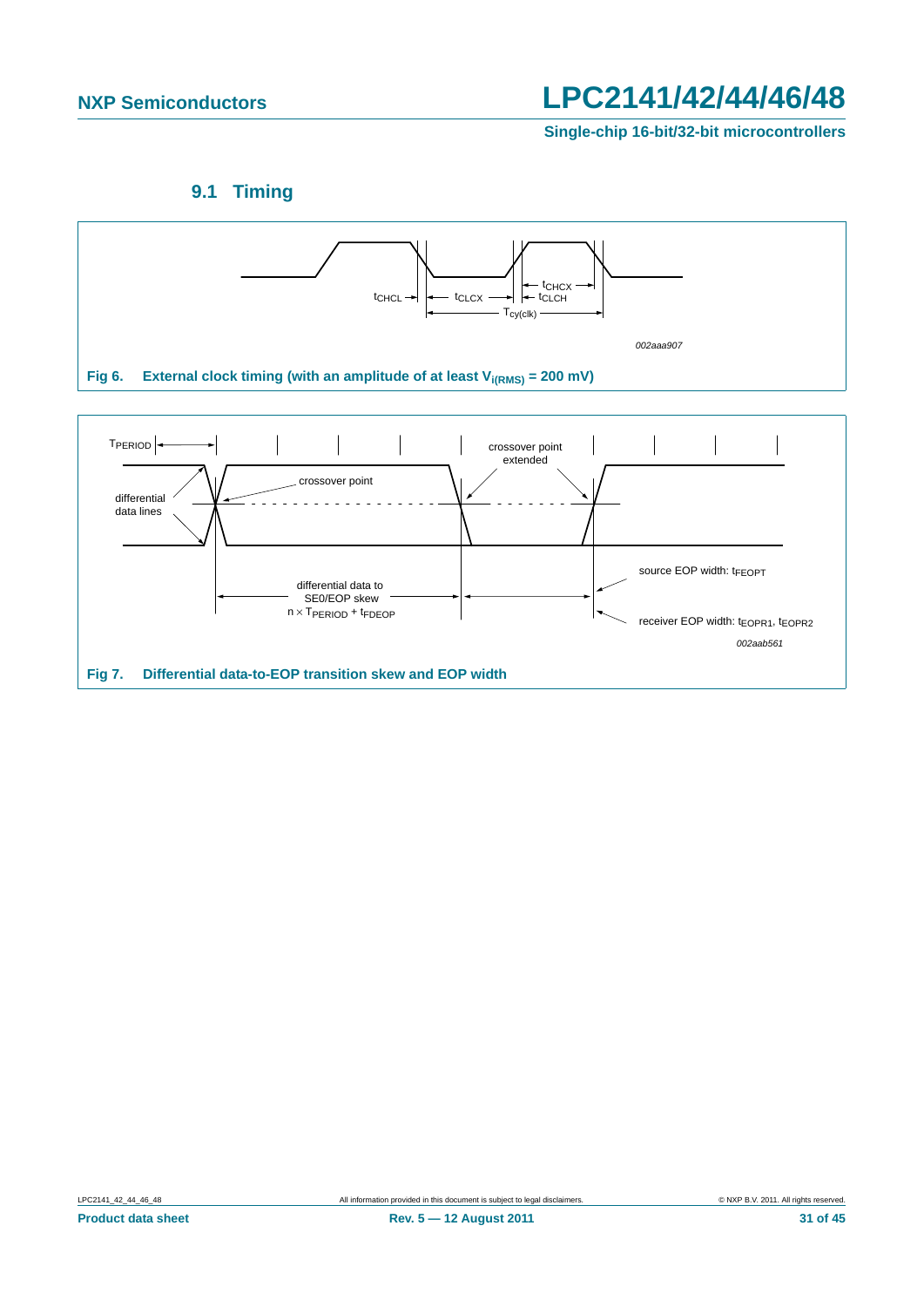### 9.1 Timing

Fig 6. External clock timing (with an amplitude of at least $V_{i(RMS)}$ = 200 mV)

Fig 7. Differential data-to-EOP transition skew and EOP width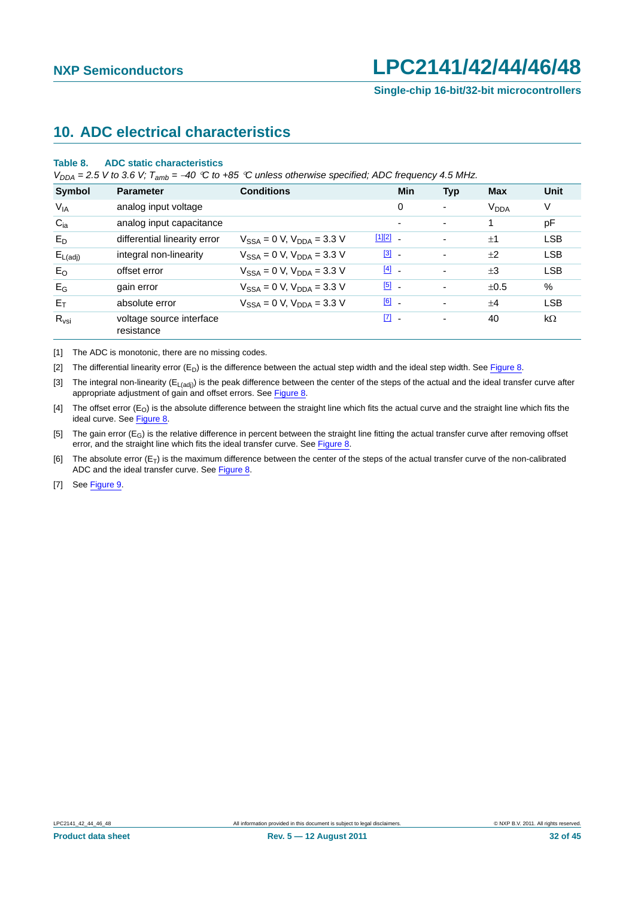# 10. ADC electrical characteristics

**Table 8. ADC static characteristics**

*$V_{DDA}$ = 2.5 V to 3.6 V; $T_{amb}$ = −40 °C to +85 °C unless otherwise specified; ADC frequency 4.5 MHz.*

| Symbol | Parameter | Conditions | | Min | Typ | Max | Unit |
|---|---|---|---|---|---|---|---|
| $V_{IA}$ | analog input voltage | | | 0 | - | $V_{DDA}$ | V |
| $C_{ia}$ | analog input capacitance | | | - | - | 1 | pF |
| $E_D$ | differential linearity error | $V_{SSA}$ = 0 V, $V_{DDA}$ = 3.3 V | [1][2] | - | - | ±1 | LSB |
| $E_{L(adj)}$ | integral non-linearity | $V_{SSA}$ = 0 V, $V_{DDA}$ = 3.3 V | [3] | - | - | ±2 | LSB |
| $E_O$ | offset error | $V_{SSA}$ = 0 V, $V_{DDA}$ = 3.3 V | [4] | - | - | ±3 | LSB |
| $E_G$ | gain error | $V_{SSA}$ = 0 V, $V_{DDA}$ = 3.3 V | [5] | - | - | ±0.5 | % |
| $E_T$ | absolute error | $V_{SSA}$ = 0 V, $V_{DDA}$ = 3.3 V | [6] | - | - | ±4 | LSB |
| $R_{vsi}$ | voltage source interface resistance | | [7] | - | - | 40 | kΩ |

[1] The ADC is monotonic, there are no missing codes.

[2] The differential linearity error ($E_D$) is the difference between the actual step width and the ideal step width. See Figure 8.

[3] The integral non-linearity ($E_{L(adj)}$) is the peak difference between the center of the steps of the actual and the ideal transfer curve after appropriate adjustment of gain and offset errors. See Figure 8.

[4] The offset error ($E_O$) is the absolute difference between the straight line which fits the actual curve and the straight line which fits the ideal curve. See Figure 8.

[5] The gain error ($E_G$) is the relative difference in percent between the straight line fitting the actual transfer curve after removing offset error, and the straight line which fits the ideal transfer curve. See Figure 8.

[6] The absolute error ($E_T$) is the maximum difference between the center of the steps of the actual transfer curve of the non-calibrated ADC and the ideal transfer curve. See Figure 8.

[7] See Figure 9.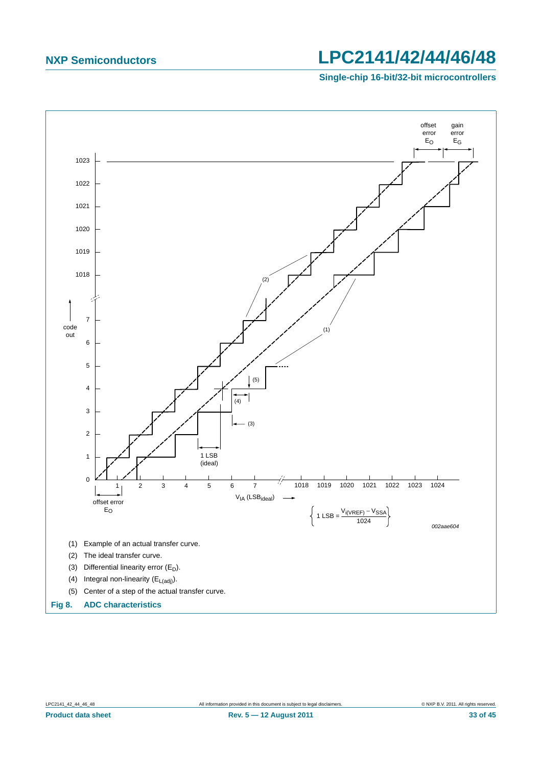offset error $E_O$

gain error $E_G$

code out

$V_{IA}$ ($LSB_{ideal}$)

1 LSB (ideal)

offset error $E_O$

$$1\ LSB = \frac{V_{i(VREF)} - V_{SSA}}{1024}$$

002aae604

(1) Example of an actual transfer curve.

(2) The ideal transfer curve.

(3) Differential linearity error ($E_D$).

(4) Integral non-linearity ($E_{L(adj)}$).

(5) Center of a step of the actual transfer curve.

**Fig 8. ADC characteristics**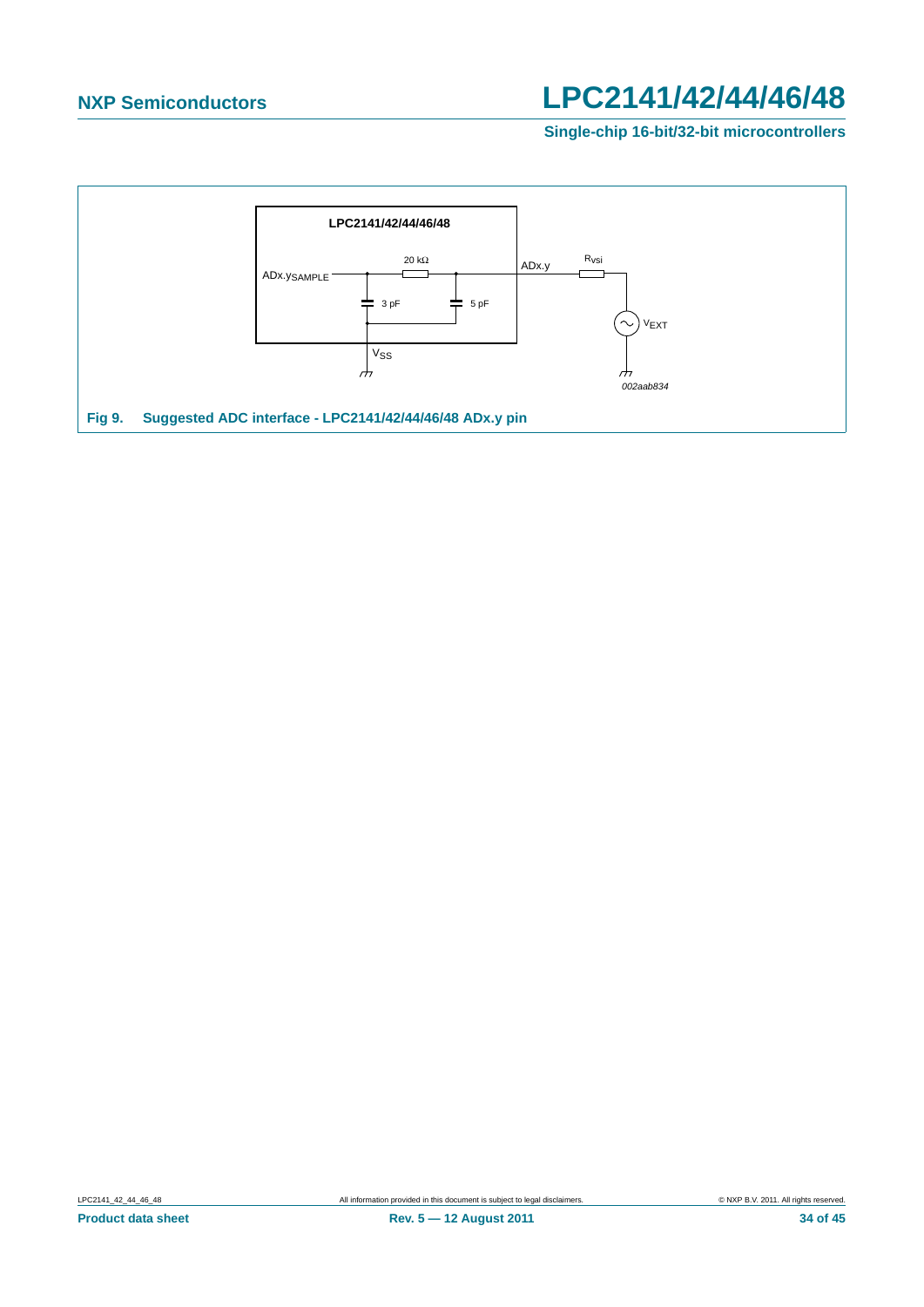LPC2141/42/44/46/48

ADx.y_SAMPLE

20 kΩ

3 pF

5 pF

ADx.y

R_vsi

V_EXT

V_SS

002aab834

**Fig 9. Suggested ADC interface - LPC2141/42/44/46/48 ADx.y pin**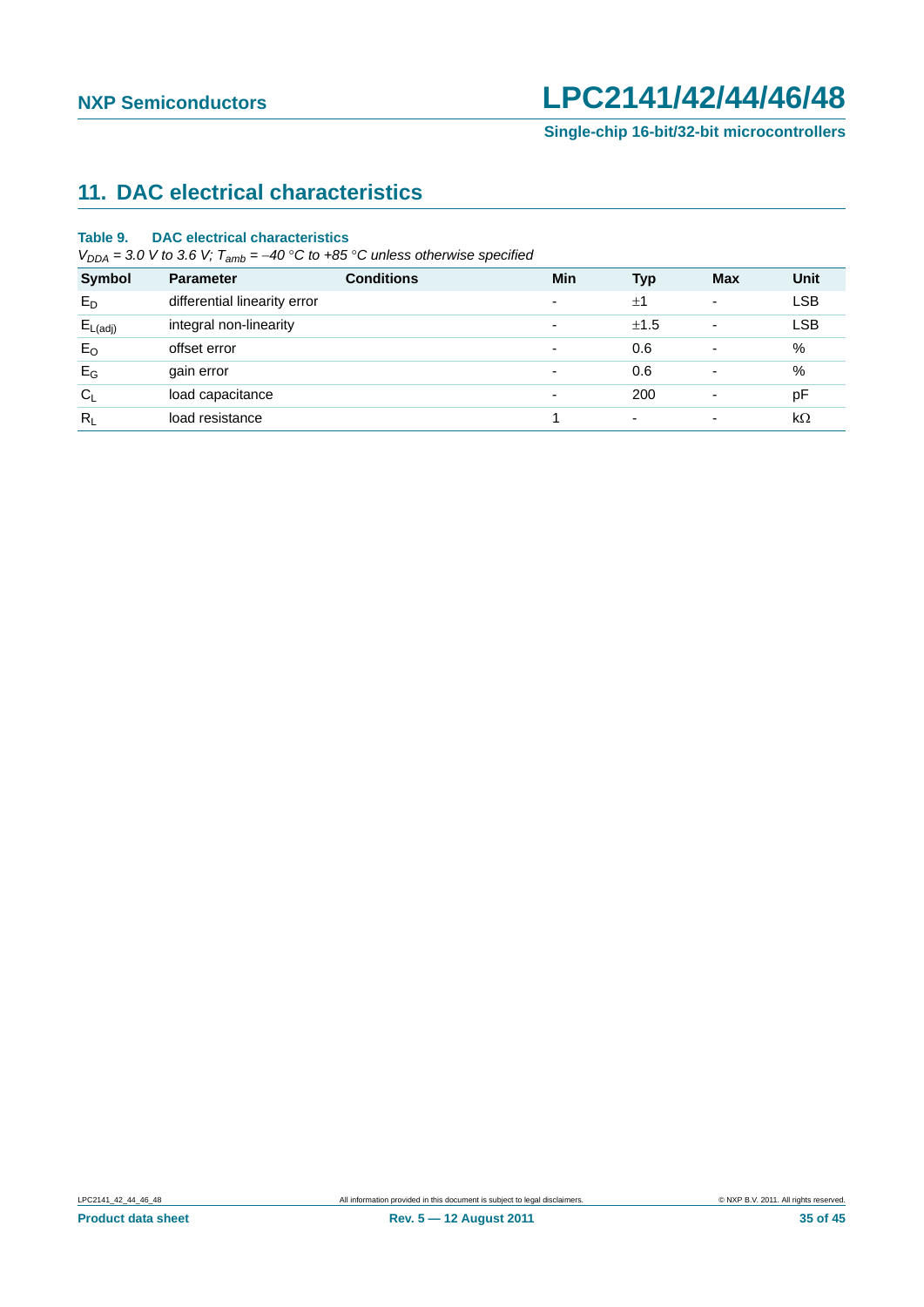## 11. DAC electrical characteristics

**Table 9. DAC electrical characteristics**

*$V_{DDA}$ = 3.0 V to 3.6 V; $T_{amb}$ = −40 °C to +85 °C unless otherwise specified*

| Symbol | Parameter | Conditions | Min | Typ | Max | Unit |
|---|---|---|---|---|---|---|
| $E_D$ | differential linearity error | | - | ±1 | - | LSB |
| $E_{L(adj)}$ | integral non-linearity | | - | ±1.5 | - | LSB |
| $E_O$ | offset error | | - | 0.6 | - | % |
| $E_G$ | gain error | | - | 0.6 | - | % |
| $C_L$ | load capacitance | | - | 200 | - | pF |
| $R_L$ | load resistance | | 1 | - | - | kΩ |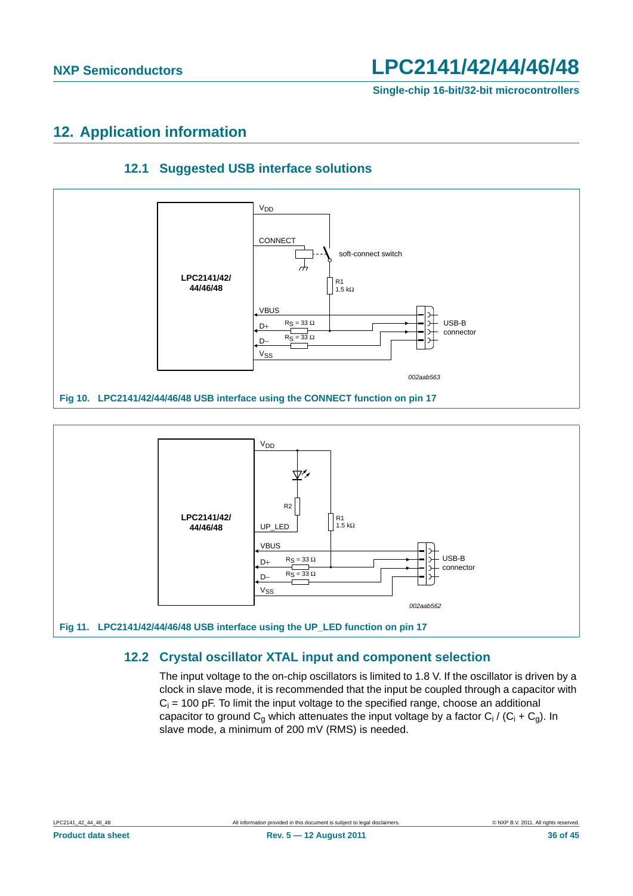# 12. Application information

## 12.1 Suggested USB interface solutions

Fig 10. LPC2141/42/44/46/48 USB interface using the CONNECT function on pin 17

Fig 11. LPC2141/42/44/46/48 USB interface using the UP_LED function on pin 17

## 12.2 Crystal oscillator XTAL input and component selection

The input voltage to the on-chip oscillators is limited to 1.8 V. If the oscillator is driven by a clock in slave mode, it is recommended that the input be coupled through a capacitor with $C_i$ = 100 pF. To limit the input voltage to the specified range, choose an additional capacitor to ground $C_g$ which attenuates the input voltage by a factor $C_i / (C_i + C_g)$. In slave mode, a minimum of 200 mV (RMS) is needed.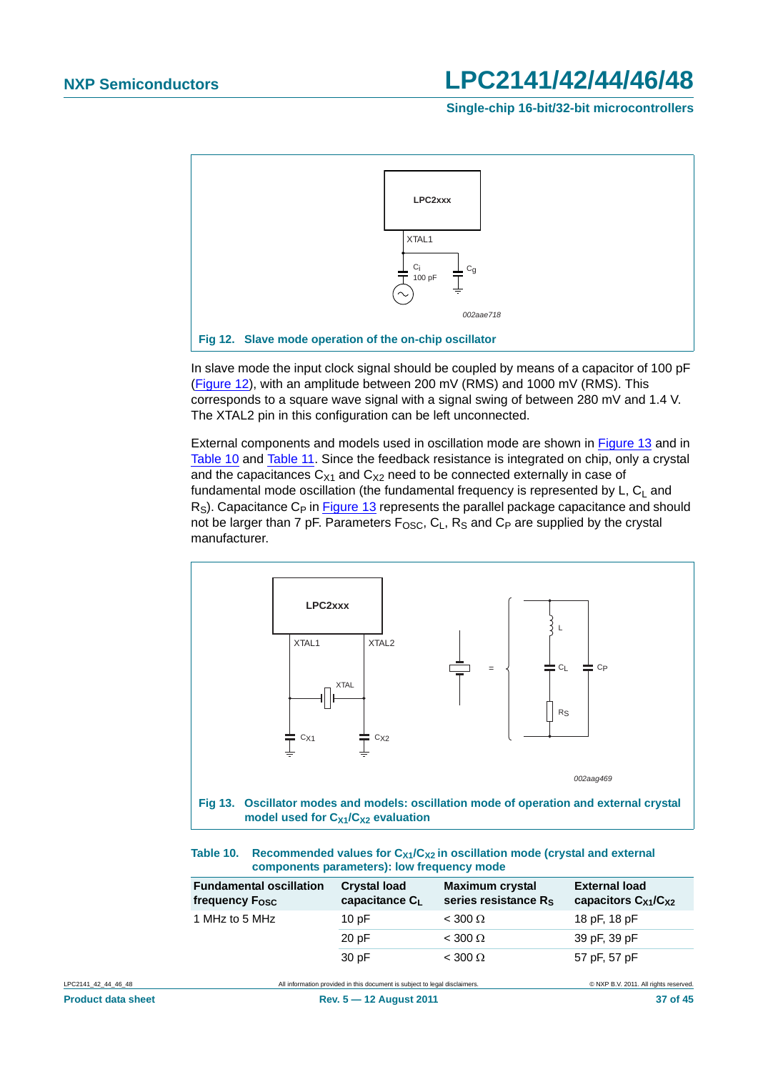**Fig 12. Slave mode operation of the on-chip oscillator**

In slave mode the input clock signal should be coupled by means of a capacitor of 100 pF (Figure 12), with an amplitude between 200 mV (RMS) and 1000 mV (RMS). This corresponds to a square wave signal with a signal swing of between 280 mV and 1.4 V. The XTAL2 pin in this configuration can be left unconnected.

External components and models used in oscillation mode are shown in Figure 13 and in Table 10 and Table 11. Since the feedback resistance is integrated on chip, only a crystal and the capacitances $C_{X1}$ and $C_{X2}$ need to be connected externally in case of fundamental mode oscillation (the fundamental frequency is represented by L, $C_L$ and $R_S$). Capacitance $C_P$ in Figure 13 represents the parallel package capacitance and should not be larger than 7 pF. Parameters $F_{OSC}$, $C_L$, $R_S$ and $C_P$ are supplied by the crystal manufacturer.

**Fig 13. Oscillator modes and models: oscillation mode of operation and external crystal model used for $C_{X1}/C_{X2}$ evaluation**

**Table 10. Recommended values for $C_{X1}/C_{X2}$ in oscillation mode (crystal and external components parameters): low frequency mode**

| Fundamental oscillation frequency $F_{OSC}$ | Crystal load capacitance $C_L$ | Maximum crystal series resistance $R_S$ | External load capacitors $C_{X1}/C_{X2}$ |
|---|---|---|---|
| 1 MHz to 5 MHz | 10 pF | < 300 Ω | 18 pF, 18 pF |
| | 20 pF | < 300 Ω | 39 pF, 39 pF |
| | 30 pF | < 300 Ω | 57 pF, 57 pF |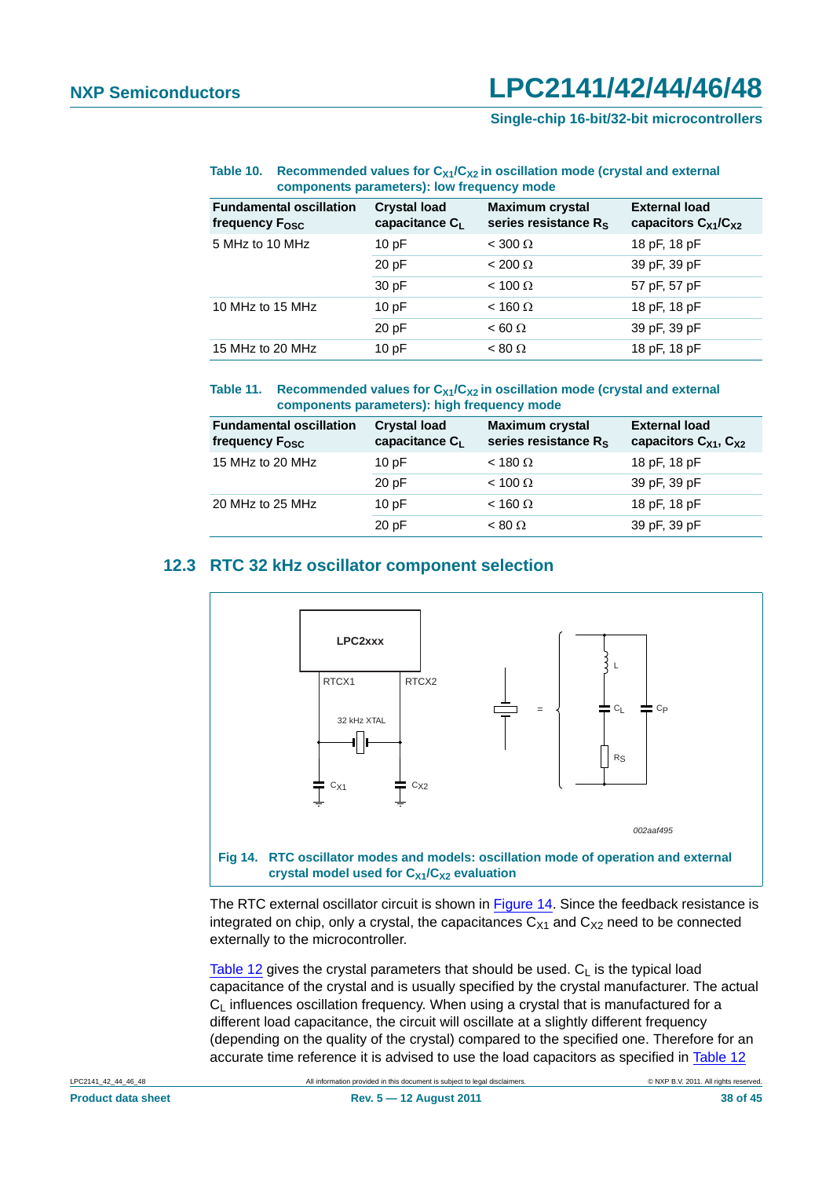**Table 10. Recommended values for $C_{X1}/C_{X2}$ in oscillation mode (crystal and external components parameters): low frequency mode**

| Fundamental oscillation frequency $F_{OSC}$ | Crystal load capacitance $C_L$ | Maximum crystal series resistance $R_S$ | External load capacitors $C_{X1}/C_{X2}$ |
|---|---|---|---|
| 5 MHz to 10 MHz | 10 pF | < 300 Ω | 18 pF, 18 pF |
| | 20 pF | < 200 Ω | 39 pF, 39 pF |
| | 30 pF | < 100 Ω | 57 pF, 57 pF |
| 10 MHz to 15 MHz | 10 pF | < 160 Ω | 18 pF, 18 pF |
| | 20 pF | < 60 Ω | 39 pF, 39 pF |
| 15 MHz to 20 MHz | 10 pF | < 80 Ω | 18 pF, 18 pF |

**Table 11. Recommended values for $C_{X1}/C_{X2}$ in oscillation mode (crystal and external components parameters): high frequency mode**

| Fundamental oscillation frequency $F_{OSC}$ | Crystal load capacitance $C_L$ | Maximum crystal series resistance $R_S$ | External load capacitors $C_{X1}$, $C_{X2}$ |
|---|---|---|---|
| 15 MHz to 20 MHz | 10 pF | < 180 Ω | 18 pF, 18 pF |
| | 20 pF | < 100 Ω | 39 pF, 39 pF |
| 20 MHz to 25 MHz | 10 pF | < 160 Ω | 18 pF, 18 pF |
| | 20 pF | < 80 Ω | 39 pF, 39 pF |

## 12.3 RTC 32 kHz oscillator component selection

**Fig 14. RTC oscillator modes and models: oscillation mode of operation and external crystal model used for $C_{X1}/C_{X2}$ evaluation**

The RTC external oscillator circuit is shown in Figure 14. Since the feedback resistance is integrated on chip, only a crystal, the capacitances $C_{X1}$ and $C_{X2}$ need to be connected externally to the microcontroller.

Table 12 gives the crystal parameters that should be used. $C_L$ is the typical load capacitance of the crystal and is usually specified by the crystal manufacturer. The actual $C_L$ influences oscillation frequency. When using a crystal that is manufactured for a different load capacitance, the circuit will oscillate at a slightly different frequency (depending on the quality of the crystal) compared to the specified one. Therefore for an accurate time reference it is advised to use the load capacitors as specified in Table 12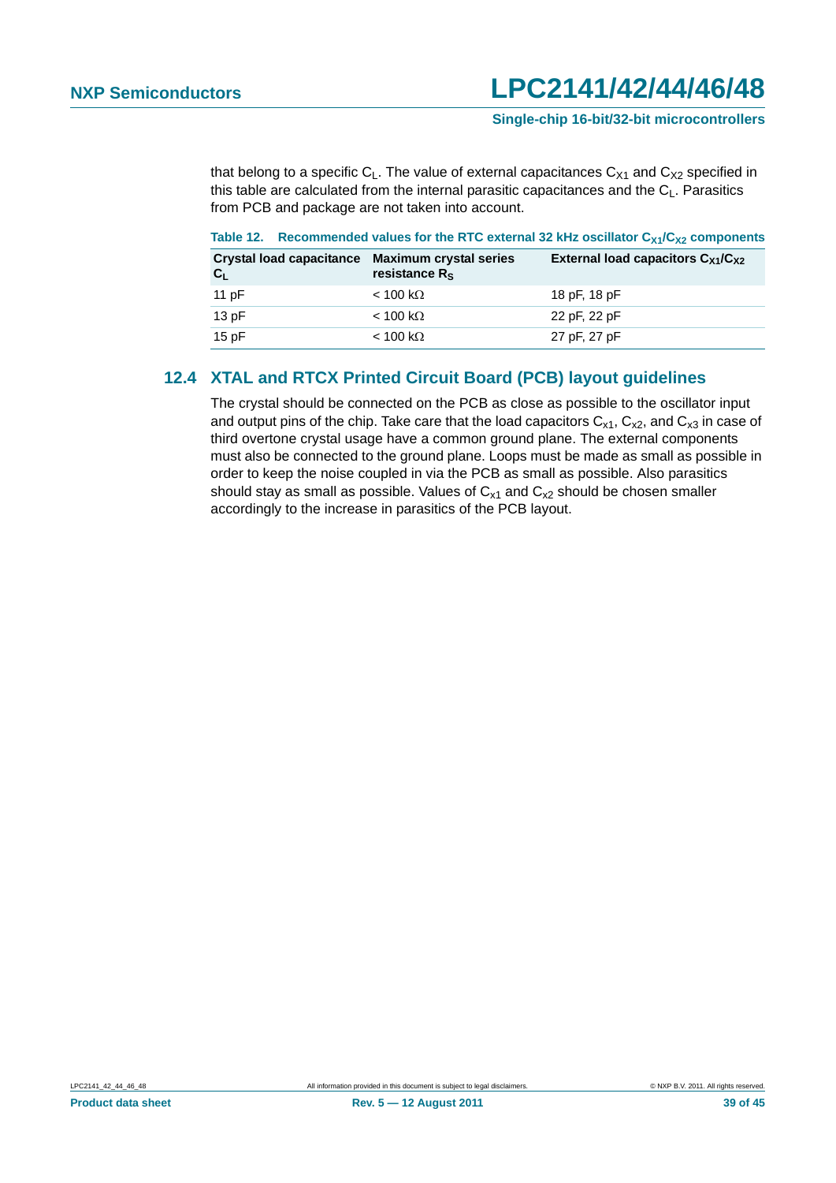that belong to a specific $C_L$. The value of external capacitances $C_{X1}$ and $C_{X2}$ specified in this table are calculated from the internal parasitic capacitances and the $C_L$. Parasitics from PCB and package are not taken into account.

**Table 12. Recommended values for the RTC external 32 kHz oscillator $C_{X1}/C_{X2}$ components**

| Crystal load capacitance $C_L$ | Maximum crystal series resistance $R_S$ | External load capacitors $C_{X1}/C_{X2}$ |
|---|---|---|
| 11 pF | < 100 kΩ | 18 pF, 18 pF |
| 13 pF | < 100 kΩ | 22 pF, 22 pF |
| 15 pF | < 100 kΩ | 27 pF, 27 pF |

## 12.4 XTAL and RTCX Printed Circuit Board (PCB) layout guidelines

The crystal should be connected on the PCB as close as possible to the oscillator input and output pins of the chip. Take care that the load capacitors $C_{x1}$, $C_{x2}$, and $C_{x3}$ in case of third overtone crystal usage have a common ground plane. The external components must also be connected to the ground plane. Loops must be made as small as possible in order to keep the noise coupled in via the PCB as small as possible. Also parasitics should stay as small as possible. Values of $C_{x1}$ and $C_{x2}$ should be chosen smaller accordingly to the increase in parasitics of the PCB layout.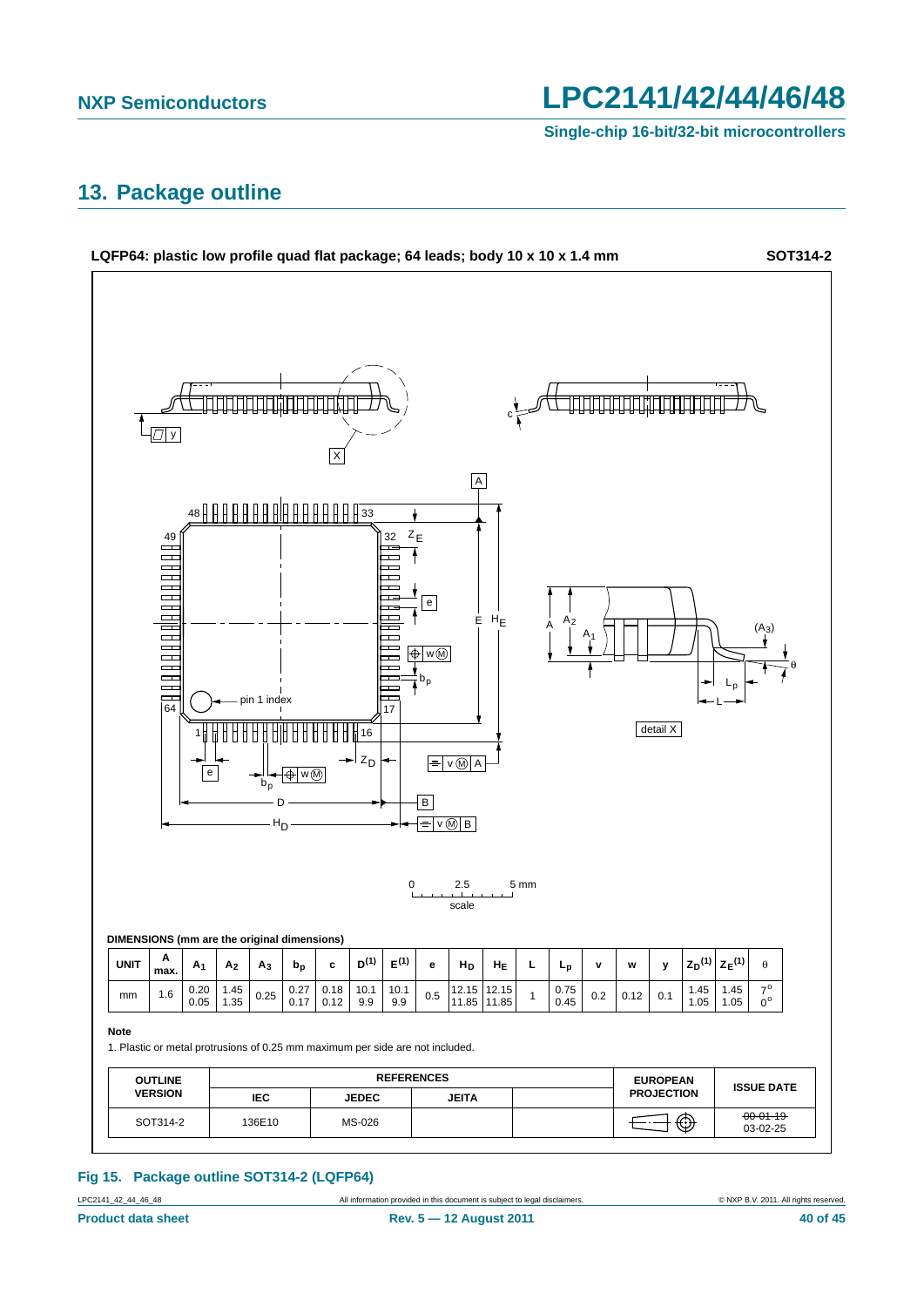## 13. Package outline

**LQFP64: plastic low profile quad flat package; 64 leads; body 10 x 10 x 1.4 mm** **SOT314-2**

**DIMENSIONS (mm are the original dimensions)**

| UNIT | A max. | $A_1$ | $A_2$ | $A_3$ | $b_p$ | c | $D^{(1)}$ | $E^{(1)}$ | e | $H_D$ | $H_E$ | L | $L_p$ | v | w | y | $Z_D^{(1)}$ | $Z_E^{(1)}$ | θ |
|---|---|---|---|---|---|---|---|---|---|---|---|---|---|---|---|---|---|---|---|
| mm | 1.6 | 0.20<br>0.05 | 1.45<br>1.35 | 0.25 | 0.27<br>0.17 | 0.18<br>0.12 | 10.1<br>9.9 | 10.1<br>9.9 | 0.5 | 12.15<br>11.85 | 12.15<br>11.85 | 1 | 0.75<br>0.45 | 0.2 | 0.12 | 0.1 | 1.45<br>1.05 | 1.45<br>1.05 | 7°<br>0° |

**Note**

1. Plastic or metal protrusions of 0.25 mm maximum per side are not included.

| OUTLINE VERSION | REFERENCES | | | | EUROPEAN PROJECTION | ISSUE DATE |
|---|---|---|---|---|---|---|
| | IEC | JEDEC | JEITA | | | |
| SOT314-2 | 136E10 | MS-026 | | | | ~~00-01-19~~<br>03-02-25 |

**Fig 15. Package outline SOT314-2 (LQFP64)**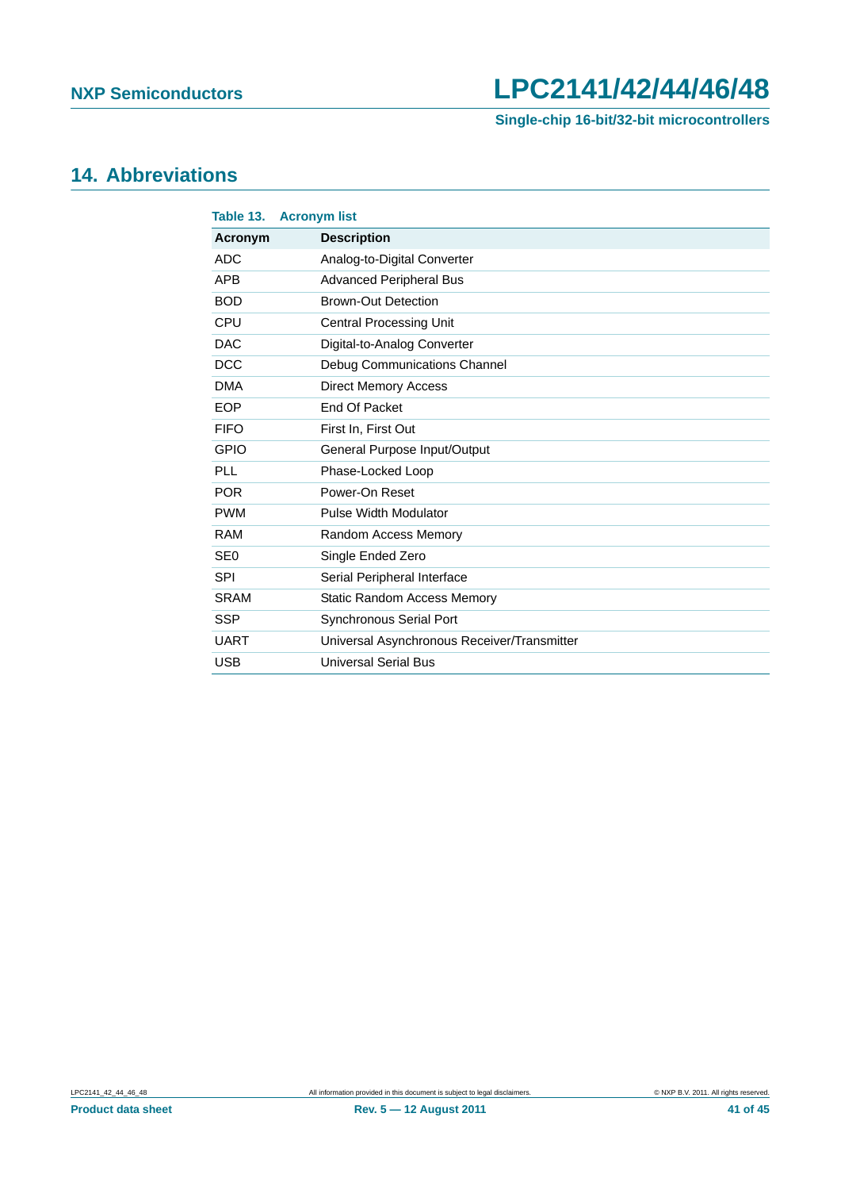## 14. Abbreviations

**Table 13. Acronym list**

| Acronym | Description |
|---|---|
| ADC | Analog-to-Digital Converter |
| APB | Advanced Peripheral Bus |
| BOD | Brown-Out Detection |
| CPU | Central Processing Unit |
| DAC | Digital-to-Analog Converter |
| DCC | Debug Communications Channel |
| DMA | Direct Memory Access |
| EOP | End Of Packet |
| FIFO | First In, First Out |
| GPIO | General Purpose Input/Output |
| PLL | Phase-Locked Loop |
| POR | Power-On Reset |
| PWM | Pulse Width Modulator |
| RAM | Random Access Memory |
| SE0 | Single Ended Zero |
| SPI | Serial Peripheral Interface |
| SRAM | Static Random Access Memory |
| SSP | Synchronous Serial Port |
| UART | Universal Asynchronous Receiver/Transmitter |
| USB | Universal Serial Bus |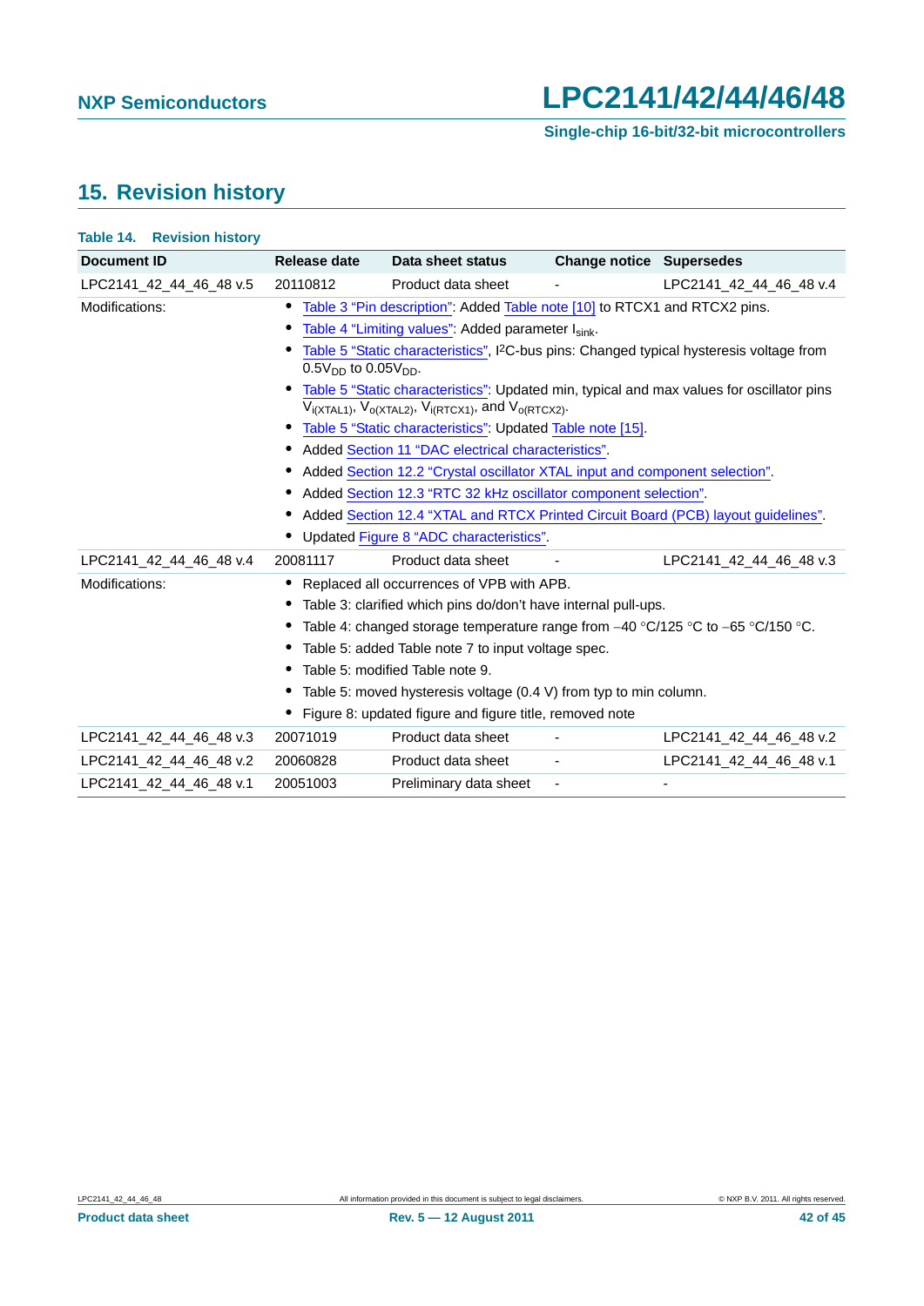## 15. Revision history

**Table 14. Revision history**

| Document ID | Release date | Data sheet status | Change notice | Supersedes |
|---|---|---|---|---|
| LPC2141_42_44_46_48 v.5 | 20110812 | Product data sheet | - | LPC2141_42_44_46_48 v.4 |
| Modifications: | • Table 3 "Pin description": Added Table note [10] to RTCX1 and RTCX2 pins.<br>• Table 4 "Limiting values": Added parameter $I_{sink}$.<br>• Table 5 "Static characteristics", I²C-bus pins: Changed typical hysteresis voltage from $0.5V_{DD}$ to $0.05V_{DD}$.<br>• Table 5 "Static characteristics": Updated min, typical and max values for oscillator pins $V_{i(XTAL1)}$, $V_{o(XTAL2)}$, $V_{i(RTCX1)}$, and $V_{o(RTCX2)}$.<br>• Table 5 "Static characteristics": Updated Table note [15].<br>• Added Section 11 "DAC electrical characteristics".<br>• Added Section 12.2 "Crystal oscillator XTAL input and component selection".<br>• Added Section 12.3 "RTC 32 kHz oscillator component selection".<br>• Added Section 12.4 "XTAL and RTCX Printed Circuit Board (PCB) layout guidelines".<br>• Updated Figure 8 "ADC characteristics". | | | |
| LPC2141_42_44_46_48 v.4 | 20081117 | Product data sheet | - | LPC2141_42_44_46_48 v.3 |
| Modifications: | • Replaced all occurrences of VPB with APB.<br>• Table 3: clarified which pins do/don't have internal pull-ups.<br>• Table 4: changed storage temperature range from −40 °C/125 °C to −65 °C/150 °C.<br>• Table 5: added Table note 7 to input voltage spec.<br>• Table 5: modified Table note 9.<br>• Table 5: moved hysteresis voltage (0.4 V) from typ to min column.<br>• Figure 8: updated figure and figure title, removed note | | | |
| LPC2141_42_44_46_48 v.3 | 20071019 | Product data sheet | - | LPC2141_42_44_46_48 v.2 |
| LPC2141_42_44_46_48 v.2 | 20060828 | Product data sheet | - | LPC2141_42_44_46_48 v.1 |
| LPC2141_42_44_46_48 v.1 | 20051003 | Preliminary data sheet | - | - |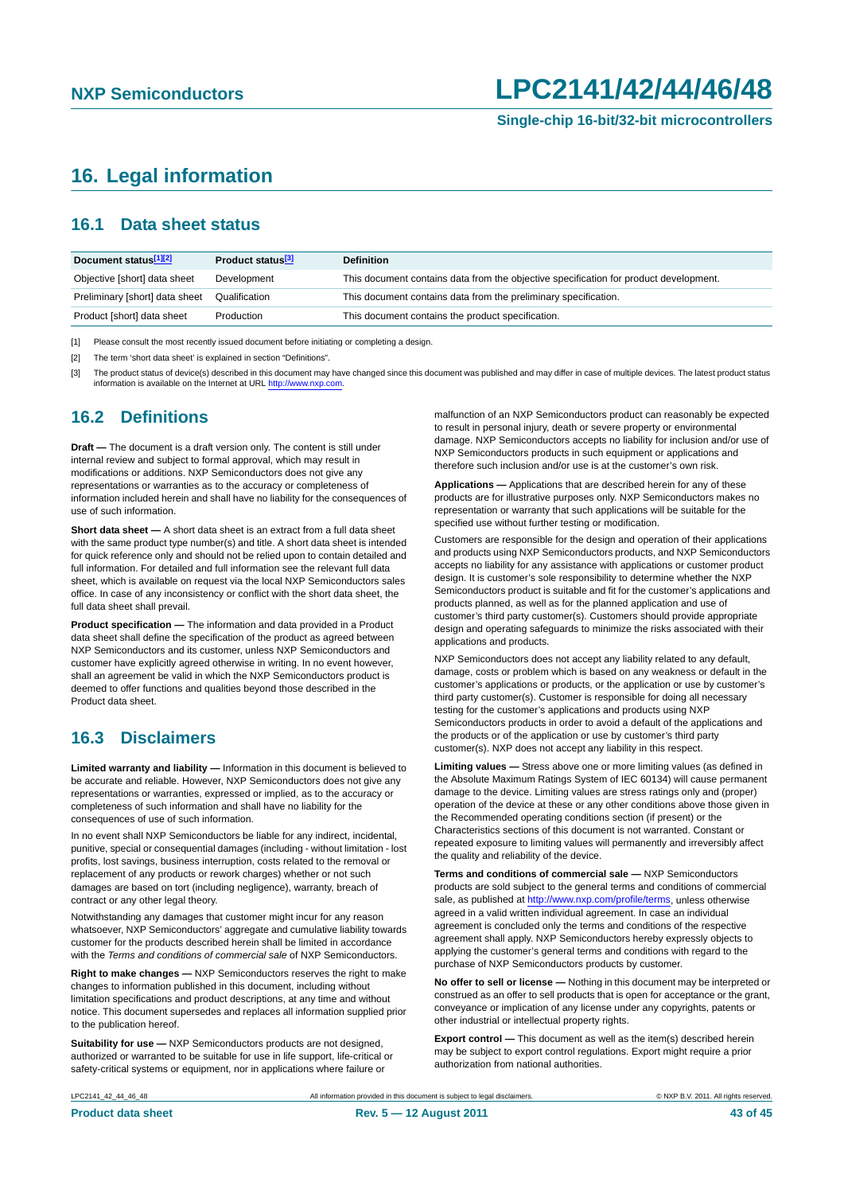# 16. Legal information

## 16.1 Data sheet status

| Document status[1][2] | Product status[3] | Definition |
|---|---|---|
| Objective [short] data sheet | Development | This document contains data from the objective specification for product development. |
| Preliminary [short] data sheet | Qualification | This document contains data from the preliminary specification. |
| Product [short] data sheet | Production | This document contains the product specification. |

[1] Please consult the most recently issued document before initiating or completing a design.

[2] The term 'short data sheet' is explained in section "Definitions".

[3] The product status of device(s) described in this document may have changed since this document was published and may differ in case of multiple devices. The latest product status information is available on the Internet at URL http://www.nxp.com.

## 16.2 Definitions

**Draft —** The document is a draft version only. The content is still under internal review and subject to formal approval, which may result in modifications or additions. NXP Semiconductors does not give any representations or warranties as to the accuracy or completeness of information included herein and shall have no liability for the consequences of use of such information.

**Short data sheet —** A short data sheet is an extract from a full data sheet with the same product type number(s) and title. A short data sheet is intended for quick reference only and should not be relied upon to contain detailed and full information. For detailed and full information see the relevant full data sheet, which is available on request via the local NXP Semiconductors sales office. In case of any inconsistency or conflict with the short data sheet, the full data sheet shall prevail.

**Product specification —** The information and data provided in a Product data sheet shall define the specification of the product as agreed between NXP Semiconductors and its customer, unless NXP Semiconductors and customer have explicitly agreed otherwise in writing. In no event however, shall an agreement be valid in which the NXP Semiconductors product is deemed to offer functions and qualities beyond those described in the Product data sheet.

## 16.3 Disclaimers

**Limited warranty and liability —** Information in this document is believed to be accurate and reliable. However, NXP Semiconductors does not give any representations or warranties, expressed or implied, as to the accuracy or completeness of such information and shall have no liability for the consequences of use of such information.

In no event shall NXP Semiconductors be liable for any indirect, incidental, punitive, special or consequential damages (including - without limitation - lost profits, lost savings, business interruption, costs related to the removal or replacement of any products or rework charges) whether or not such damages are based on tort (including negligence), warranty, breach of contract or any other legal theory.

Notwithstanding any damages that customer might incur for any reason whatsoever, NXP Semiconductors' aggregate and cumulative liability towards customer for the products described herein shall be limited in accordance with the *Terms and conditions of commercial sale* of NXP Semiconductors.

**Right to make changes —** NXP Semiconductors reserves the right to make changes to information published in this document, including without limitation specifications and product descriptions, at any time and without notice. This document supersedes and replaces all information supplied prior to the publication hereof.

**Suitability for use —** NXP Semiconductors products are not designed, authorized or warranted to be suitable for use in life support, life-critical or safety-critical systems or equipment, nor in applications where failure or malfunction of an NXP Semiconductors product can reasonably be expected to result in personal injury, death or severe property or environmental damage. NXP Semiconductors accepts no liability for inclusion and/or use of NXP Semiconductors products in such equipment or applications and therefore such inclusion and/or use is at the customer's own risk.

**Applications —** Applications that are described herein for any of these products are for illustrative purposes only. NXP Semiconductors makes no representation or warranty that such applications will be suitable for the specified use without further testing or modification.

Customers are responsible for the design and operation of their applications and products using NXP Semiconductors products, and NXP Semiconductors accepts no liability for any assistance with applications or customer product design. It is customer's sole responsibility to determine whether the NXP Semiconductors product is suitable and fit for the customer's applications and products planned, as well as for the planned application and use of customer's third party customer(s). Customers should provide appropriate design and operating safeguards to minimize the risks associated with their applications and products.

NXP Semiconductors does not accept any liability related to any default, damage, costs or problem which is based on any weakness or default in the customer's applications or products, or the application or use by customer's third party customer(s). Customer is responsible for doing all necessary testing for the customer's applications and products using NXP Semiconductors products in order to avoid a default of the applications and the products or of the application or use by customer's third party customer(s). NXP does not accept any liability in this respect.

**Limiting values —** Stress above one or more limiting values (as defined in the Absolute Maximum Ratings System of IEC 60134) will cause permanent damage to the device. Limiting values are stress ratings only and (proper) operation of the device at these or any other conditions above those given in the Recommended operating conditions section (if present) or the Characteristics sections of this document is not warranted. Constant or repeated exposure to limiting values will permanently and irreversibly affect the quality and reliability of the device.

**Terms and conditions of commercial sale —** NXP Semiconductors products are sold subject to the general terms and conditions of commercial sale, as published at http://www.nxp.com/profile/terms, unless otherwise agreed in a valid written individual agreement. In case an individual agreement is concluded only the terms and conditions of the respective agreement shall apply. NXP Semiconductors hereby expressly objects to applying the customer's general terms and conditions with regard to the purchase of NXP Semiconductors products by customer.

**No offer to sell or license —** Nothing in this document may be interpreted or construed as an offer to sell products that is open for acceptance or the grant, conveyance or implication of any license under any copyrights, patents or other industrial or intellectual property rights.

**Export control —** This document as well as the item(s) described herein may be subject to export control regulations. Export might require a prior authorization from national authorities.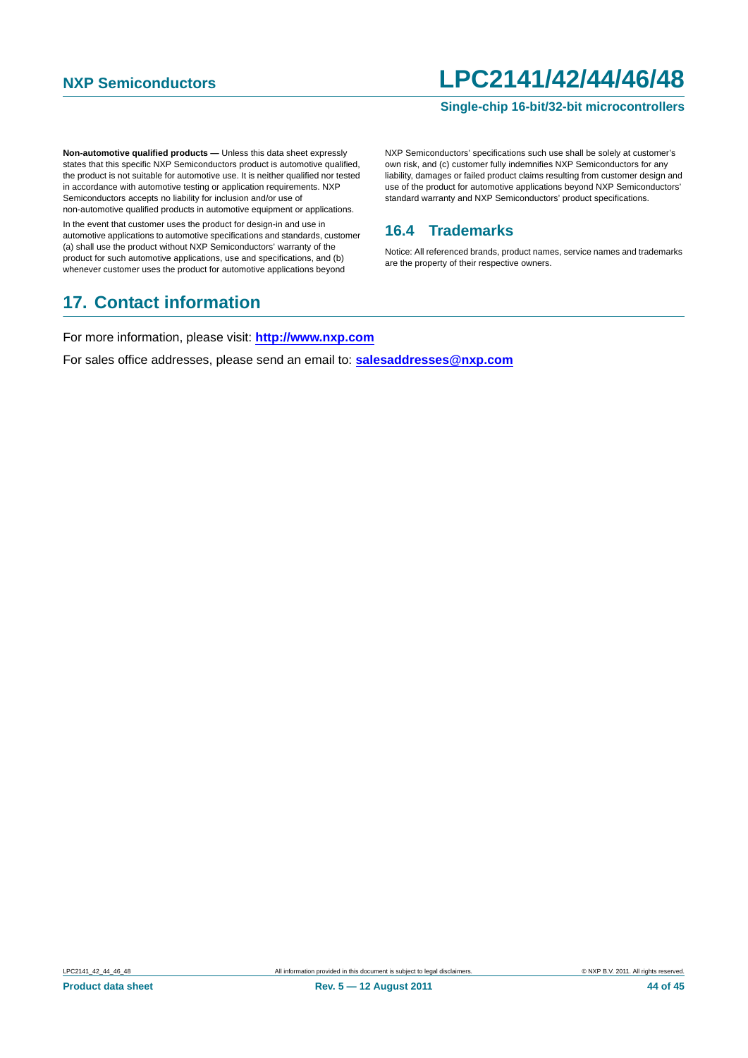**Non-automotive qualified products —** Unless this data sheet expressly states that this specific NXP Semiconductors product is automotive qualified, the product is not suitable for automotive use. It is neither qualified nor tested in accordance with automotive testing or application requirements. NXP Semiconductors accepts no liability for inclusion and/or use of non-automotive qualified products in automotive equipment or applications.

In the event that customer uses the product for design-in and use in automotive applications to automotive specifications and standards, customer (a) shall use the product without NXP Semiconductors' warranty of the product for such automotive applications, use and specifications, and (b) whenever customer uses the product for automotive applications beyond NXP Semiconductors' specifications such use shall be solely at customer's own risk, and (c) customer fully indemnifies NXP Semiconductors for any liability, damages or failed product claims resulting from customer design and use of the product for automotive applications beyond NXP Semiconductors' standard warranty and NXP Semiconductors' product specifications.

### 16.4 Trademarks

Notice: All referenced brands, product names, service names and trademarks are the property of their respective owners.

## 17. Contact information

For more information, please visit: **http://www.nxp.com**

For sales office addresses, please send an email to: **salesaddresses@nxp.com**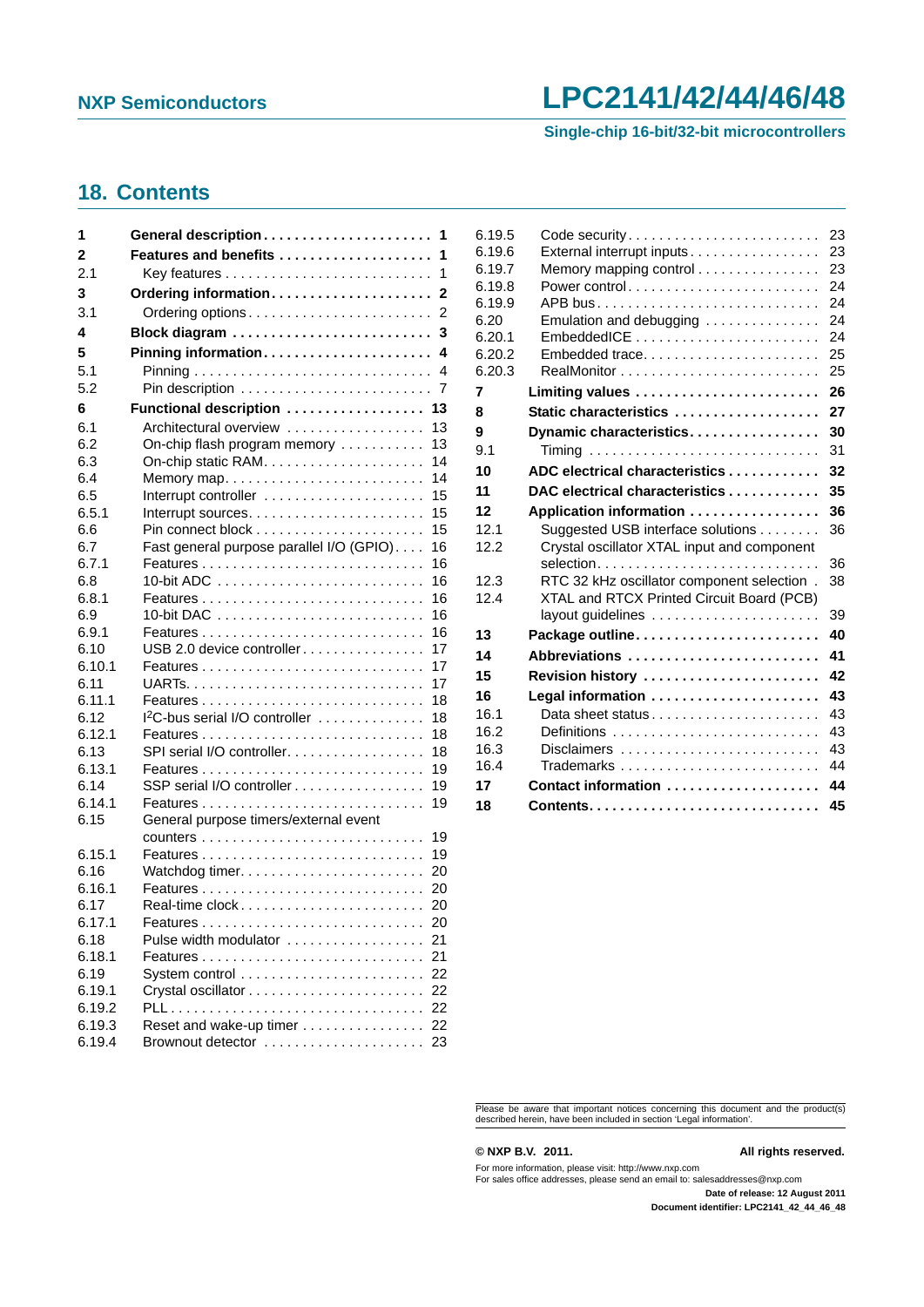## 18. Contents

| | | |
|---|---|---|
| **1** | **General description** | **1** |
| **2** | **Features and benefits** | **1** |
| 2.1 | Key features | 1 |
| **3** | **Ordering information** | **2** |
| 3.1 | Ordering options | 2 |
| **4** | **Block diagram** | **3** |
| **5** | **Pinning information** | **4** |
| 5.1 | Pinning | 4 |
| 5.2 | Pin description | 7 |
| **6** | **Functional description** | **13** |
| 6.1 | Architectural overview | 13 |
| 6.2 | On-chip flash program memory | 13 |
| 6.3 | On-chip static RAM | 14 |
| 6.4 | Memory map | 14 |
| 6.5 | Interrupt controller | 15 |
| 6.5.1 | Interrupt sources | 15 |
| 6.6 | Pin connect block | 15 |
| 6.7 | Fast general purpose parallel I/O (GPIO) | 16 |
| 6.7.1 | Features | 16 |
| 6.8 | 10-bit ADC | 16 |
| 6.8.1 | Features | 16 |
| 6.9 | 10-bit DAC | 16 |
| 6.9.1 | Features | 16 |
| 6.10 | USB 2.0 device controller | 17 |
| 6.10.1 | Features | 17 |
| 6.11 | UARTs | 17 |
| 6.11.1 | Features | 18 |
| 6.12 | I²C-bus serial I/O controller | 18 |
| 6.12.1 | Features | 18 |
| 6.13 | SPI serial I/O controller | 18 |
| 6.13.1 | Features | 19 |
| 6.14 | SSP serial I/O controller | 19 |
| 6.14.1 | Features | 19 |
| 6.15 | General purpose timers/external event counters | 19 |
| 6.15.1 | Features | 19 |
| 6.16 | Watchdog timer | 20 |
| 6.16.1 | Features | 20 |
| 6.17 | Real-time clock | 20 |
| 6.17.1 | Features | 20 |
| 6.18 | Pulse width modulator | 21 |
| 6.18.1 | Features | 21 |
| 6.19 | System control | 22 |
| 6.19.1 | Crystal oscillator | 22 |
| 6.19.2 | PLL | 22 |
| 6.19.3 | Reset and wake-up timer | 22 |
| 6.19.4 | Brownout detector | 23 |
| 6.19.5 | Code security | 23 |
| 6.19.6 | External interrupt inputs | 23 |
| 6.19.7 | Memory mapping control | 23 |
| 6.19.8 | Power control | 24 |
| 6.19.9 | APB bus | 24 |
| 6.20 | Emulation and debugging | 24 |
| 6.20.1 | EmbeddedICE | 24 |
| 6.20.2 | Embedded trace | 25 |
| 6.20.3 | RealMonitor | 25 |
| **7** | **Limiting values** | **26** |
| **8** | **Static characteristics** | **27** |
| **9** | **Dynamic characteristics** | **30** |
| 9.1 | Timing | 31 |
| **10** | **ADC electrical characteristics** | **32** |
| **11** | **DAC electrical characteristics** | **35** |
| **12** | **Application information** | **36** |
| 12.1 | Suggested USB interface solutions | 36 |
| 12.2 | Crystal oscillator XTAL input and component selection | 36 |
| 12.3 | RTC 32 kHz oscillator component selection | 38 |
| 12.4 | XTAL and RTCX Printed Circuit Board (PCB) layout guidelines | 39 |
| **13** | **Package outline** | **40** |
| **14** | **Abbreviations** | **41** |
| **15** | **Revision history** | **42** |
| **16** | **Legal information** | **43** |
| 16.1 | Data sheet status | 43 |
| 16.2 | Definitions | 43 |
| 16.3 | Disclaimers | 43 |
| 16.4 | Trademarks | 44 |
| **17** | **Contact information** | **44** |
| **18** | **Contents** | **45** |

Please be aware that important notices concerning this document and the product(s) described herein, have been included in section 'Legal information'.

**© NXP B.V. 2011.** **All rights reserved.**

For more information, please visit: http://www.nxp.com
For sales office addresses, please send an email to: salesaddresses@nxp.com

**Date of release: 12 August 2011**
**Document identifier: LPC2141_42_44_46_48**